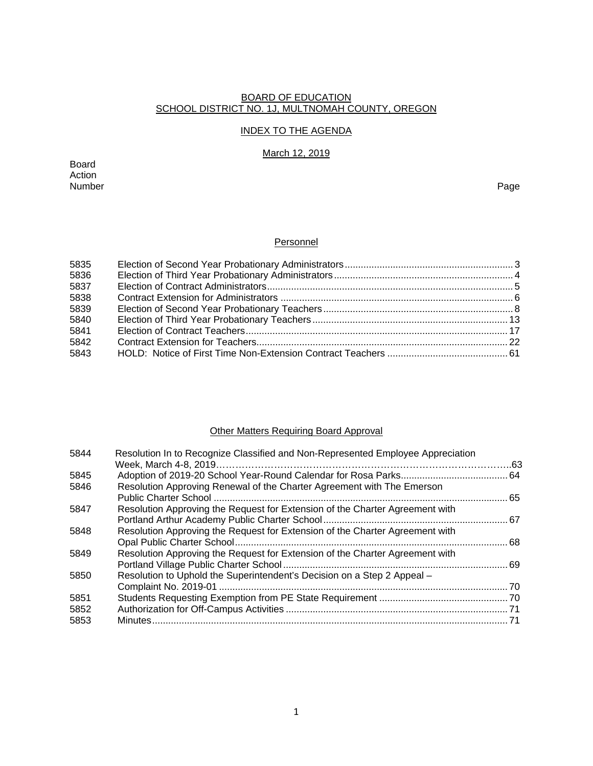BOARD OF EDUCATION
SCHOOL DISTRICT NO. 1J, MULTNOMAH COUNTY, OREGON

INDEX TO THE AGENDA

March 12, 2019

| Board Action Number | | Page |
|---|---|---|

## Personnel

| | | |
|---|---|---|
| 5835 | Election of Second Year Probationary Administrators | 3 |
| 5836 | Election of Third Year Probationary Administrators | 4 |
| 5837 | Election of Contract Administrators | 5 |
| 5838 | Contract Extension for Administrators | 6 |
| 5839 | Election of Second Year Probationary Teachers | 8 |
| 5840 | Election of Third Year Probationary Teachers | 13 |
| 5841 | Election of Contract Teachers | 17 |
| 5842 | Contract Extension for Teachers | 22 |
| 5843 | HOLD: Notice of First Time Non-Extension Contract Teachers | 61 |

## Other Matters Requiring Board Approval

| | | |
|---|---|---|
| 5844 | Resolution In to Recognize Classified and Non-Represented Employee Appreciation Week, March 4-8, 2019 | 63 |
| 5845 | Adoption of 2019-20 School Year-Round Calendar for Rosa Parks | 64 |
| 5846 | Resolution Approving Renewal of the Charter Agreement with The Emerson Public Charter School | 65 |
| 5847 | Resolution Approving the Request for Extension of the Charter Agreement with Portland Arthur Academy Public Charter School | 67 |
| 5848 | Resolution Approving the Request for Extension of the Charter Agreement with Opal Public Charter School | 68 |
| 5849 | Resolution Approving the Request for Extension of the Charter Agreement with Portland Village Public Charter School | 69 |
| 5850 | Resolution to Uphold the Superintendent's Decision on a Step 2 Appeal – Complaint No. 2019-01 | 70 |
| 5851 | Students Requesting Exemption from PE State Requirement | 70 |
| 5852 | Authorization for Off-Campus Activities | 71 |
| 5853 | Minutes | 71 |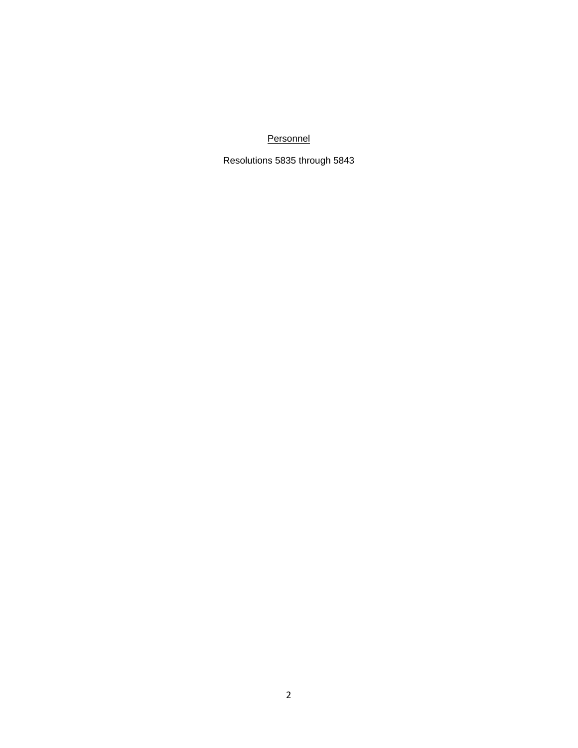<u>Personnel</u>

Resolutions 5835 through 5843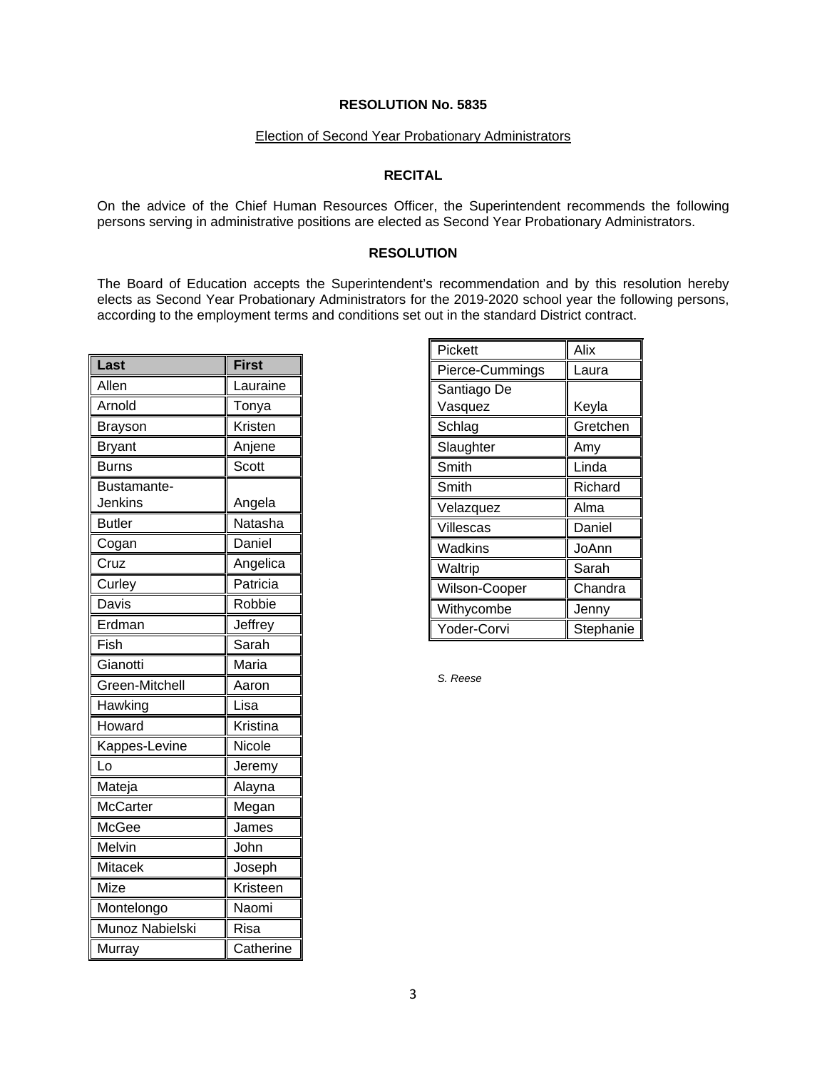**RESOLUTION No. 5835**

Election of Second Year Probationary Administrators

**RECITAL**

On the advice of the Chief Human Resources Officer, the Superintendent recommends the following persons serving in administrative positions are elected as Second Year Probationary Administrators.

**RESOLUTION**

The Board of Education accepts the Superintendent's recommendation and by this resolution hereby elects as Second Year Probationary Administrators for the 2019-2020 school year the following persons, according to the employment terms and conditions set out in the standard District contract.

| Last | First |
|---|---|
| Allen | Lauraine |
| Arnold | Tonya |
| Brayson | Kristen |
| Bryant | Anjene |
| Burns | Scott |
| Bustamante-Jenkins | Angela |
| Butler | Natasha |
| Cogan | Daniel |
| Cruz | Angelica |
| Curley | Patricia |
| Davis | Robbie |
| Erdman | Jeffrey |
| Fish | Sarah |
| Gianotti | Maria |
| Green-Mitchell | Aaron |
| Hawking | Lisa |
| Howard | Kristina |
| Kappes-Levine | Nicole |
| Lo | Jeremy |
| Mateja | Alayna |
| McCarter | Megan |
| McGee | James |
| Melvin | John |
| Mitacek | Joseph |
| Mize | Kristeen |
| Montelongo | Naomi |
| Munoz Nabielski | Risa |
| Murray | Catherine |
| Pickett | Alix |
| Pierce-Cummings | Laura |
| Santiago De Vasquez | Keyla |
| Schlag | Gretchen |
| Slaughter | Amy |
| Smith | Linda |
| Smith | Richard |
| Velazquez | Alma |
| Villescas | Daniel |
| Wadkins | JoAnn |
| Waltrip | Sarah |
| Wilson-Cooper | Chandra |
| Withycombe | Jenny |
| Yoder-Corvi | Stephanie |

*S. Reese*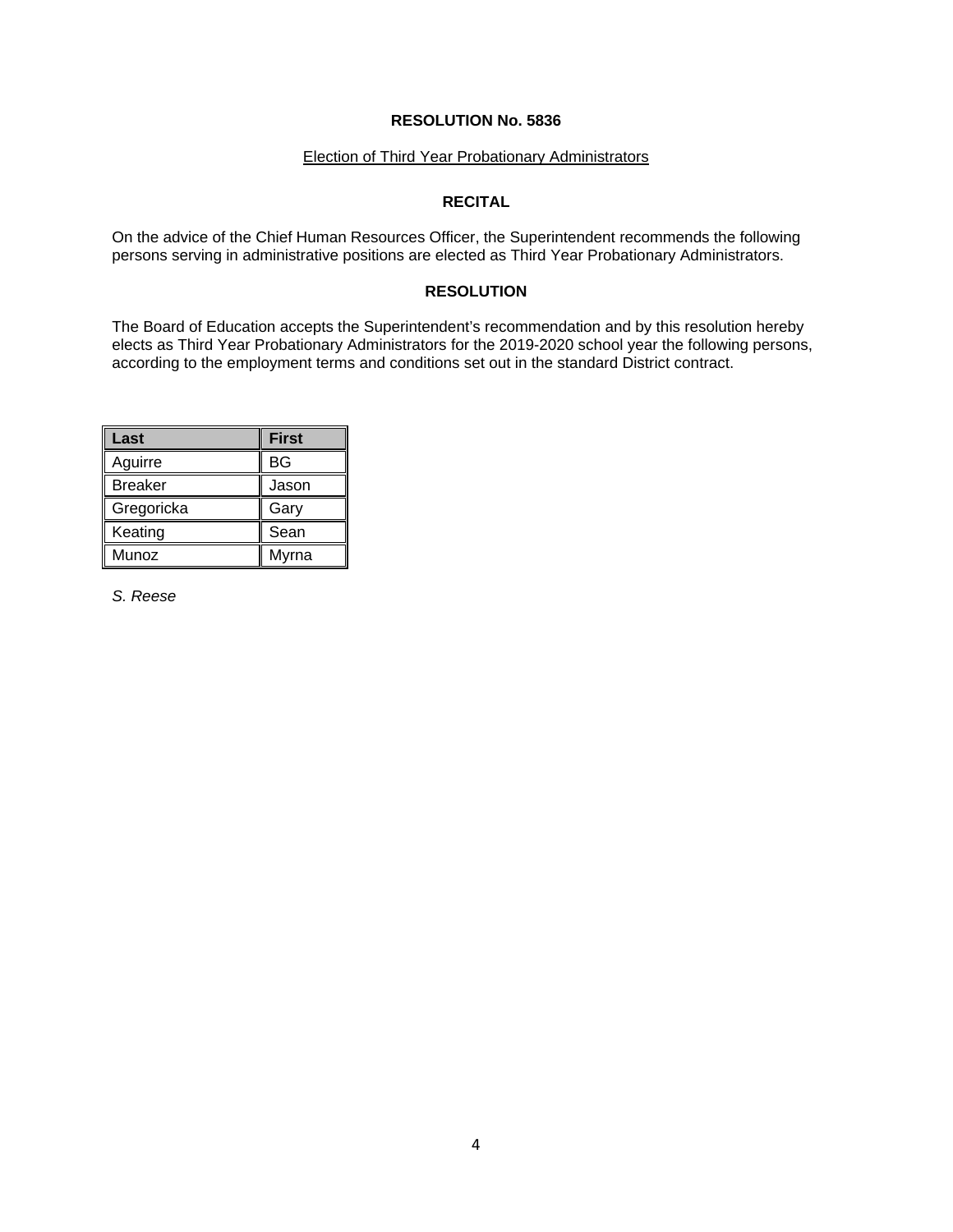# RESOLUTION No. 5836

Election of Third Year Probationary Administrators

## RECITAL

On the advice of the Chief Human Resources Officer, the Superintendent recommends the following persons serving in administrative positions are elected as Third Year Probationary Administrators.

## RESOLUTION

The Board of Education accepts the Superintendent's recommendation and by this resolution hereby elects as Third Year Probationary Administrators for the 2019-2020 school year the following persons, according to the employment terms and conditions set out in the standard District contract.

| Last | First |
|---|---|
| Aguirre | BG |
| Breaker | Jason |
| Gregoricka | Gary |
| Keating | Sean |
| Munoz | Myrna |

*S. Reese*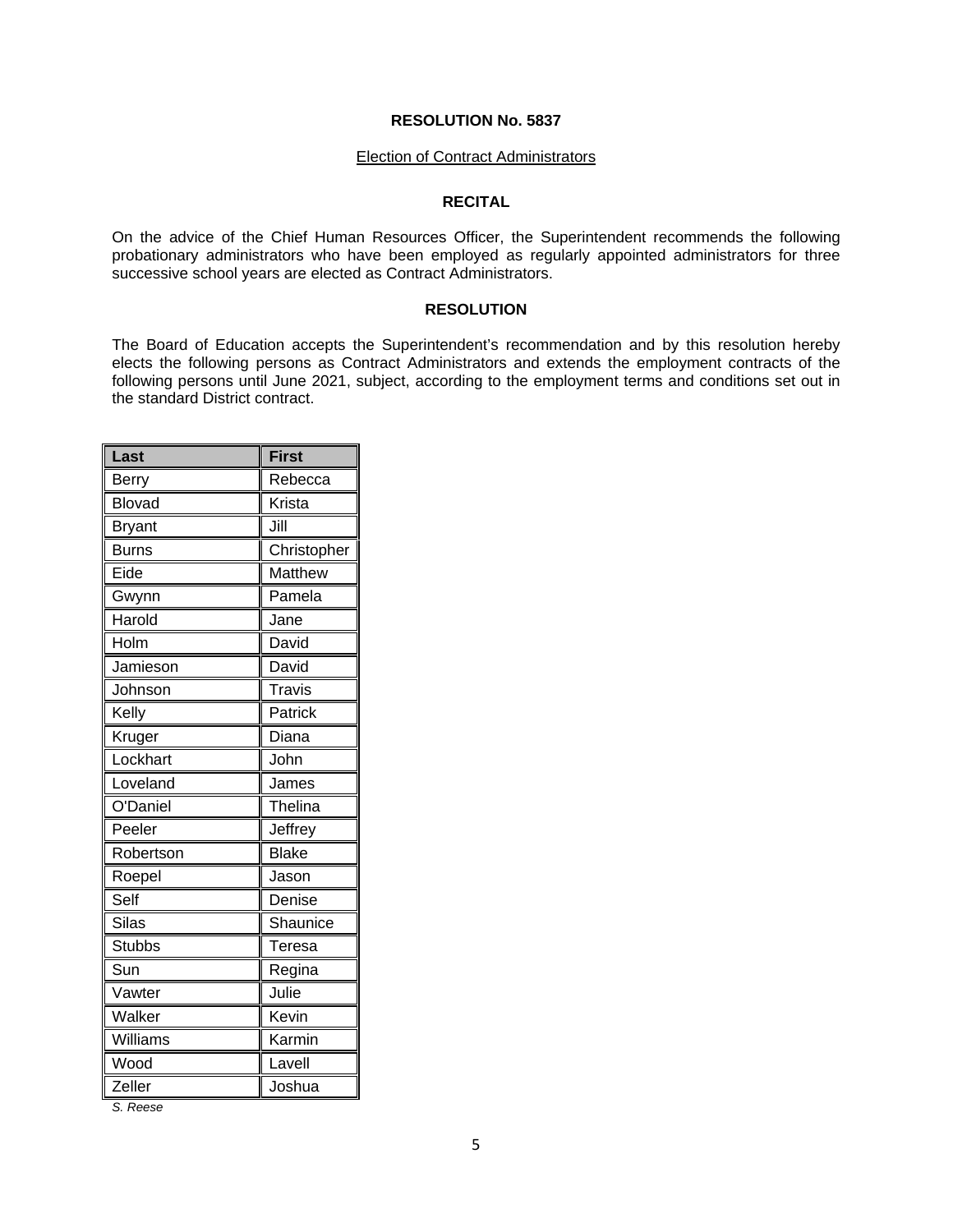**RESOLUTION No. 5837**

Election of Contract Administrators

**RECITAL**

On the advice of the Chief Human Resources Officer, the Superintendent recommends the following probationary administrators who have been employed as regularly appointed administrators for three successive school years are elected as Contract Administrators.

**RESOLUTION**

The Board of Education accepts the Superintendent's recommendation and by this resolution hereby elects the following persons as Contract Administrators and extends the employment contracts of the following persons until June 2021, subject, according to the employment terms and conditions set out in the standard District contract.

| Last | First |
|---|---|
| Berry | Rebecca |
| Blovad | Krista |
| Bryant | Jill |
| Burns | Christopher |
| Eide | Matthew |
| Gwynn | Pamela |
| Harold | Jane |
| Holm | David |
| Jamieson | David |
| Johnson | Travis |
| Kelly | Patrick |
| Kruger | Diana |
| Lockhart | John |
| Loveland | James |
| O'Daniel | Thelina |
| Peeler | Jeffrey |
| Robertson | Blake |
| Roepel | Jason |
| Self | Denise |
| Silas | Shaunice |
| Stubbs | Teresa |
| Sun | Regina |
| Vawter | Julie |
| Walker | Kevin |
| Williams | Karmin |
| Wood | Lavell |
| Zeller | Joshua |

*S. Reese*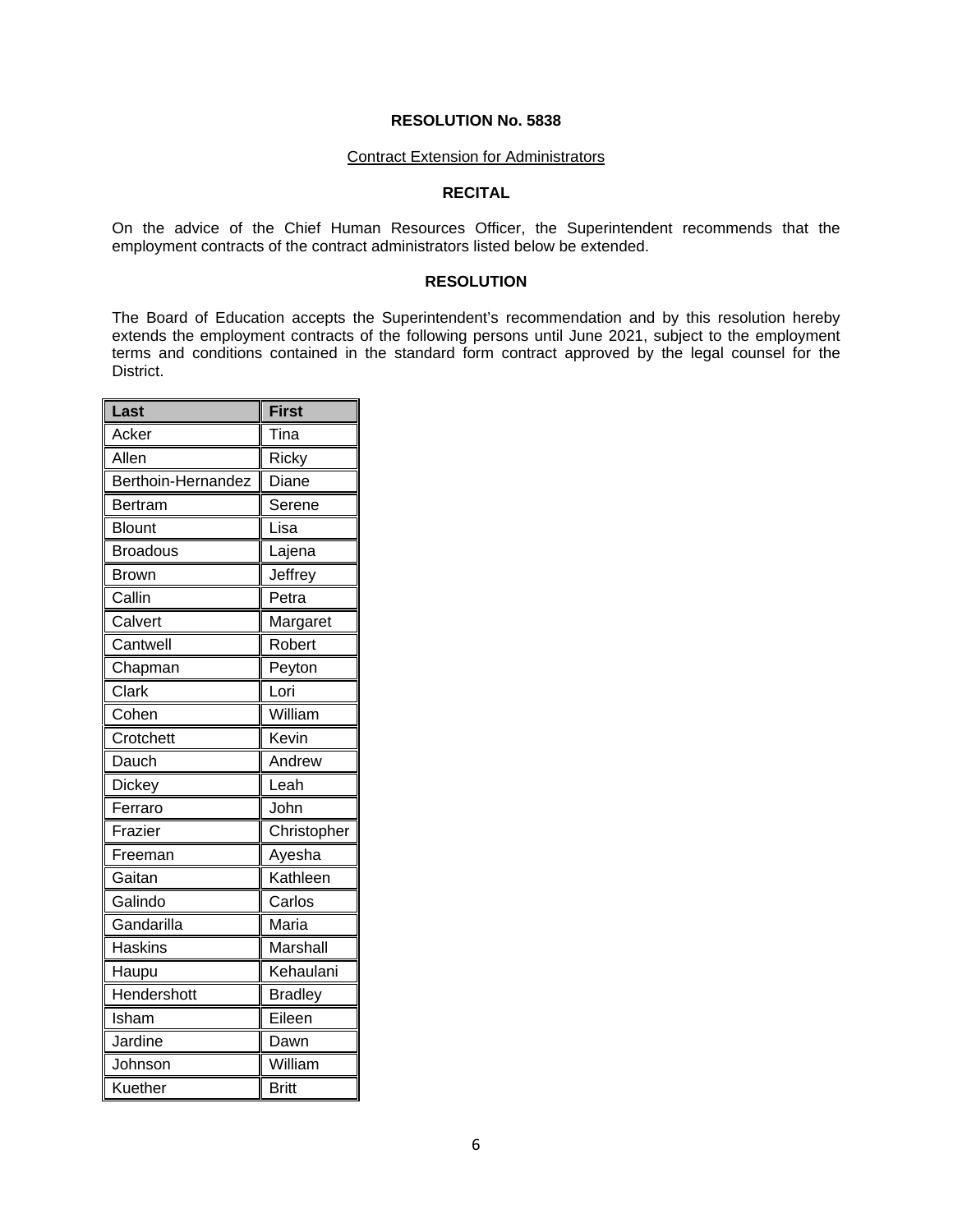**RESOLUTION No. 5838**

Contract Extension for Administrators

**RECITAL**

On the advice of the Chief Human Resources Officer, the Superintendent recommends that the employment contracts of the contract administrators listed below be extended.

**RESOLUTION**

The Board of Education accepts the Superintendent's recommendation and by this resolution hereby extends the employment contracts of the following persons until June 2021, subject to the employment terms and conditions contained in the standard form contract approved by the legal counsel for the District.

| Last | First |
|---|---|
| Acker | Tina |
| Allen | Ricky |
| Berthoin-Hernandez | Diane |
| Bertram | Serene |
| Blount | Lisa |
| Broadous | Lajena |
| Brown | Jeffrey |
| Callin | Petra |
| Calvert | Margaret |
| Cantwell | Robert |
| Chapman | Peyton |
| Clark | Lori |
| Cohen | William |
| Crotchett | Kevin |
| Dauch | Andrew |
| Dickey | Leah |
| Ferraro | John |
| Frazier | Christopher |
| Freeman | Ayesha |
| Gaitan | Kathleen |
| Galindo | Carlos |
| Gandarilla | Maria |
| Haskins | Marshall |
| Haupu | Kehaulani |
| Hendershott | Bradley |
| Isham | Eileen |
| Jardine | Dawn |
| Johnson | William |
| Kuether | Britt |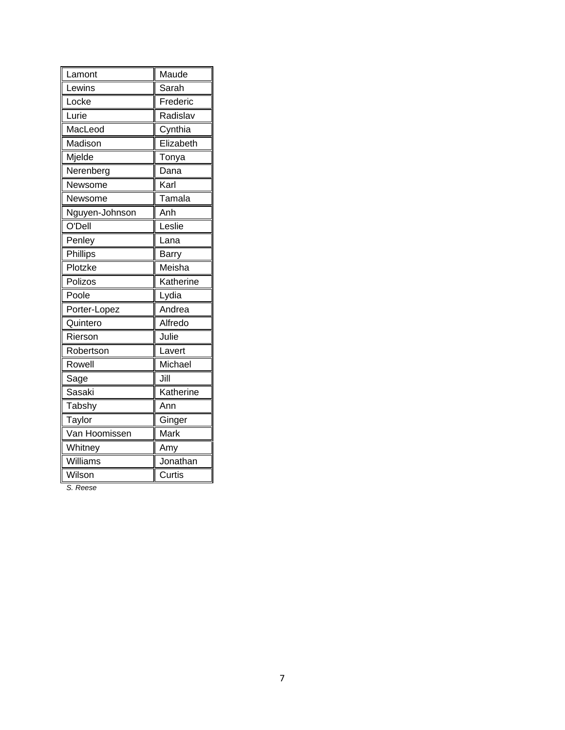| Lamont | Maude |
|---|---|
| Lewins | Sarah |
| Locke | Frederic |
| Lurie | Radislav |
| MacLeod | Cynthia |
| Madison | Elizabeth |
| Mjelde | Tonya |
| Nerenberg | Dana |
| Newsome | Karl |
| Newsome | Tamala |
| Nguyen-Johnson | Anh |
| O'Dell | Leslie |
| Penley | Lana |
| Phillips | Barry |
| Plotzke | Meisha |
| Polizos | Katherine |
| Poole | Lydia |
| Porter-Lopez | Andrea |
| Quintero | Alfredo |
| Rierson | Julie |
| Robertson | Lavert |
| Rowell | Michael |
| Sage | Jill |
| Sasaki | Katherine |
| Tabshy | Ann |
| Taylor | Ginger |
| Van Hoomissen | Mark |
| Whitney | Amy |
| Williams | Jonathan |
| Wilson | Curtis |

*S. Reese*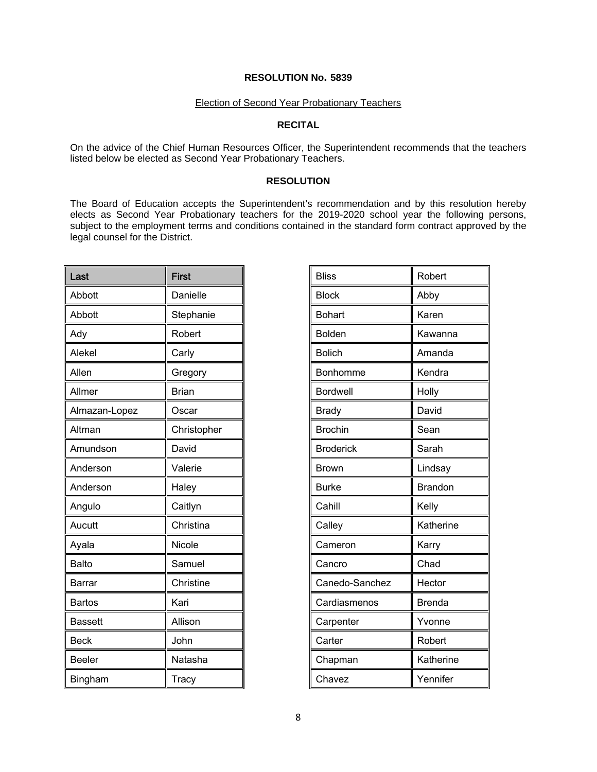**RESOLUTION No. 5839**

Election of Second Year Probationary Teachers

**RECITAL**

On the advice of the Chief Human Resources Officer, the Superintendent recommends that the teachers listed below be elected as Second Year Probationary Teachers.

**RESOLUTION**

The Board of Education accepts the Superintendent's recommendation and by this resolution hereby elects as Second Year Probationary teachers for the 2019-2020 school year the following persons, subject to the employment terms and conditions contained in the standard form contract approved by the legal counsel for the District.

| Last | First |
|---|---|
| Abbott | Danielle |
| Abbott | Stephanie |
| Ady | Robert |
| Alekel | Carly |
| Allen | Gregory |
| Allmer | Brian |
| Almazan-Lopez | Oscar |
| Altman | Christopher |
| Amundson | David |
| Anderson | Valerie |
| Anderson | Haley |
| Angulo | Caitlyn |
| Aucutt | Christina |
| Ayala | Nicole |
| Balto | Samuel |
| Barrar | Christine |
| Bartos | Kari |
| Bassett | Allison |
| Beck | John |
| Beeler | Natasha |
| Bingham | Tracy |
| Bliss | Robert |
| Block | Abby |
| Bohart | Karen |
| Bolden | Kawanna |
| Bolich | Amanda |
| Bonhomme | Kendra |
| Bordwell | Holly |
| Brady | David |
| Brochin | Sean |
| Broderick | Sarah |
| Brown | Lindsay |
| Burke | Brandon |
| Cahill | Kelly |
| Calley | Katherine |
| Cameron | Karry |
| Cancro | Chad |
| Canedo-Sanchez | Hector |
| Cardiasmenos | Brenda |
| Carpenter | Yvonne |
| Carter | Robert |
| Chapman | Katherine |
| Chavez | Yennifer |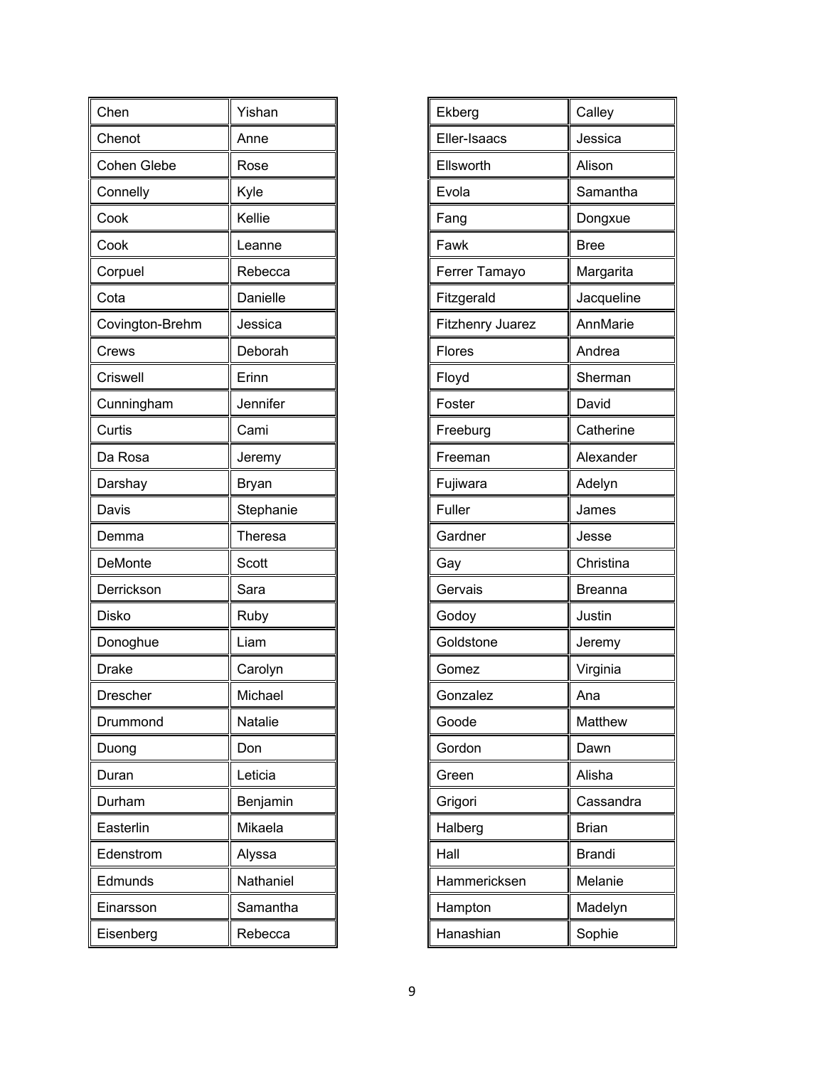| Chen | Yishan |
|---|---|
| Chenot | Anne |
| Cohen Glebe | Rose |
| Connelly | Kyle |
| Cook | Kellie |
| Cook | Leanne |
| Corpuel | Rebecca |
| Cota | Danielle |
| Covington-Brehm | Jessica |
| Crews | Deborah |
| Criswell | Erinn |
| Cunningham | Jennifer |
| Curtis | Cami |
| Da Rosa | Jeremy |
| Darshay | Bryan |
| Davis | Stephanie |
| Demma | Theresa |
| DeMonte | Scott |
| Derrickson | Sara |
| Disko | Ruby |
| Donoghue | Liam |
| Drake | Carolyn |
| Drescher | Michael |
| Drummond | Natalie |
| Duong | Don |
| Duran | Leticia |
| Durham | Benjamin |
| Easterlin | Mikaela |
| Edenstrom | Alyssa |
| Edmunds | Nathaniel |
| Einarsson | Samantha |
| Eisenberg | Rebecca |

| Ekberg | Calley |
|---|---|
| Eller-Isaacs | Jessica |
| Ellsworth | Alison |
| Evola | Samantha |
| Fang | Dongxue |
| Fawk | Bree |
| Ferrer Tamayo | Margarita |
| Fitzgerald | Jacqueline |
| Fitzhenry Juarez | AnnMarie |
| Flores | Andrea |
| Floyd | Sherman |
| Foster | David |
| Freeburg | Catherine |
| Freeman | Alexander |
| Fujiwara | Adelyn |
| Fuller | James |
| Gardner | Jesse |
| Gay | Christina |
| Gervais | Breanna |
| Godoy | Justin |
| Goldstone | Jeremy |
| Gomez | Virginia |
| Gonzalez | Ana |
| Goode | Matthew |
| Gordon | Dawn |
| Green | Alisha |
| Grigori | Cassandra |
| Halberg | Brian |
| Hall | Brandi |
| Hammericksen | Melanie |
| Hampton | Madelyn |
| Hanashian | Sophie |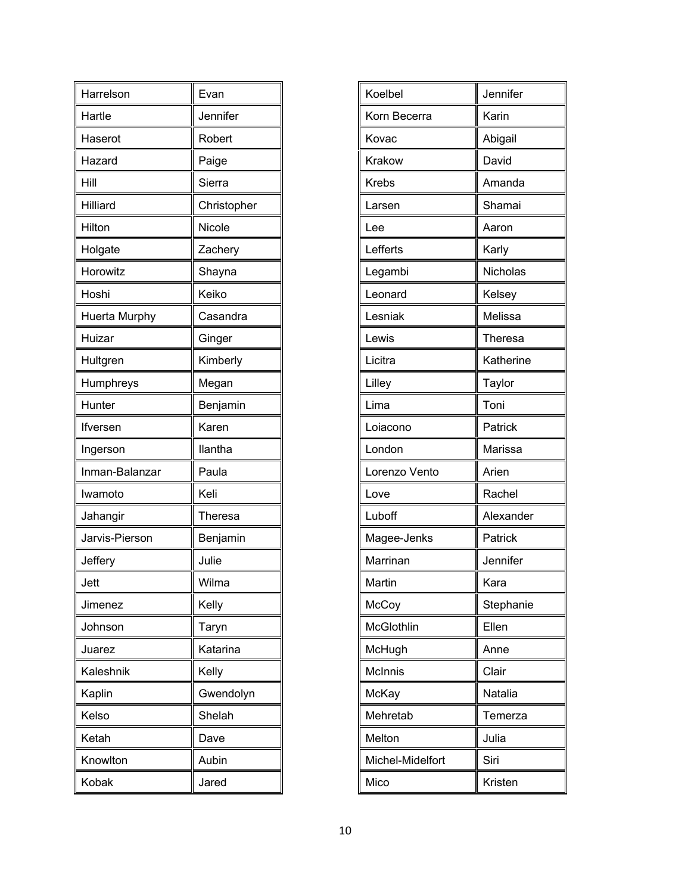| Harrelson | Evan |
|---|---|
| Hartle | Jennifer |
| Haserot | Robert |
| Hazard | Paige |
| Hill | Sierra |
| Hilliard | Christopher |
| Hilton | Nicole |
| Holgate | Zachery |
| Horowitz | Shayna |
| Hoshi | Keiko |
| Huerta Murphy | Casandra |
| Huizar | Ginger |
| Hultgren | Kimberly |
| Humphreys | Megan |
| Hunter | Benjamin |
| Ifversen | Karen |
| Ingerson | Ilantha |
| Inman-Balanzar | Paula |
| Iwamoto | Keli |
| Jahangir | Theresa |
| Jarvis-Pierson | Benjamin |
| Jeffery | Julie |
| Jett | Wilma |
| Jimenez | Kelly |
| Johnson | Taryn |
| Juarez | Katarina |
| Kaleshnik | Kelly |
| Kaplin | Gwendolyn |
| Kelso | Shelah |
| Ketah | Dave |
| Knowlton | Aubin |
| Kobak | Jared |

| Koelbel | Jennifer |
|---|---|
| Korn Becerra | Karin |
| Kovac | Abigail |
| Krakow | David |
| Krebs | Amanda |
| Larsen | Shamai |
| Lee | Aaron |
| Lefferts | Karly |
| Legambi | Nicholas |
| Leonard | Kelsey |
| Lesniak | Melissa |
| Lewis | Theresa |
| Licitra | Katherine |
| Lilley | Taylor |
| Lima | Toni |
| Loiacono | Patrick |
| London | Marissa |
| Lorenzo Vento | Arien |
| Love | Rachel |
| Luboff | Alexander |
| Magee-Jenks | Patrick |
| Marrinan | Jennifer |
| Martin | Kara |
| McCoy | Stephanie |
| McGlothlin | Ellen |
| McHugh | Anne |
| McInnis | Clair |
| McKay | Natalia |
| Mehretab | Temerza |
| Melton | Julia |
| Michel-Midelfort | Siri |
| Mico | Kristen |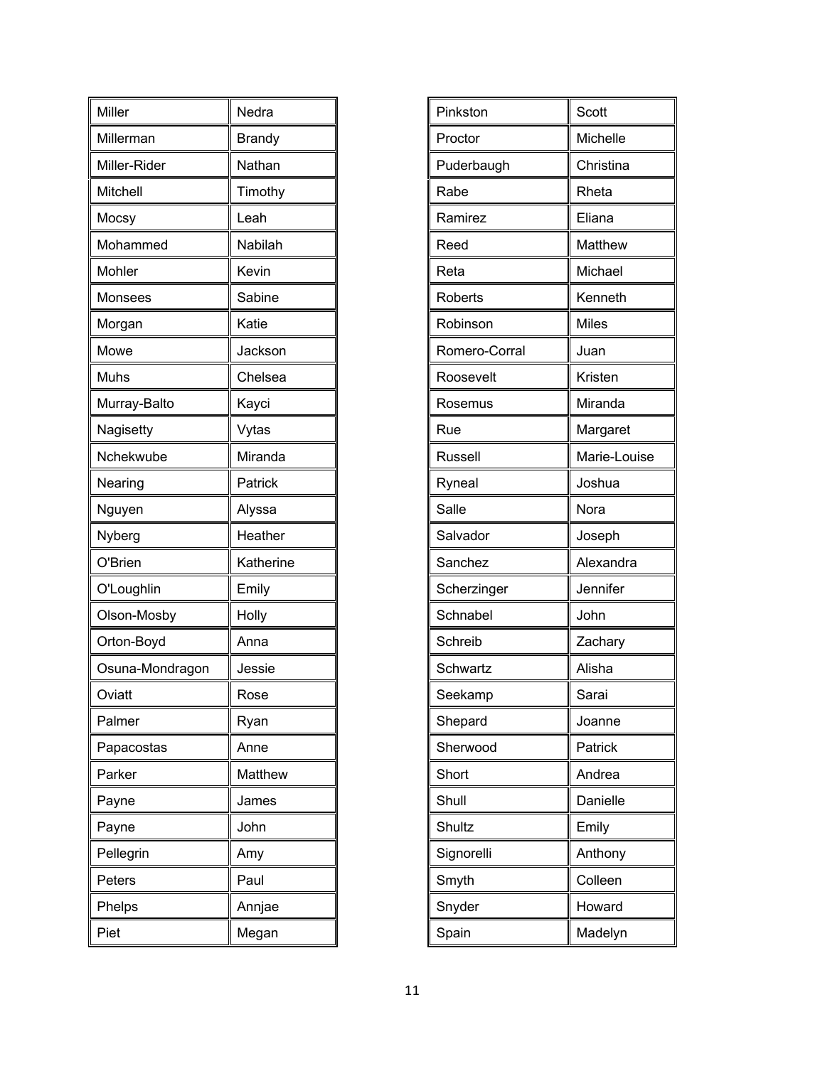| | |
|---|---|
| Miller | Nedra |
| Millerman | Brandy |
| Miller-Rider | Nathan |
| Mitchell | Timothy |
| Mocsy | Leah |
| Mohammed | Nabilah |
| Mohler | Kevin |
| Monsees | Sabine |
| Morgan | Katie |
| Mowe | Jackson |
| Muhs | Chelsea |
| Murray-Balto | Kayci |
| Nagisetty | Vytas |
| Nchekwube | Miranda |
| Nearing | Patrick |
| Nguyen | Alyssa |
| Nyberg | Heather |
| O'Brien | Katherine |
| O'Loughlin | Emily |
| Olson-Mosby | Holly |
| Orton-Boyd | Anna |
| Osuna-Mondragon | Jessie |
| Oviatt | Rose |
| Palmer | Ryan |
| Papacostas | Anne |
| Parker | Matthew |
| Payne | James |
| Payne | John |
| Pellegrin | Amy |
| Peters | Paul |
| Phelps | Annjae |
| Piet | Megan |

| | |
|---|---|
| Pinkston | Scott |
| Proctor | Michelle |
| Puderbaugh | Christina |
| Rabe | Rheta |
| Ramirez | Eliana |
| Reed | Matthew |
| Reta | Michael |
| Roberts | Kenneth |
| Robinson | Miles |
| Romero-Corral | Juan |
| Roosevelt | Kristen |
| Rosemus | Miranda |
| Rue | Margaret |
| Russell | Marie-Louise |
| Ryneal | Joshua |
| Salle | Nora |
| Salvador | Joseph |
| Sanchez | Alexandra |
| Scherzinger | Jennifer |
| Schnabel | John |
| Schreib | Zachary |
| Schwartz | Alisha |
| Seekamp | Sarai |
| Shepard | Joanne |
| Sherwood | Patrick |
| Short | Andrea |
| Shull | Danielle |
| Shultz | Emily |
| Signorelli | Anthony |
| Smyth | Colleen |
| Snyder | Howard |
| Spain | Madelyn |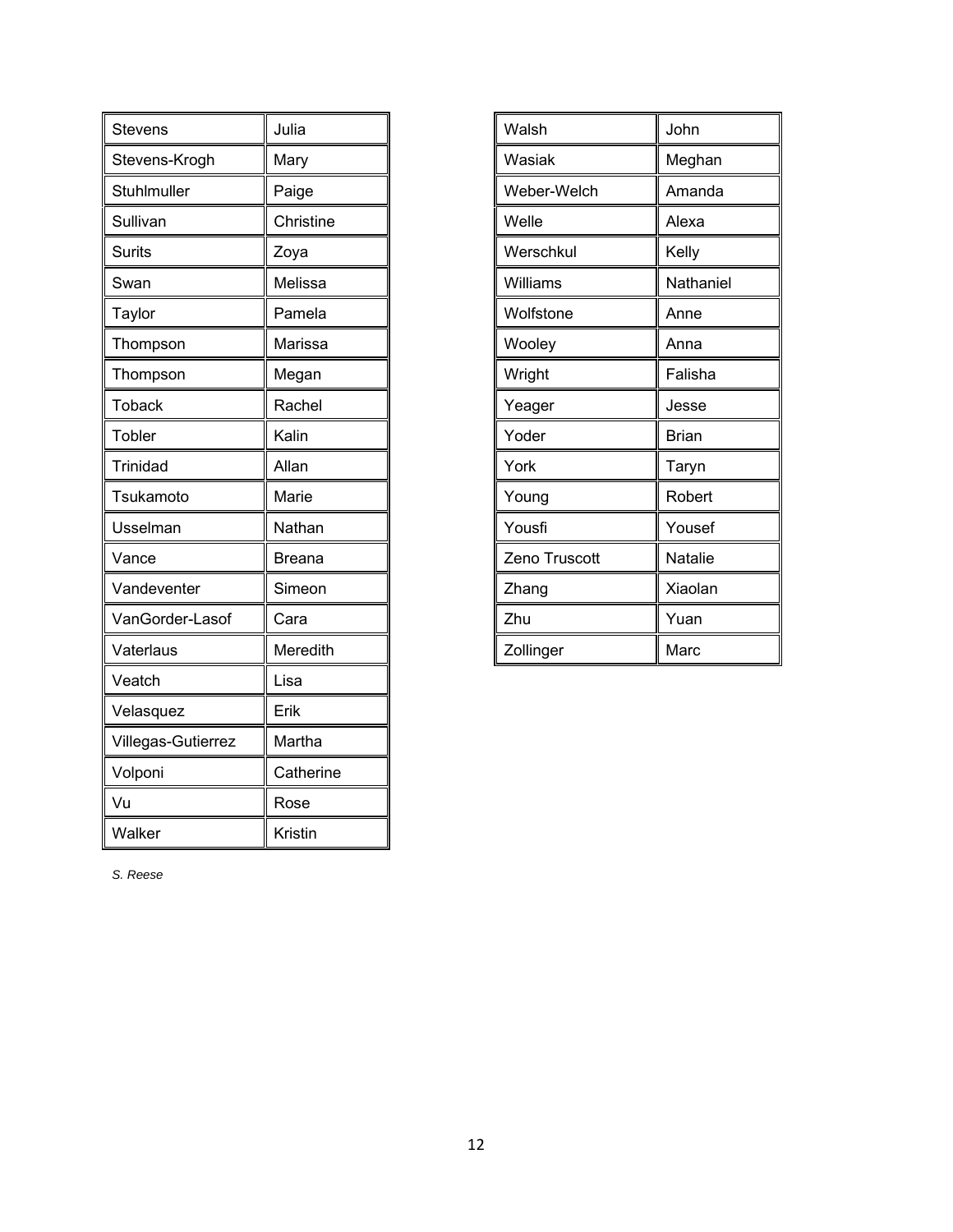| Stevens | Julia |
|---|---|
| Stevens-Krogh | Mary |
| Stuhlmuller | Paige |
| Sullivan | Christine |
| Surits | Zoya |
| Swan | Melissa |
| Taylor | Pamela |
| Thompson | Marissa |
| Thompson | Megan |
| Toback | Rachel |
| Tobler | Kalin |
| Trinidad | Allan |
| Tsukamoto | Marie |
| Usselman | Nathan |
| Vance | Breana |
| Vandeventer | Simeon |
| VanGorder-Lasof | Cara |
| Vaterlaus | Meredith |
| Veatch | Lisa |
| Velasquez | Erik |
| Villegas-Gutierrez | Martha |
| Volponi | Catherine |
| Vu | Rose |
| Walker | Kristin |

*S. Reese*

| Walsh | John |
|---|---|
| Wasiak | Meghan |
| Weber-Welch | Amanda |
| Welle | Alexa |
| Werschkul | Kelly |
| Williams | Nathaniel |
| Wolfstone | Anne |
| Wooley | Anna |
| Wright | Falisha |
| Yeager | Jesse |
| Yoder | Brian |
| York | Taryn |
| Young | Robert |
| Yousfi | Yousef |
| Zeno Truscott | Natalie |
| Zhang | Xiaolan |
| Zhu | Yuan |
| Zollinger | Marc |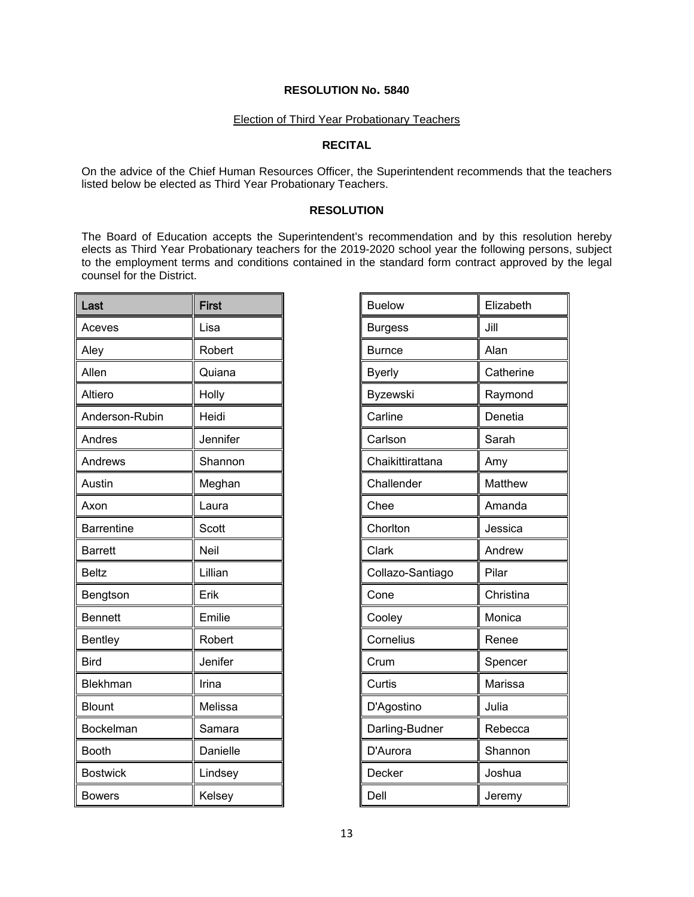**RESOLUTION No. 5840**

Election of Third Year Probationary Teachers

**RECITAL**

On the advice of the Chief Human Resources Officer, the Superintendent recommends that the teachers listed below be elected as Third Year Probationary Teachers.

**RESOLUTION**

The Board of Education accepts the Superintendent's recommendation and by this resolution hereby elects as Third Year Probationary teachers for the 2019-2020 school year the following persons, subject to the employment terms and conditions contained in the standard form contract approved by the legal counsel for the District.

| Last | First |
|---|---|
| Aceves | Lisa |
| Aley | Robert |
| Allen | Quiana |
| Altiero | Holly |
| Anderson-Rubin | Heidi |
| Andres | Jennifer |
| Andrews | Shannon |
| Austin | Meghan |
| Axon | Laura |
| Barrentine | Scott |
| Barrett | Neil |
| Beltz | Lillian |
| Bengtson | Erik |
| Bennett | Emilie |
| Bentley | Robert |
| Bird | Jenifer |
| Blekhman | Irina |
| Blount | Melissa |
| Bockelman | Samara |
| Booth | Danielle |
| Bostwick | Lindsey |
| Bowers | Kelsey |
| Buelow | Elizabeth |
| Burgess | Jill |
| Burnce | Alan |
| Byerly | Catherine |
| Byzewski | Raymond |
| Carline | Denetia |
| Carlson | Sarah |
| Chaikittirattana | Amy |
| Challender | Matthew |
| Chee | Amanda |
| Chorlton | Jessica |
| Clark | Andrew |
| Collazo-Santiago | Pilar |
| Cone | Christina |
| Cooley | Monica |
| Cornelius | Renee |
| Crum | Spencer |
| Curtis | Marissa |
| D'Agostino | Julia |
| Darling-Budner | Rebecca |
| D'Aurora | Shannon |
| Decker | Joshua |
| Dell | Jeremy |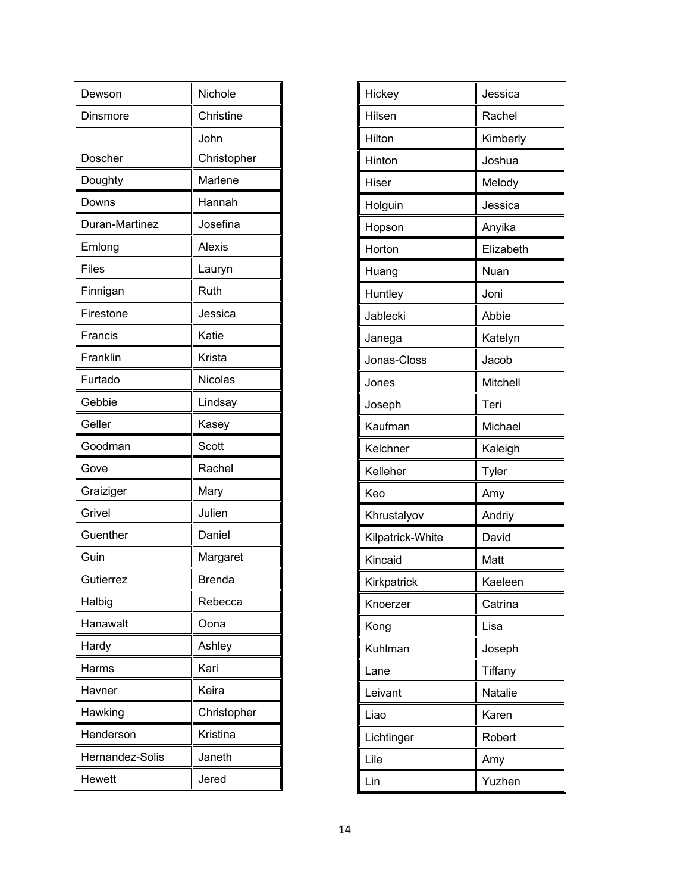| | |
|---|---|
| Dewson | Nichole |
| Dinsmore | Christine |
| Doscher | John Christopher |
| Doughty | Marlene |
| Downs | Hannah |
| Duran-Martinez | Josefina |
| Emlong | Alexis |
| Files | Lauryn |
| Finnigan | Ruth |
| Firestone | Jessica |
| Francis | Katie |
| Franklin | Krista |
| Furtado | Nicolas |
| Gebbie | Lindsay |
| Geller | Kasey |
| Goodman | Scott |
| Gove | Rachel |
| Graiziger | Mary |
| Grivel | Julien |
| Guenther | Daniel |
| Guin | Margaret |
| Gutierrez | Brenda |
| Halbig | Rebecca |
| Hanawalt | Oona |
| Hardy | Ashley |
| Harms | Kari |
| Havner | Keira |
| Hawking | Christopher |
| Henderson | Kristina |
| Hernandez-Solis | Janeth |
| Hewett | Jered |

| | |
|---|---|
| Hickey | Jessica |
| Hilsen | Rachel |
| Hilton | Kimberly |
| Hinton | Joshua |
| Hiser | Melody |
| Holguin | Jessica |
| Hopson | Anyika |
| Horton | Elizabeth |
| Huang | Nuan |
| Huntley | Joni |
| Jablecki | Abbie |
| Janega | Katelyn |
| Jonas-Closs | Jacob |
| Jones | Mitchell |
| Joseph | Teri |
| Kaufman | Michael |
| Kelchner | Kaleigh |
| Kelleher | Tyler |
| Keo | Amy |
| Khrustalyov | Andriy |
| Kilpatrick-White | David |
| Kincaid | Matt |
| Kirkpatrick | Kaeleen |
| Knoerzer | Catrina |
| Kong | Lisa |
| Kuhlman | Joseph |
| Lane | Tiffany |
| Leivant | Natalie |
| Liao | Karen |
| Lichtinger | Robert |
| Lile | Amy |
| Lin | Yuzhen |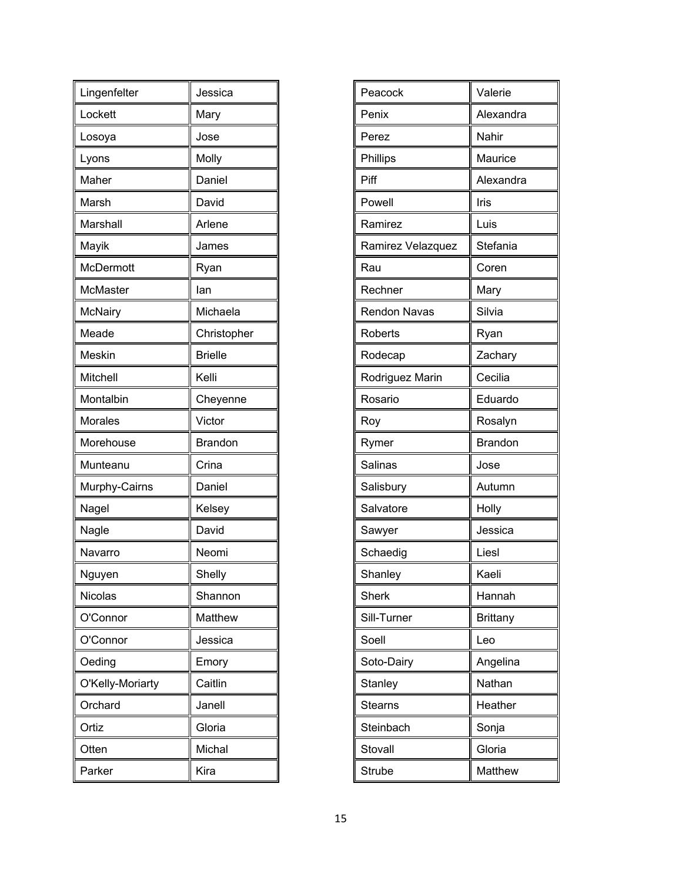| | |
|---|---|
| Lingenfelter | Jessica |
| Lockett | Mary |
| Losoya | Jose |
| Lyons | Molly |
| Maher | Daniel |
| Marsh | David |
| Marshall | Arlene |
| Mayik | James |
| McDermott | Ryan |
| McMaster | Ian |
| McNairy | Michaela |
| Meade | Christopher |
| Meskin | Brielle |
| Mitchell | Kelli |
| Montalbin | Cheyenne |
| Morales | Victor |
| Morehouse | Brandon |
| Munteanu | Crina |
| Murphy-Cairns | Daniel |
| Nagel | Kelsey |
| Nagle | David |
| Navarro | Neomi |
| Nguyen | Shelly |
| Nicolas | Shannon |
| O'Connor | Matthew |
| O'Connor | Jessica |
| Oeding | Emory |
| O'Kelly-Moriarty | Caitlin |
| Orchard | Janell |
| Ortiz | Gloria |
| Otten | Michal |
| Parker | Kira |

| | |
|---|---|
| Peacock | Valerie |
| Penix | Alexandra |
| Perez | Nahir |
| Phillips | Maurice |
| Piff | Alexandra |
| Powell | Iris |
| Ramirez | Luis |
| Ramirez Velazquez | Stefania |
| Rau | Coren |
| Rechner | Mary |
| Rendon Navas | Silvia |
| Roberts | Ryan |
| Rodecap | Zachary |
| Rodriguez Marin | Cecilia |
| Rosario | Eduardo |
| Roy | Rosalyn |
| Rymer | Brandon |
| Salinas | Jose |
| Salisbury | Autumn |
| Salvatore | Holly |
| Sawyer | Jessica |
| Schaedig | Liesl |
| Shanley | Kaeli |
| Sherk | Hannah |
| Sill-Turner | Brittany |
| Soell | Leo |
| Soto-Dairy | Angelina |
| Stanley | Nathan |
| Stearns | Heather |
| Steinbach | Sonja |
| Stovall | Gloria |
| Strube | Matthew |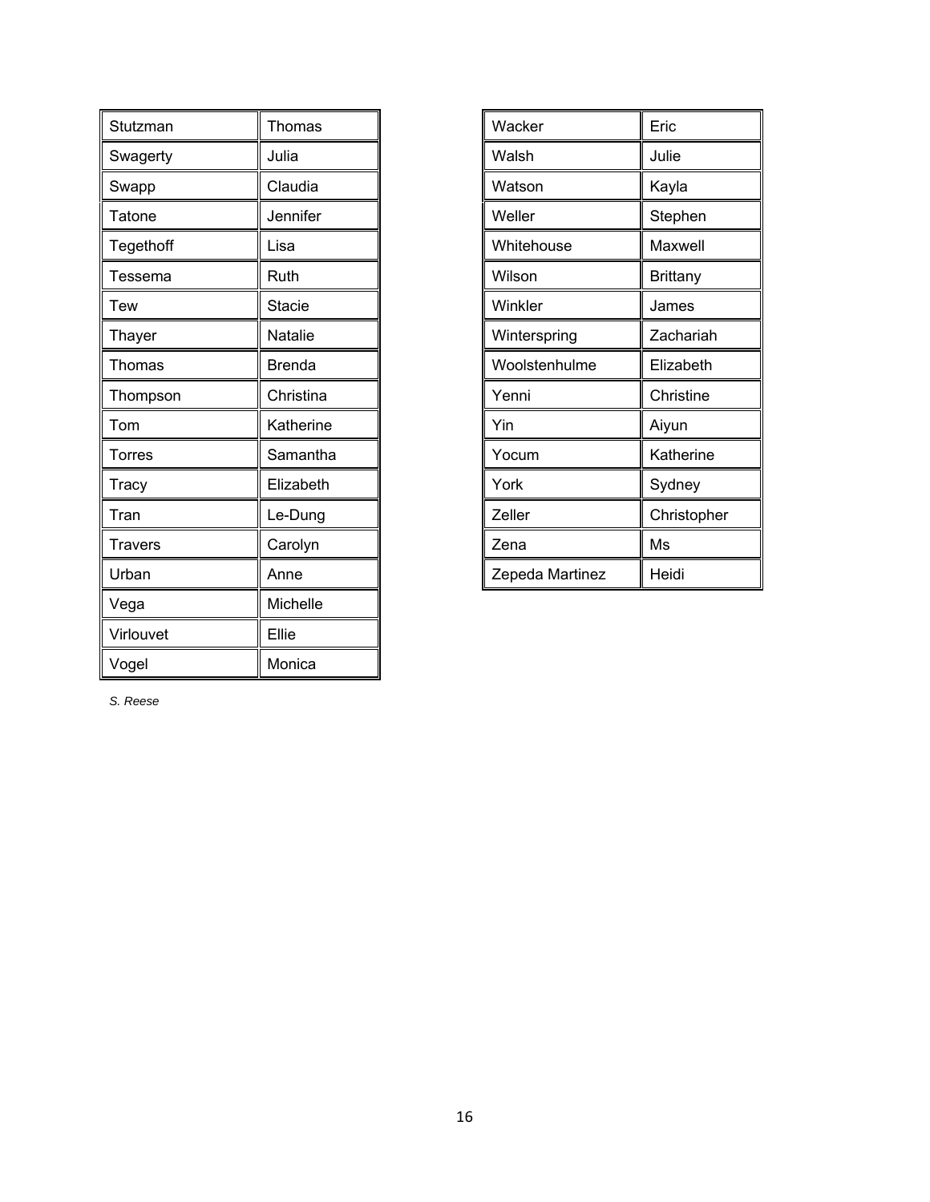| Stutzman | Thomas |
|---|---|
| Swagerty | Julia |
| Swapp | Claudia |
| Tatone | Jennifer |
| Tegethoff | Lisa |
| Tessema | Ruth |
| Tew | Stacie |
| Thayer | Natalie |
| Thomas | Brenda |
| Thompson | Christina |
| Tom | Katherine |
| Torres | Samantha |
| Tracy | Elizabeth |
| Tran | Le-Dung |
| Travers | Carolyn |
| Urban | Anne |
| Vega | Michelle |
| Virlouvet | Ellie |
| Vogel | Monica |

*S. Reese*

| Wacker | Eric |
|---|---|
| Walsh | Julie |
| Watson | Kayla |
| Weller | Stephen |
| Whitehouse | Maxwell |
| Wilson | Brittany |
| Winkler | James |
| Winterspring | Zachariah |
| Woolstenhulme | Elizabeth |
| Yenni | Christine |
| Yin | Aiyun |
| Yocum | Katherine |
| York | Sydney |
| Zeller | Christopher |
| Zena | Ms |
| Zepeda Martinez | Heidi |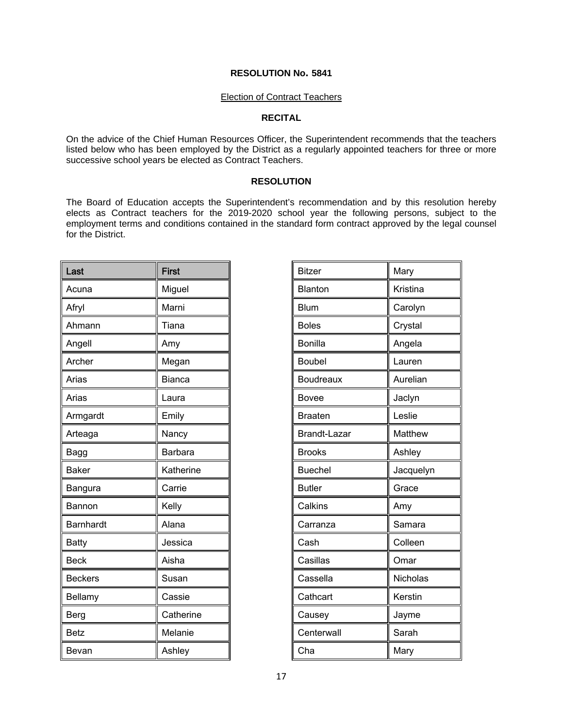**RESOLUTION No. 5841**

Election of Contract Teachers

**RECITAL**

On the advice of the Chief Human Resources Officer, the Superintendent recommends that the teachers listed below who has been employed by the District as a regularly appointed teachers for three or more successive school years be elected as Contract Teachers.

**RESOLUTION**

The Board of Education accepts the Superintendent's recommendation and by this resolution hereby elects as Contract teachers for the 2019-2020 school year the following persons, subject to the employment terms and conditions contained in the standard form contract approved by the legal counsel for the District.

| Last | First |
|---|---|
| Acuna | Miguel |
| Afryl | Marni |
| Ahmann | Tiana |
| Angell | Amy |
| Archer | Megan |
| Arias | Bianca |
| Arias | Laura |
| Armgardt | Emily |
| Arteaga | Nancy |
| Bagg | Barbara |
| Baker | Katherine |
| Bangura | Carrie |
| Bannon | Kelly |
| Barnhardt | Alana |
| Batty | Jessica |
| Beck | Aisha |
| Beckers | Susan |
| Bellamy | Cassie |
| Berg | Catherine |
| Betz | Melanie |
| Bevan | Ashley |
| Bitzer | Mary |
| Blanton | Kristina |
| Blum | Carolyn |
| Boles | Crystal |
| Bonilla | Angela |
| Boubel | Lauren |
| Boudreaux | Aurelian |
| Bovee | Jaclyn |
| Braaten | Leslie |
| Brandt-Lazar | Matthew |
| Brooks | Ashley |
| Buechel | Jacquelyn |
| Butler | Grace |
| Calkins | Amy |
| Carranza | Samara |
| Cash | Colleen |
| Casillas | Omar |
| Cassella | Nicholas |
| Cathcart | Kerstin |
| Causey | Jayme |
| Centerwall | Sarah |
| Cha | Mary |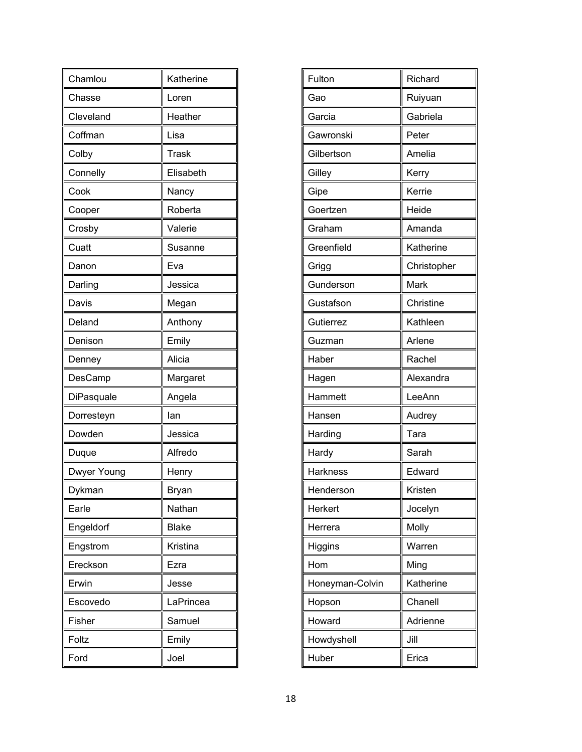| | |
|---|---|
| Chamlou | Katherine |
| Chasse | Loren |
| Cleveland | Heather |
| Coffman | Lisa |
| Colby | Trask |
| Connelly | Elisabeth |
| Cook | Nancy |
| Cooper | Roberta |
| Crosby | Valerie |
| Cuatt | Susanne |
| Danon | Eva |
| Darling | Jessica |
| Davis | Megan |
| Deland | Anthony |
| Denison | Emily |
| Denney | Alicia |
| DesCamp | Margaret |
| DiPasquale | Angela |
| Dorresteyn | Ian |
| Dowden | Jessica |
| Duque | Alfredo |
| Dwyer Young | Henry |
| Dykman | Bryan |
| Earle | Nathan |
| Engeldorf | Blake |
| Engstrom | Kristina |
| Ereckson | Ezra |
| Erwin | Jesse |
| Escovedo | LaPrincea |
| Fisher | Samuel |
| Foltz | Emily |
| Ford | Joel |

| | |
|---|---|
| Fulton | Richard |
| Gao | Ruiyuan |
| Garcia | Gabriela |
| Gawronski | Peter |
| Gilbertson | Amelia |
| Gilley | Kerry |
| Gipe | Kerrie |
| Goertzen | Heide |
| Graham | Amanda |
| Greenfield | Katherine |
| Grigg | Christopher |
| Gunderson | Mark |
| Gustafson | Christine |
| Gutierrez | Kathleen |
| Guzman | Arlene |
| Haber | Rachel |
| Hagen | Alexandra |
| Hammett | LeeAnn |
| Hansen | Audrey |
| Harding | Tara |
| Hardy | Sarah |
| Harkness | Edward |
| Henderson | Kristen |
| Herkert | Jocelyn |
| Herrera | Molly |
| Higgins | Warren |
| Hom | Ming |
| Honeyman-Colvin | Katherine |
| Hopson | Chanell |
| Howard | Adrienne |
| Howdyshell | Jill |
| Huber | Erica |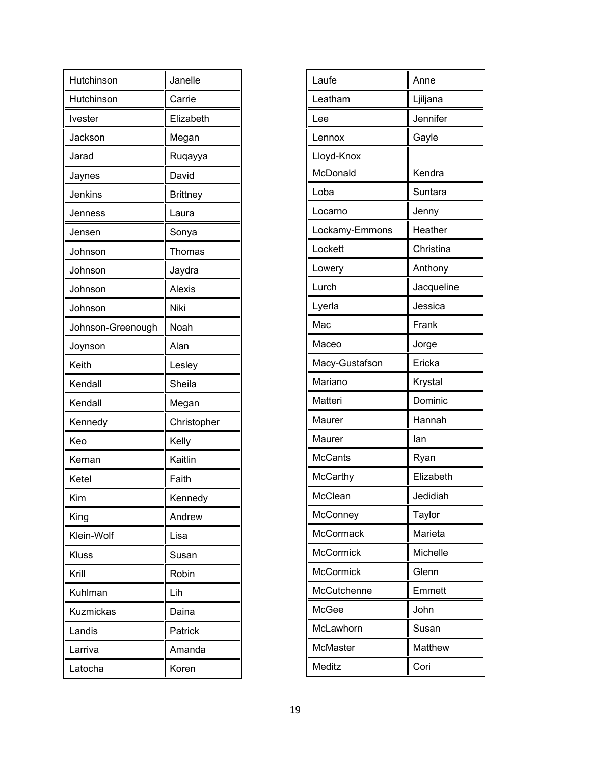| | |
|---|---|
| Hutchinson | Janelle |
| Hutchinson | Carrie |
| Ivester | Elizabeth |
| Jackson | Megan |
| Jarad | Ruqayya |
| Jaynes | David |
| Jenkins | Brittney |
| Jenness | Laura |
| Jensen | Sonya |
| Johnson | Thomas |
| Johnson | Jaydra |
| Johnson | Alexis |
| Johnson | Niki |
| Johnson-Greenough | Noah |
| Joynson | Alan |
| Keith | Lesley |
| Kendall | Sheila |
| Kendall | Megan |
| Kennedy | Christopher |
| Keo | Kelly |
| Kernan | Kaitlin |
| Ketel | Faith |
| Kim | Kennedy |
| King | Andrew |
| Klein-Wolf | Lisa |
| Kluss | Susan |
| Krill | Robin |
| Kuhlman | Lih |
| Kuzmickas | Daina |
| Landis | Patrick |
| Larriva | Amanda |
| Latocha | Koren |

| | |
|---|---|
| Laufe | Anne |
| Leatham | Ljiljana |
| Lee | Jennifer |
| Lennox | Gayle |
| Lloyd-Knox McDonald | Kendra |
| Loba | Suntara |
| Locarno | Jenny |
| Lockamy-Emmons | Heather |
| Lockett | Christina |
| Lowery | Anthony |
| Lurch | Jacqueline |
| Lyerla | Jessica |
| Mac | Frank |
| Maceo | Jorge |
| Macy-Gustafson | Ericka |
| Mariano | Krystal |
| Matteri | Dominic |
| Maurer | Hannah |
| Maurer | Ian |
| McCants | Ryan |
| McCarthy | Elizabeth |
| McClean | Jedidiah |
| McConney | Taylor |
| McCormack | Marieta |
| McCormick | Michelle |
| McCormick | Glenn |
| McCutchenne | Emmett |
| McGee | John |
| McLawhorn | Susan |
| McMaster | Matthew |
| Meditz | Cori |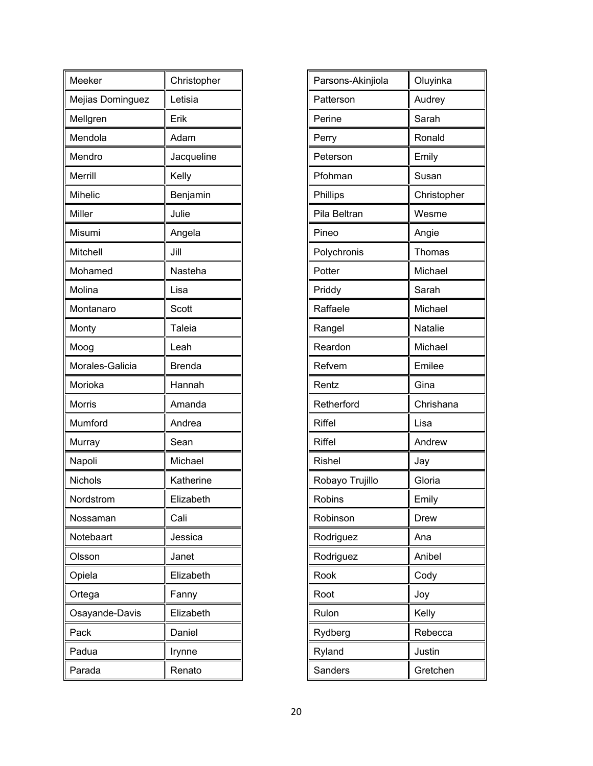| | |
|---|---|
| Meeker | Christopher |
| Mejias Dominguez | Letisia |
| Mellgren | Erik |
| Mendola | Adam |
| Mendro | Jacqueline |
| Merrill | Kelly |
| Mihelic | Benjamin |
| Miller | Julie |
| Misumi | Angela |
| Mitchell | Jill |
| Mohamed | Nasteha |
| Molina | Lisa |
| Montanaro | Scott |
| Monty | Taleia |
| Moog | Leah |
| Morales-Galicia | Brenda |
| Morioka | Hannah |
| Morris | Amanda |
| Mumford | Andrea |
| Murray | Sean |
| Napoli | Michael |
| Nichols | Katherine |
| Nordstrom | Elizabeth |
| Nossaman | Cali |
| Notebaart | Jessica |
| Olsson | Janet |
| Opiela | Elizabeth |
| Ortega | Fanny |
| Osayande-Davis | Elizabeth |
| Pack | Daniel |
| Padua | Irynne |
| Parada | Renato |

| | |
|---|---|
| Parsons-Akinjiola | Oluyinka |
| Patterson | Audrey |
| Perine | Sarah |
| Perry | Ronald |
| Peterson | Emily |
| Pfohman | Susan |
| Phillips | Christopher |
| Pila Beltran | Wesme |
| Pineo | Angie |
| Polychronis | Thomas |
| Potter | Michael |
| Priddy | Sarah |
| Raffaele | Michael |
| Rangel | Natalie |
| Reardon | Michael |
| Refvem | Emilee |
| Rentz | Gina |
| Retherford | Chrishana |
| Riffel | Lisa |
| Riffel | Andrew |
| Rishel | Jay |
| Robayo Trujillo | Gloria |
| Robins | Emily |
| Robinson | Drew |
| Rodriguez | Ana |
| Rodriguez | Anibel |
| Rook | Cody |
| Root | Joy |
| Rulon | Kelly |
| Rydberg | Rebecca |
| Ryland | Justin |
| Sanders | Gretchen |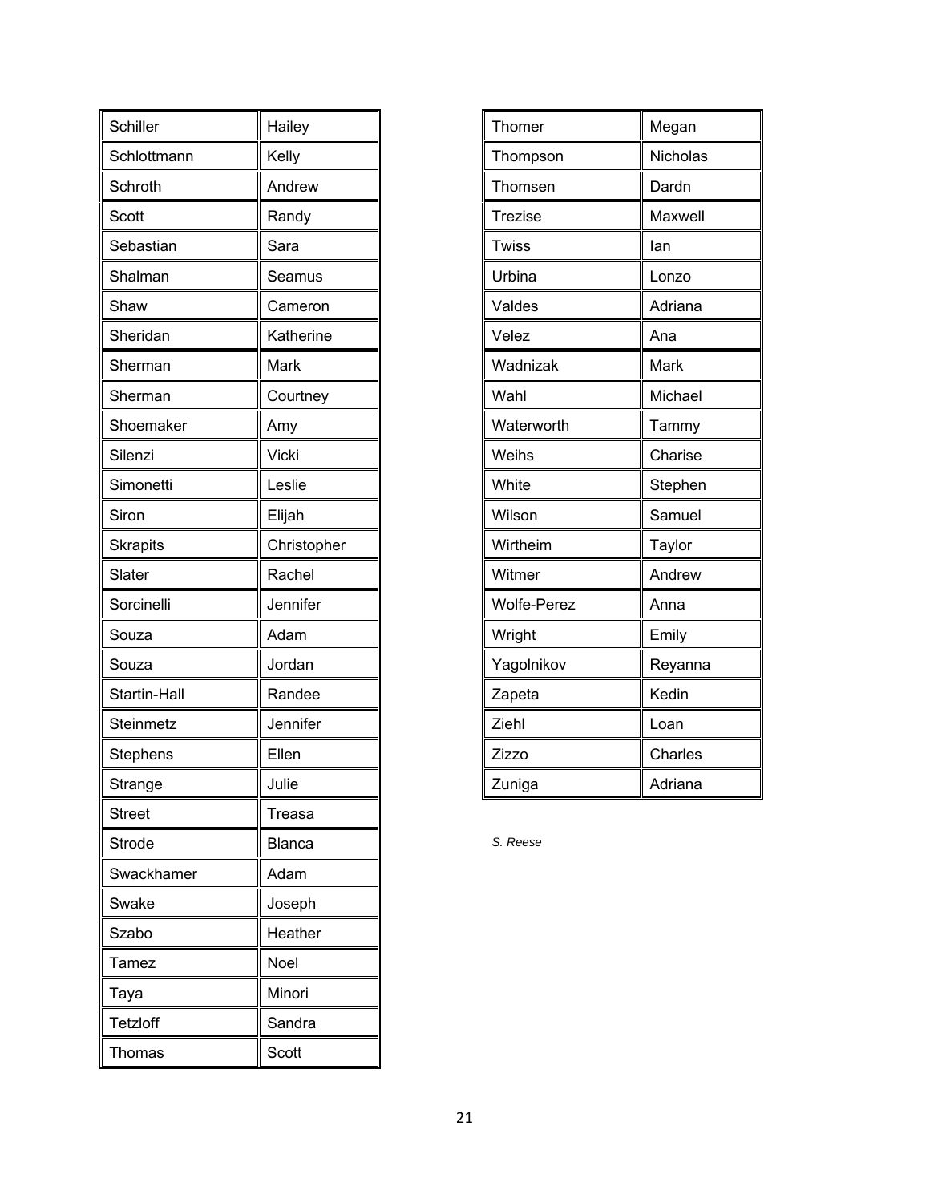| | |
|---|---|
| Schiller | Hailey |
| Schlottmann | Kelly |
| Schroth | Andrew |
| Scott | Randy |
| Sebastian | Sara |
| Shalman | Seamus |
| Shaw | Cameron |
| Sheridan | Katherine |
| Sherman | Mark |
| Sherman | Courtney |
| Shoemaker | Amy |
| Silenzi | Vicki |
| Simonetti | Leslie |
| Siron | Elijah |
| Skrapits | Christopher |
| Slater | Rachel |
| Sorcinelli | Jennifer |
| Souza | Adam |
| Souza | Jordan |
| Startin-Hall | Randee |
| Steinmetz | Jennifer |
| Stephens | Ellen |
| Strange | Julie |
| Street | Treasa |
| Strode | Blanca |
| Swackhamer | Adam |
| Swake | Joseph |
| Szabo | Heather |
| Tamez | Noel |
| Taya | Minori |
| Tetzloff | Sandra |
| Thomas | Scott |

| | |
|---|---|
| Thomer | Megan |
| Thompson | Nicholas |
| Thomsen | Dardn |
| Trezise | Maxwell |
| Twiss | Ian |
| Urbina | Lonzo |
| Valdes | Adriana |
| Velez | Ana |
| Wadnizak | Mark |
| Wahl | Michael |
| Waterworth | Tammy |
| Weihs | Charise |
| White | Stephen |
| Wilson | Samuel |
| Wirtheim | Taylor |
| Witmer | Andrew |
| Wolfe-Perez | Anna |
| Wright | Emily |
| Yagolnikov | Reyanna |
| Zapeta | Kedin |
| Ziehl | Loan |
| Zizzo | Charles |
| Zuniga | Adriana |

*S. Reese*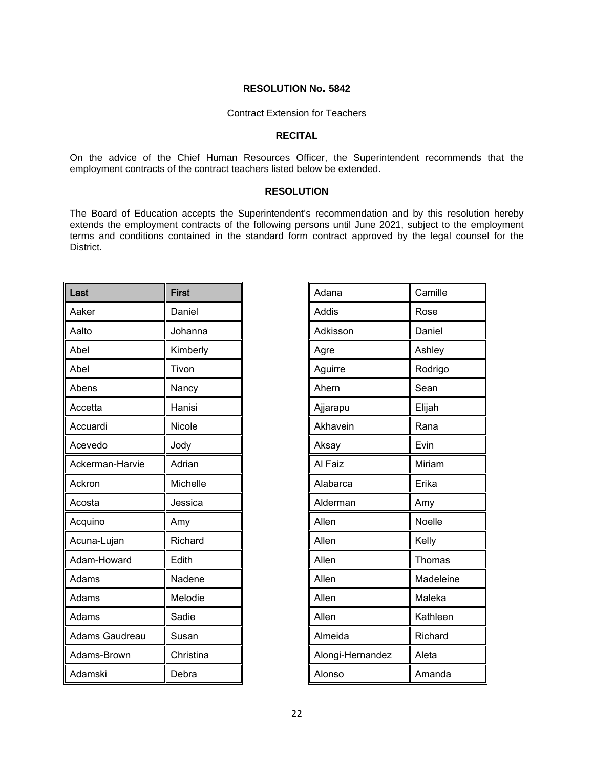**RESOLUTION No. 5842**

Contract Extension for Teachers

**RECITAL**

On the advice of the Chief Human Resources Officer, the Superintendent recommends that the employment contracts of the contract teachers listed below be extended.

**RESOLUTION**

The Board of Education accepts the Superintendent's recommendation and by this resolution hereby extends the employment contracts of the following persons until June 2021, subject to the employment terms and conditions contained in the standard form contract approved by the legal counsel for the District.

| Last | First |
|---|---|
| Aaker | Daniel |
| Aalto | Johanna |
| Abel | Kimberly |
| Abel | Tivon |
| Abens | Nancy |
| Accetta | Hanisi |
| Accuardi | Nicole |
| Acevedo | Jody |
| Ackerman-Harvie | Adrian |
| Ackron | Michelle |
| Acosta | Jessica |
| Acquino | Amy |
| Acuna-Lujan | Richard |
| Adam-Howard | Edith |
| Adams | Nadene |
| Adams | Melodie |
| Adams | Sadie |
| Adams Gaudreau | Susan |
| Adams-Brown | Christina |
| Adamski | Debra |
| Adana | Camille |
| Addis | Rose |
| Adkisson | Daniel |
| Agre | Ashley |
| Aguirre | Rodrigo |
| Ahern | Sean |
| Ajjarapu | Elijah |
| Akhavein | Rana |
| Aksay | Evin |
| Al Faiz | Miriam |
| Alabarca | Erika |
| Alderman | Amy |
| Allen | Noelle |
| Allen | Kelly |
| Allen | Thomas |
| Allen | Madeleine |
| Allen | Maleka |
| Allen | Kathleen |
| Almeida | Richard |
| Alongi-Hernandez | Aleta |
| Alonso | Amanda |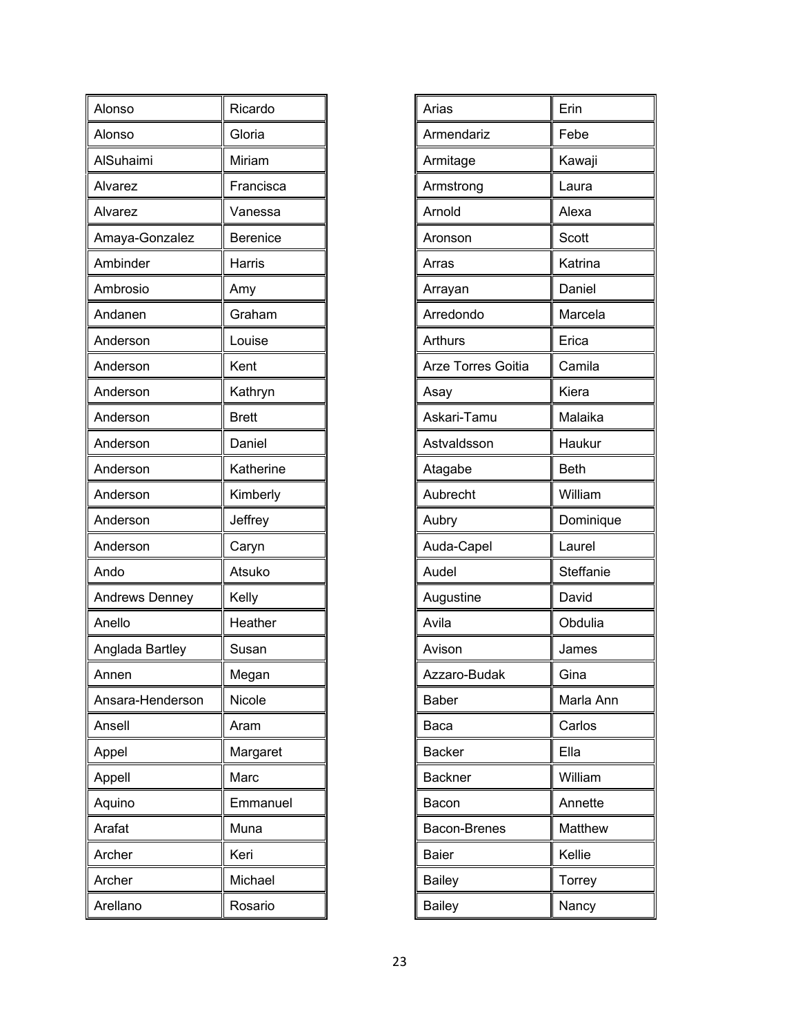| | |
|---|---|
| Alonso | Ricardo |
| Alonso | Gloria |
| AlSuhaimi | Miriam |
| Alvarez | Francisca |
| Alvarez | Vanessa |
| Amaya-Gonzalez | Berenice |
| Ambinder | Harris |
| Ambrosio | Amy |
| Andanen | Graham |
| Anderson | Louise |
| Anderson | Kent |
| Anderson | Kathryn |
| Anderson | Brett |
| Anderson | Daniel |
| Anderson | Katherine |
| Anderson | Kimberly |
| Anderson | Jeffrey |
| Anderson | Caryn |
| Ando | Atsuko |
| Andrews Denney | Kelly |
| Anello | Heather |
| Anglada Bartley | Susan |
| Annen | Megan |
| Ansara-Henderson | Nicole |
| Ansell | Aram |
| Appel | Margaret |
| Appell | Marc |
| Aquino | Emmanuel |
| Arafat | Muna |
| Archer | Keri |
| Archer | Michael |
| Arellano | Rosario |

| | |
|---|---|
| Arias | Erin |
| Armendariz | Febe |
| Armitage | Kawaji |
| Armstrong | Laura |
| Arnold | Alexa |
| Aronson | Scott |
| Arras | Katrina |
| Arrayan | Daniel |
| Arredondo | Marcela |
| Arthurs | Erica |
| Arze Torres Goitia | Camila |
| Asay | Kiera |
| Askari-Tamu | Malaika |
| Astvaldsson | Haukur |
| Atagabe | Beth |
| Aubrecht | William |
| Aubry | Dominique |
| Auda-Capel | Laurel |
| Audel | Steffanie |
| Augustine | David |
| Avila | Obdulia |
| Avison | James |
| Azzaro-Budak | Gina |
| Baber | Marla Ann |
| Baca | Carlos |
| Backer | Ella |
| Backner | William |
| Bacon | Annette |
| Bacon-Brenes | Matthew |
| Baier | Kellie |
| Bailey | Torrey |
| Bailey | Nancy |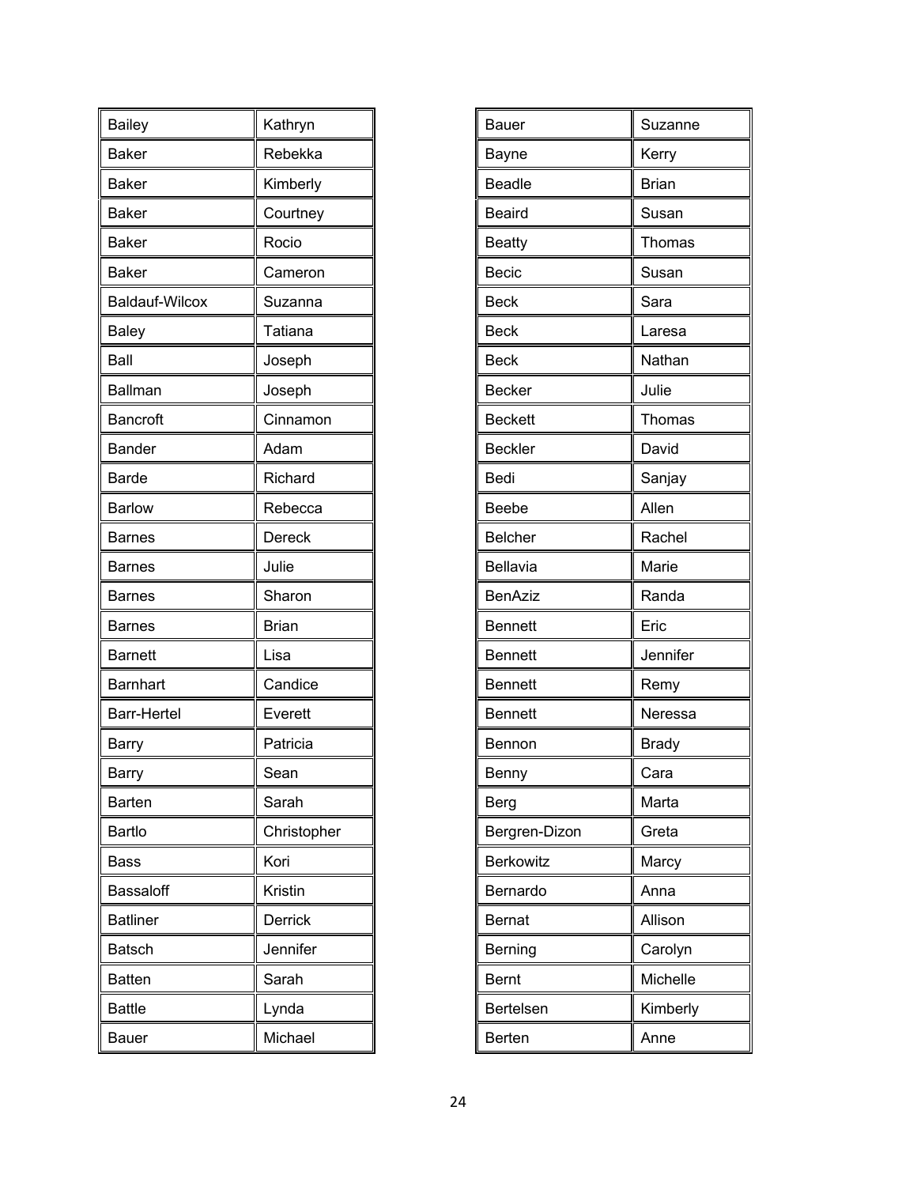| | |
|---|---|
| Bailey | Kathryn |
| Baker | Rebekka |
| Baker | Kimberly |
| Baker | Courtney |
| Baker | Rocio |
| Baker | Cameron |
| Baldauf-Wilcox | Suzanna |
| Baley | Tatiana |
| Ball | Joseph |
| Ballman | Joseph |
| Bancroft | Cinnamon |
| Bander | Adam |
| Barde | Richard |
| Barlow | Rebecca |
| Barnes | Dereck |
| Barnes | Julie |
| Barnes | Sharon |
| Barnes | Brian |
| Barnett | Lisa |
| Barnhart | Candice |
| Barr-Hertel | Everett |
| Barry | Patricia |
| Barry | Sean |
| Barten | Sarah |
| Bartlo | Christopher |
| Bass | Kori |
| Bassaloff | Kristin |
| Batliner | Derrick |
| Batsch | Jennifer |
| Batten | Sarah |
| Battle | Lynda |
| Bauer | Michael |

| | |
|---|---|
| Bauer | Suzanne |
| Bayne | Kerry |
| Beadle | Brian |
| Beaird | Susan |
| Beatty | Thomas |
| Becic | Susan |
| Beck | Sara |
| Beck | Laresa |
| Beck | Nathan |
| Becker | Julie |
| Beckett | Thomas |
| Beckler | David |
| Bedi | Sanjay |
| Beebe | Allen |
| Belcher | Rachel |
| Bellavia | Marie |
| BenAziz | Randa |
| Bennett | Eric |
| Bennett | Jennifer |
| Bennett | Remy |
| Bennett | Neressa |
| Bennon | Brady |
| Benny | Cara |
| Berg | Marta |
| Bergren-Dizon | Greta |
| Berkowitz | Marcy |
| Bernardo | Anna |
| Bernat | Allison |
| Berning | Carolyn |
| Bernt | Michelle |
| Bertelsen | Kimberly |
| Berten | Anne |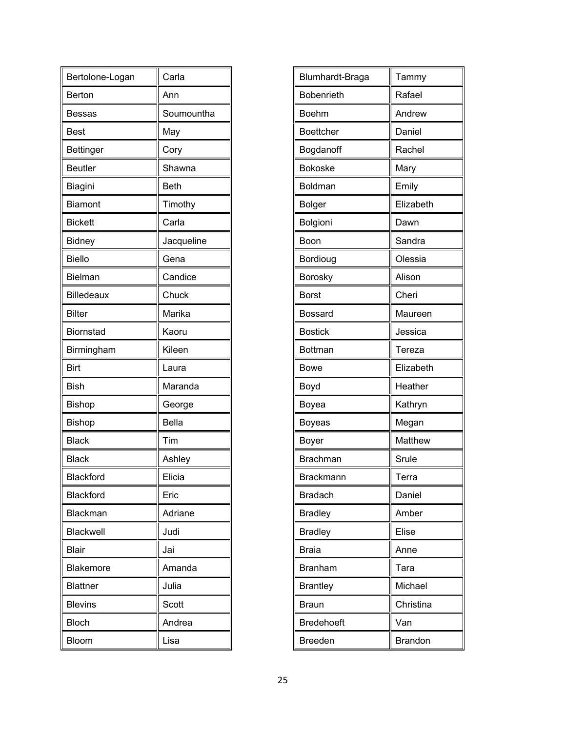| | |
|---|---|
| Bertolone-Logan | Carla |
| Berton | Ann |
| Bessas | Soumountha |
| Best | May |
| Bettinger | Cory |
| Beutler | Shawna |
| Biagini | Beth |
| Biamont | Timothy |
| Bickett | Carla |
| Bidney | Jacqueline |
| Biello | Gena |
| Bielman | Candice |
| Billedeaux | Chuck |
| Bilter | Marika |
| Biornstad | Kaoru |
| Birmingham | Kileen |
| Birt | Laura |
| Bish | Maranda |
| Bishop | George |
| Bishop | Bella |
| Black | Tim |
| Black | Ashley |
| Blackford | Elicia |
| Blackford | Eric |
| Blackman | Adriane |
| Blackwell | Judi |
| Blair | Jai |
| Blakemore | Amanda |
| Blattner | Julia |
| Blevins | Scott |
| Bloch | Andrea |
| Bloom | Lisa |

| | |
|---|---|
| Blumhardt-Braga | Tammy |
| Bobenrieth | Rafael |
| Boehm | Andrew |
| Boettcher | Daniel |
| Bogdanoff | Rachel |
| Bokoske | Mary |
| Boldman | Emily |
| Bolger | Elizabeth |
| Bolgioni | Dawn |
| Boon | Sandra |
| Bordioug | Olessia |
| Borosky | Alison |
| Borst | Cheri |
| Bossard | Maureen |
| Bostick | Jessica |
| Bottman | Tereza |
| Bowe | Elizabeth |
| Boyd | Heather |
| Boyea | Kathryn |
| Boyeas | Megan |
| Boyer | Matthew |
| Brachman | Srule |
| Brackmann | Terra |
| Bradach | Daniel |
| Bradley | Amber |
| Bradley | Elise |
| Braia | Anne |
| Branham | Tara |
| Brantley | Michael |
| Braun | Christina |
| Bredehoeft | Van |
| Breeden | Brandon |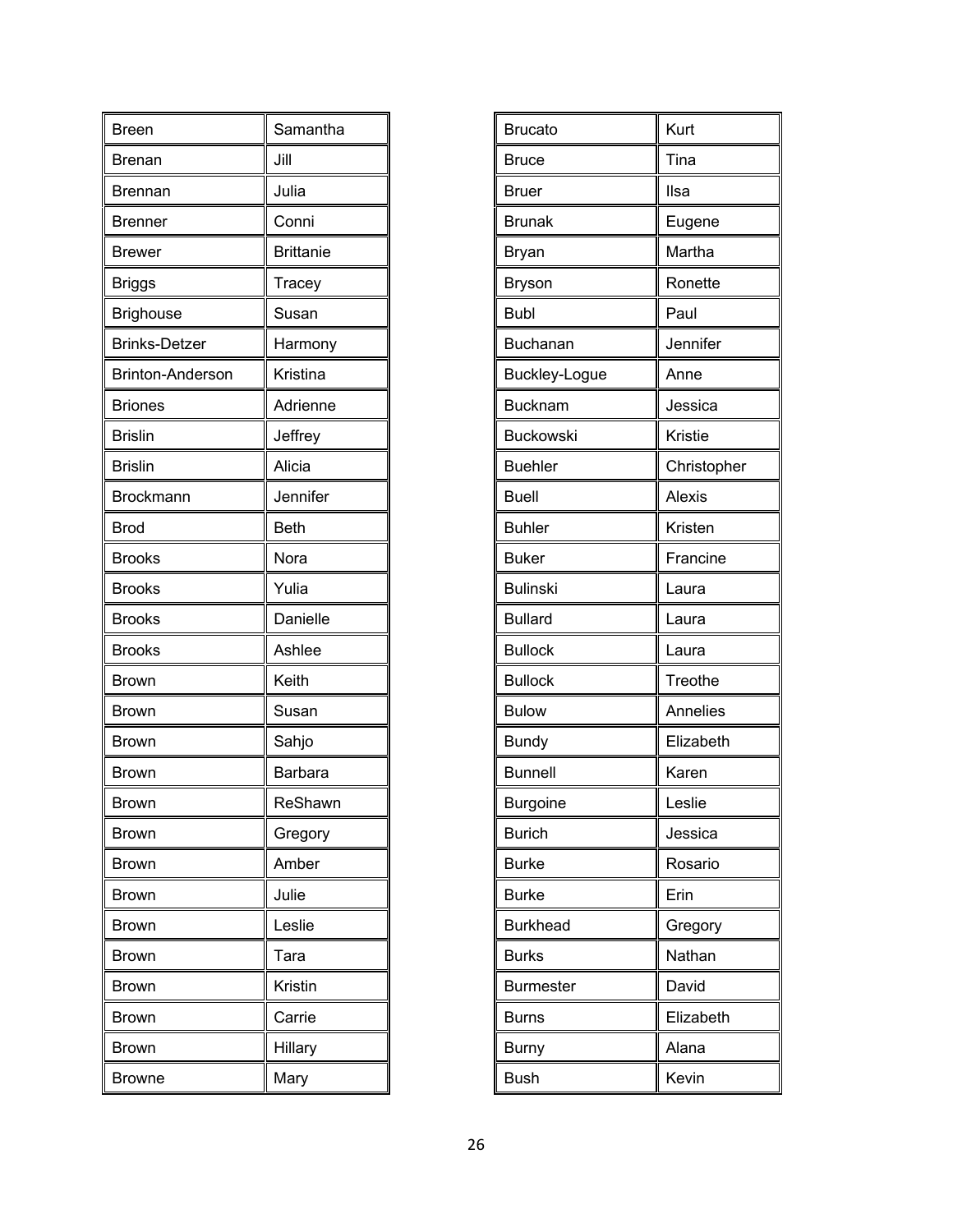| Breen | Samantha |
|---|---|
| Brenan | Jill |
| Brennan | Julia |
| Brenner | Conni |
| Brewer | Brittanie |
| Briggs | Tracey |
| Brighouse | Susan |
| Brinks-Detzer | Harmony |
| Brinton-Anderson | Kristina |
| Briones | Adrienne |
| Brislin | Jeffrey |
| Brislin | Alicia |
| Brockmann | Jennifer |
| Brod | Beth |
| Brooks | Nora |
| Brooks | Yulia |
| Brooks | Danielle |
| Brooks | Ashlee |
| Brown | Keith |
| Brown | Susan |
| Brown | Sahjo |
| Brown | Barbara |
| Brown | ReShawn |
| Brown | Gregory |
| Brown | Amber |
| Brown | Julie |
| Brown | Leslie |
| Brown | Tara |
| Brown | Kristin |
| Brown | Carrie |
| Brown | Hillary |
| Browne | Mary |

| Brucato | Kurt |
|---|---|
| Bruce | Tina |
| Bruer | Ilsa |
| Brunak | Eugene |
| Bryan | Martha |
| Bryson | Ronette |
| Bubl | Paul |
| Buchanan | Jennifer |
| Buckley-Logue | Anne |
| Bucknam | Jessica |
| Buckowski | Kristie |
| Buehler | Christopher |
| Buell | Alexis |
| Buhler | Kristen |
| Buker | Francine |
| Bulinski | Laura |
| Bullard | Laura |
| Bullock | Laura |
| Bullock | Treothe |
| Bulow | Annelies |
| Bundy | Elizabeth |
| Bunnell | Karen |
| Burgoine | Leslie |
| Burich | Jessica |
| Burke | Rosario |
| Burke | Erin |
| Burkhead | Gregory |
| Burks | Nathan |
| Burmester | David |
| Burns | Elizabeth |
| Burny | Alana |
| Bush | Kevin |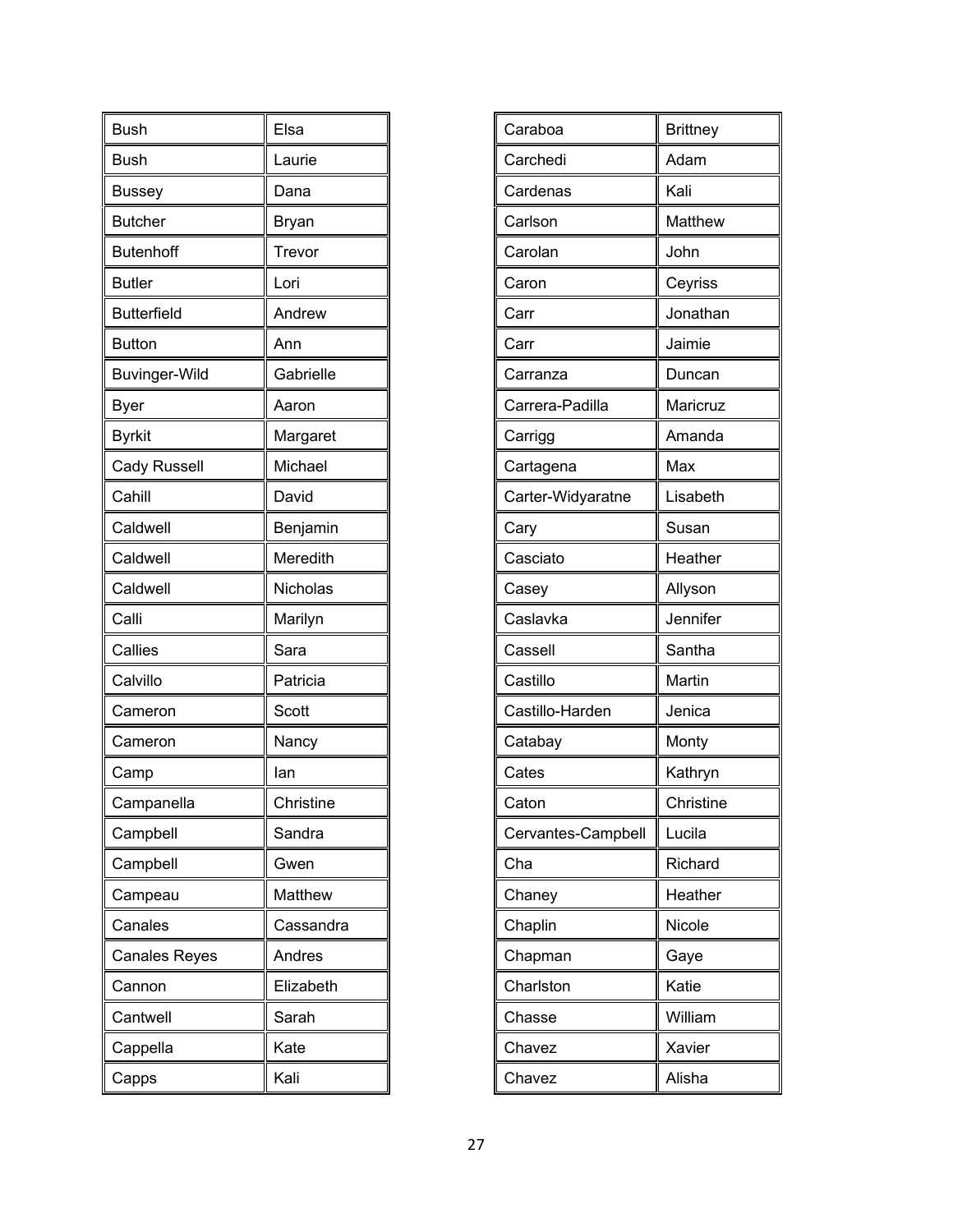| Bush | Elsa |
|---|---|
| Bush | Laurie |
| Bussey | Dana |
| Butcher | Bryan |
| Butenhoff | Trevor |
| Butler | Lori |
| Butterfield | Andrew |
| Button | Ann |
| Buvinger-Wild | Gabrielle |
| Byer | Aaron |
| Byrkit | Margaret |
| Cady Russell | Michael |
| Cahill | David |
| Caldwell | Benjamin |
| Caldwell | Meredith |
| Caldwell | Nicholas |
| Calli | Marilyn |
| Callies | Sara |
| Calvillo | Patricia |
| Cameron | Scott |
| Cameron | Nancy |
| Camp | Ian |
| Campanella | Christine |
| Campbell | Sandra |
| Campbell | Gwen |
| Campeau | Matthew |
| Canales | Cassandra |
| Canales Reyes | Andres |
| Cannon | Elizabeth |
| Cantwell | Sarah |
| Cappella | Kate |
| Capps | Kali |

| Caraboa | Brittney |
|---|---|
| Carchedi | Adam |
| Cardenas | Kali |
| Carlson | Matthew |
| Carolan | John |
| Caron | Ceyriss |
| Carr | Jonathan |
| Carr | Jaimie |
| Carranza | Duncan |
| Carrera-Padilla | Maricruz |
| Carrigg | Amanda |
| Cartagena | Max |
| Carter-Widyaratne | Lisabeth |
| Cary | Susan |
| Casciato | Heather |
| Casey | Allyson |
| Caslavka | Jennifer |
| Cassell | Santha |
| Castillo | Martin |
| Castillo-Harden | Jenica |
| Catabay | Monty |
| Cates | Kathryn |
| Caton | Christine |
| Cervantes-Campbell | Lucila |
| Cha | Richard |
| Chaney | Heather |
| Chaplin | Nicole |
| Chapman | Gaye |
| Charlston | Katie |
| Chasse | William |
| Chavez | Xavier |
| Chavez | Alisha |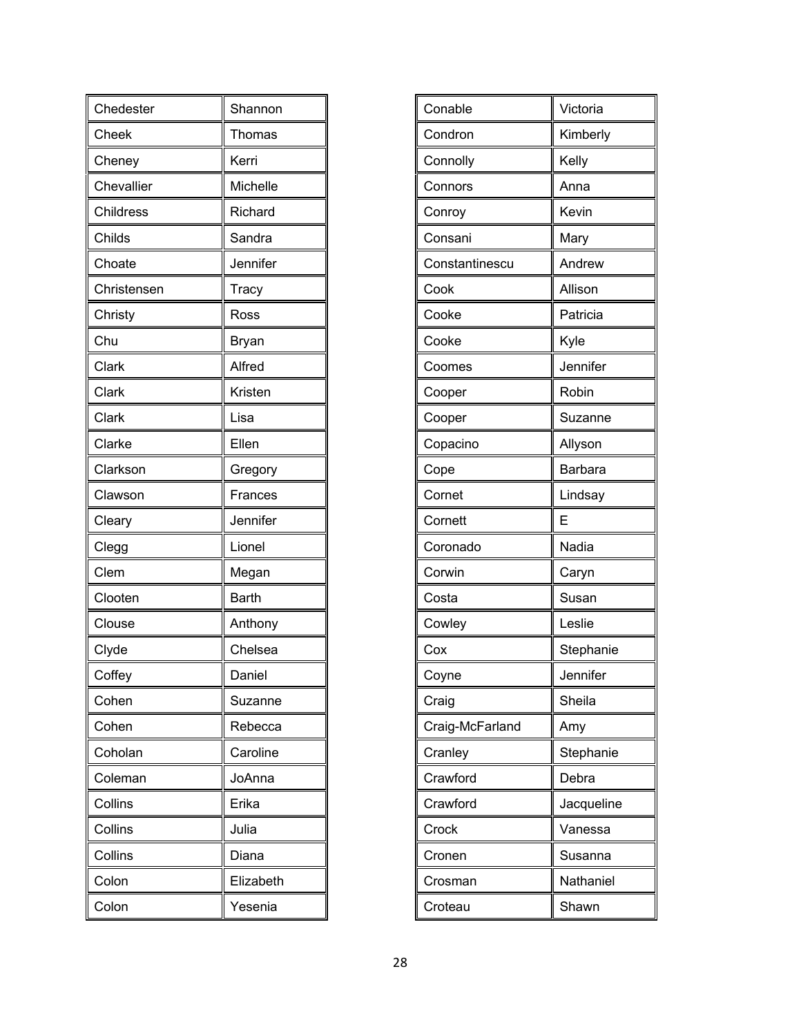| | |
|---|---|
| Chedester | Shannon |
| Cheek | Thomas |
| Cheney | Kerri |
| Chevallier | Michelle |
| Childress | Richard |
| Childs | Sandra |
| Choate | Jennifer |
| Christensen | Tracy |
| Christy | Ross |
| Chu | Bryan |
| Clark | Alfred |
| Clark | Kristen |
| Clark | Lisa |
| Clarke | Ellen |
| Clarkson | Gregory |
| Clawson | Frances |
| Cleary | Jennifer |
| Clegg | Lionel |
| Clem | Megan |
| Clooten | Barth |
| Clouse | Anthony |
| Clyde | Chelsea |
| Coffey | Daniel |
| Cohen | Suzanne |
| Cohen | Rebecca |
| Coholan | Caroline |
| Coleman | JoAnna |
| Collins | Erika |
| Collins | Julia |
| Collins | Diana |
| Colon | Elizabeth |
| Colon | Yesenia |
| Conable | Victoria |
| Condron | Kimberly |
| Connolly | Kelly |
| Connors | Anna |
| Conroy | Kevin |
| Consani | Mary |
| Constantinescu | Andrew |
| Cook | Allison |
| Cooke | Patricia |
| Cooke | Kyle |
| Coomes | Jennifer |
| Cooper | Robin |
| Cooper | Suzanne |
| Copacino | Allyson |
| Cope | Barbara |
| Cornet | Lindsay |
| Cornett | E |
| Coronado | Nadia |
| Corwin | Caryn |
| Costa | Susan |
| Cowley | Leslie |
| Cox | Stephanie |
| Coyne | Jennifer |
| Craig | Sheila |
| Craig-McFarland | Amy |
| Cranley | Stephanie |
| Crawford | Debra |
| Crawford | Jacqueline |
| Crock | Vanessa |
| Cronen | Susanna |
| Crosman | Nathaniel |
| Croteau | Shawn |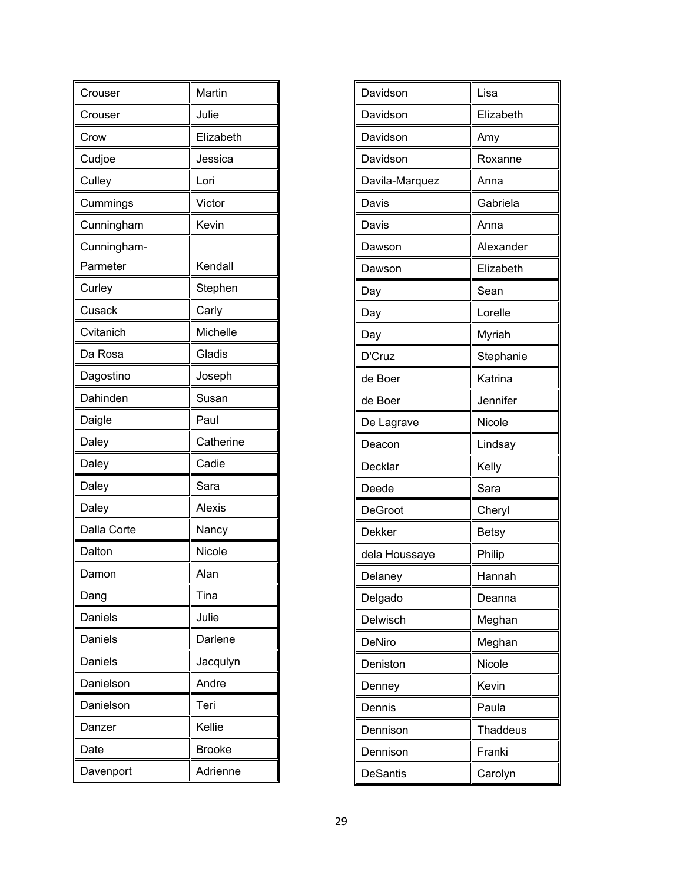| | |
|---|---|
| Crouser | Martin |
| Crouser | Julie |
| Crow | Elizabeth |
| Cudjoe | Jessica |
| Culley | Lori |
| Cummings | Victor |
| Cunningham | Kevin |
| Cunningham-Parmeter | Kendall |
| Curley | Stephen |
| Cusack | Carly |
| Cvitanich | Michelle |
| Da Rosa | Gladis |
| Dagostino | Joseph |
| Dahinden | Susan |
| Daigle | Paul |
| Daley | Catherine |
| Daley | Cadie |
| Daley | Sara |
| Daley | Alexis |
| Dalla Corte | Nancy |
| Dalton | Nicole |
| Damon | Alan |
| Dang | Tina |
| Daniels | Julie |
| Daniels | Darlene |
| Daniels | Jacqulyn |
| Danielson | Andre |
| Danielson | Teri |
| Danzer | Kellie |
| Date | Brooke |
| Davenport | Adrienne |

| | |
|---|---|
| Davidson | Lisa |
| Davidson | Elizabeth |
| Davidson | Amy |
| Davidson | Roxanne |
| Davila-Marquez | Anna |
| Davis | Gabriela |
| Davis | Anna |
| Dawson | Alexander |
| Dawson | Elizabeth |
| Day | Sean |
| Day | Lorelle |
| Day | Myriah |
| D'Cruz | Stephanie |
| de Boer | Katrina |
| de Boer | Jennifer |
| De Lagrave | Nicole |
| Deacon | Lindsay |
| Decklar | Kelly |
| Deede | Sara |
| DeGroot | Cheryl |
| Dekker | Betsy |
| dela Houssaye | Philip |
| Delaney | Hannah |
| Delgado | Deanna |
| Delwisch | Meghan |
| DeNiro | Meghan |
| Deniston | Nicole |
| Denney | Kevin |
| Dennis | Paula |
| Dennison | Thaddeus |
| Dennison | Franki |
| DeSantis | Carolyn |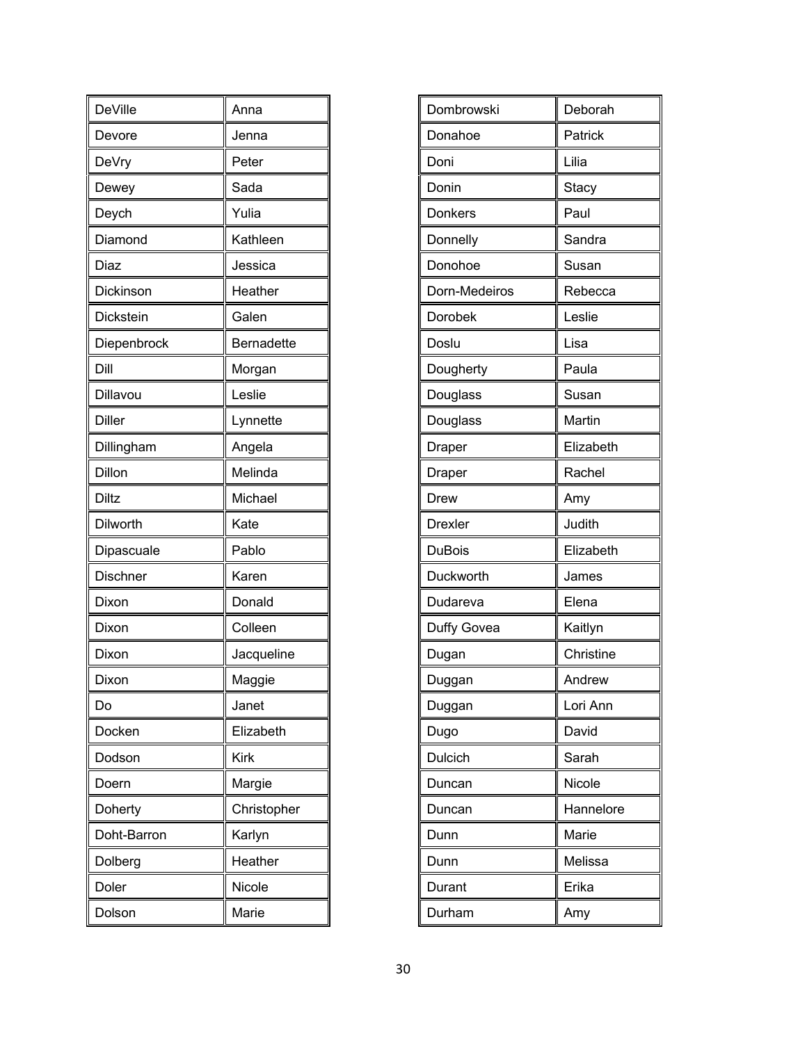| | |
|---|---|
| DeVille | Anna |
| Devore | Jenna |
| DeVry | Peter |
| Dewey | Sada |
| Deych | Yulia |
| Diamond | Kathleen |
| Diaz | Jessica |
| Dickinson | Heather |
| Dickstein | Galen |
| Diepenbrock | Bernadette |
| Dill | Morgan |
| Dillavou | Leslie |
| Diller | Lynnette |
| Dillingham | Angela |
| Dillon | Melinda |
| Diltz | Michael |
| Dilworth | Kate |
| Dipascuale | Pablo |
| Dischner | Karen |
| Dixon | Donald |
| Dixon | Colleen |
| Dixon | Jacqueline |
| Dixon | Maggie |
| Do | Janet |
| Docken | Elizabeth |
| Dodson | Kirk |
| Doern | Margie |
| Doherty | Christopher |
| Doht-Barron | Karlyn |
| Dolberg | Heather |
| Doler | Nicole |
| Dolson | Marie |

| | |
|---|---|
| Dombrowski | Deborah |
| Donahoe | Patrick |
| Doni | Lilia |
| Donin | Stacy |
| Donkers | Paul |
| Donnelly | Sandra |
| Donohoe | Susan |
| Dorn-Medeiros | Rebecca |
| Dorobek | Leslie |
| Doslu | Lisa |
| Dougherty | Paula |
| Douglass | Susan |
| Douglass | Martin |
| Draper | Elizabeth |
| Draper | Rachel |
| Drew | Amy |
| Drexler | Judith |
| DuBois | Elizabeth |
| Duckworth | James |
| Dudareva | Elena |
| Duffy Govea | Kaitlyn |
| Dugan | Christine |
| Duggan | Andrew |
| Duggan | Lori Ann |
| Dugo | David |
| Dulcich | Sarah |
| Duncan | Nicole |
| Duncan | Hannelore |
| Dunn | Marie |
| Dunn | Melissa |
| Durant | Erika |
| Durham | Amy |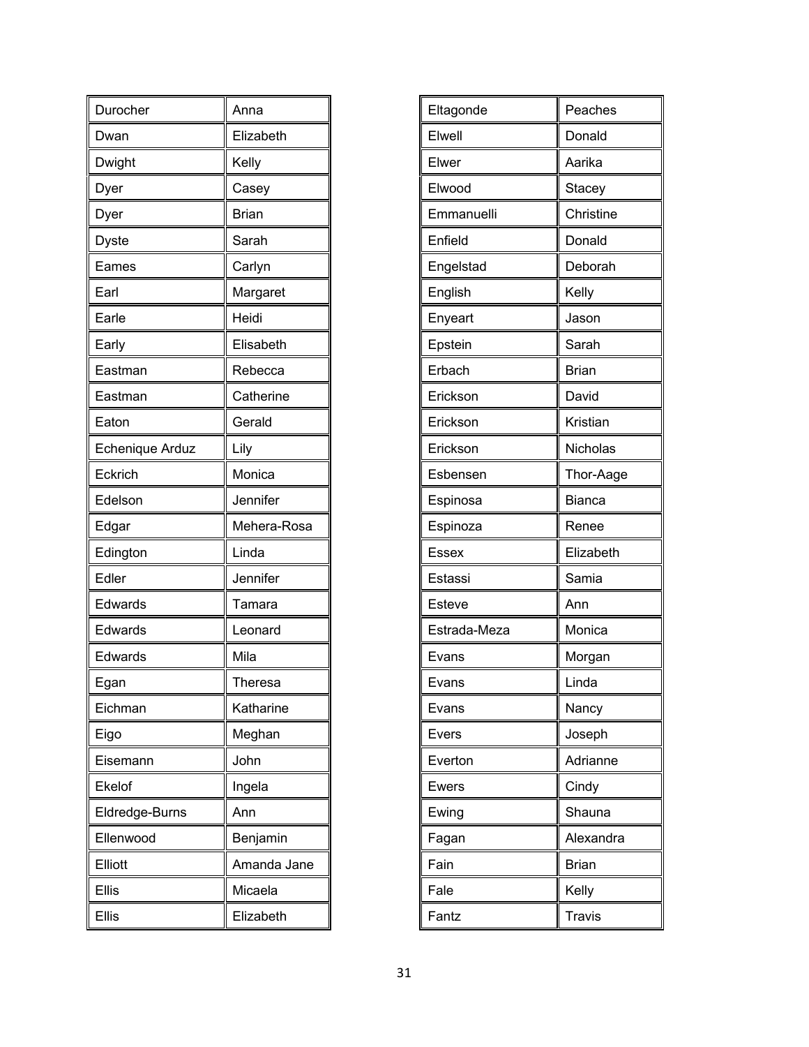| | |
|---|---|
| Durocher | Anna |
| Dwan | Elizabeth |
| Dwight | Kelly |
| Dyer | Casey |
| Dyer | Brian |
| Dyste | Sarah |
| Eames | Carlyn |
| Earl | Margaret |
| Earle | Heidi |
| Early | Elisabeth |
| Eastman | Rebecca |
| Eastman | Catherine |
| Eaton | Gerald |
| Echenique Arduz | Lily |
| Eckrich | Monica |
| Edelson | Jennifer |
| Edgar | Mehera-Rosa |
| Edington | Linda |
| Edler | Jennifer |
| Edwards | Tamara |
| Edwards | Leonard |
| Edwards | Mila |
| Egan | Theresa |
| Eichman | Katharine |
| Eigo | Meghan |
| Eisemann | John |
| Ekelof | Ingela |
| Eldredge-Burns | Ann |
| Ellenwood | Benjamin |
| Elliott | Amanda Jane |
| Ellis | Micaela |
| Ellis | Elizabeth |

| | |
|---|---|
| Eltagonde | Peaches |
| Elwell | Donald |
| Elwer | Aarika |
| Elwood | Stacey |
| Emmanuelli | Christine |
| Enfield | Donald |
| Engelstad | Deborah |
| English | Kelly |
| Enyeart | Jason |
| Epstein | Sarah |
| Erbach | Brian |
| Erickson | David |
| Erickson | Kristian |
| Erickson | Nicholas |
| Esbensen | Thor-Aage |
| Espinosa | Bianca |
| Espinoza | Renee |
| Essex | Elizabeth |
| Estassi | Samia |
| Esteve | Ann |
| Estrada-Meza | Monica |
| Evans | Morgan |
| Evans | Linda |
| Evans | Nancy |
| Evers | Joseph |
| Everton | Adrianne |
| Ewers | Cindy |
| Ewing | Shauna |
| Fagan | Alexandra |
| Fain | Brian |
| Fale | Kelly |
| Fantz | Travis |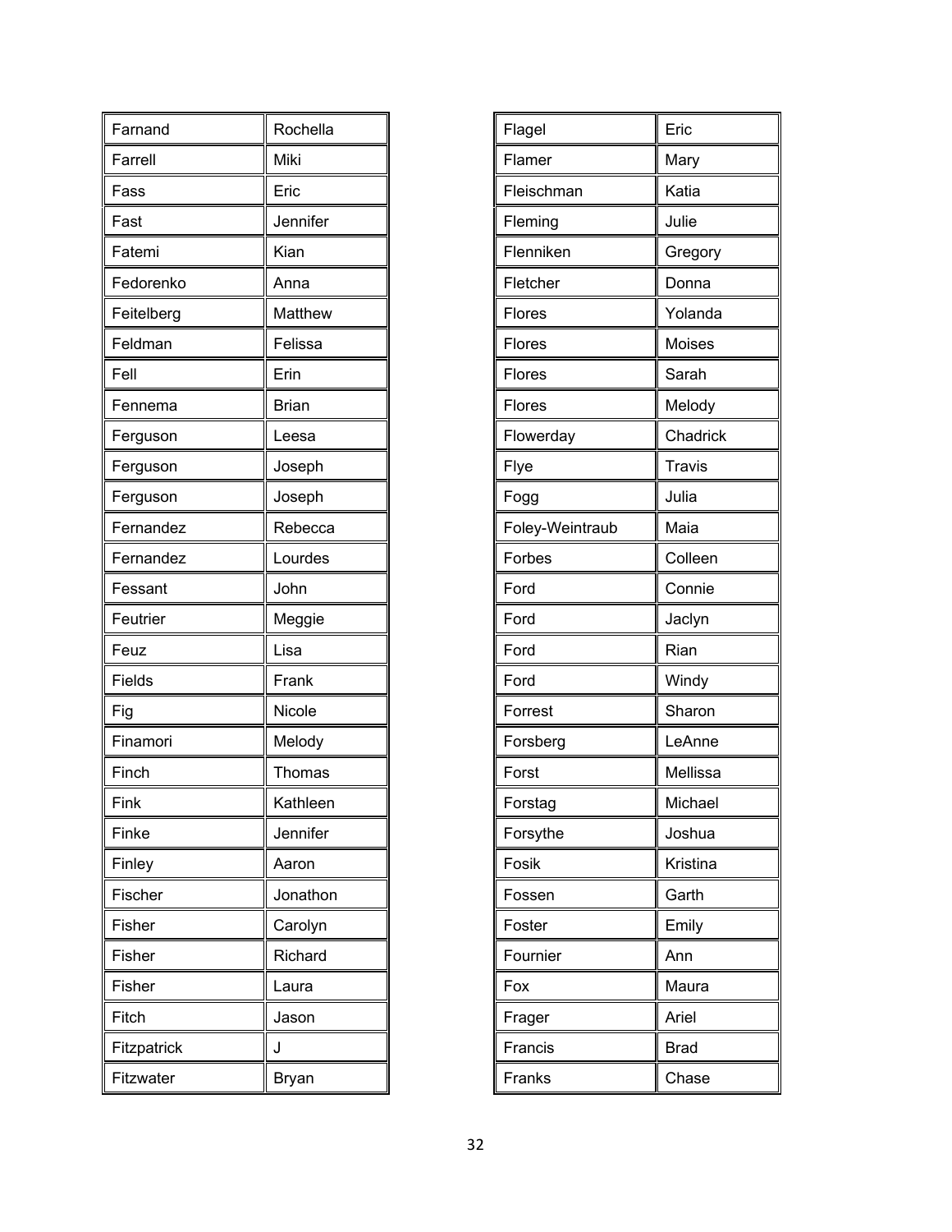| Farnand | Rochella |
|---|---|
| Farrell | Miki |
| Fass | Eric |
| Fast | Jennifer |
| Fatemi | Kian |
| Fedorenko | Anna |
| Feitelberg | Matthew |
| Feldman | Felissa |
| Fell | Erin |
| Fennema | Brian |
| Ferguson | Leesa |
| Ferguson | Joseph |
| Ferguson | Joseph |
| Fernandez | Rebecca |
| Fernandez | Lourdes |
| Fessant | John |
| Feutrier | Meggie |
| Feuz | Lisa |
| Fields | Frank |
| Fig | Nicole |
| Finamori | Melody |
| Finch | Thomas |
| Fink | Kathleen |
| Finke | Jennifer |
| Finley | Aaron |
| Fischer | Jonathon |
| Fisher | Carolyn |
| Fisher | Richard |
| Fisher | Laura |
| Fitch | Jason |
| Fitzpatrick | J |
| Fitzwater | Bryan |

| Flagel | Eric |
|---|---|
| Flamer | Mary |
| Fleischman | Katia |
| Fleming | Julie |
| Flenniken | Gregory |
| Fletcher | Donna |
| Flores | Yolanda |
| Flores | Moises |
| Flores | Sarah |
| Flores | Melody |
| Flowerday | Chadrick |
| Flye | Travis |
| Fogg | Julia |
| Foley-Weintraub | Maia |
| Forbes | Colleen |
| Ford | Connie |
| Ford | Jaclyn |
| Ford | Rian |
| Ford | Windy |
| Forrest | Sharon |
| Forsberg | LeAnne |
| Forst | Mellissa |
| Forstag | Michael |
| Forsythe | Joshua |
| Fosik | Kristina |
| Fossen | Garth |
| Foster | Emily |
| Fournier | Ann |
| Fox | Maura |
| Frager | Ariel |
| Francis | Brad |
| Franks | Chase |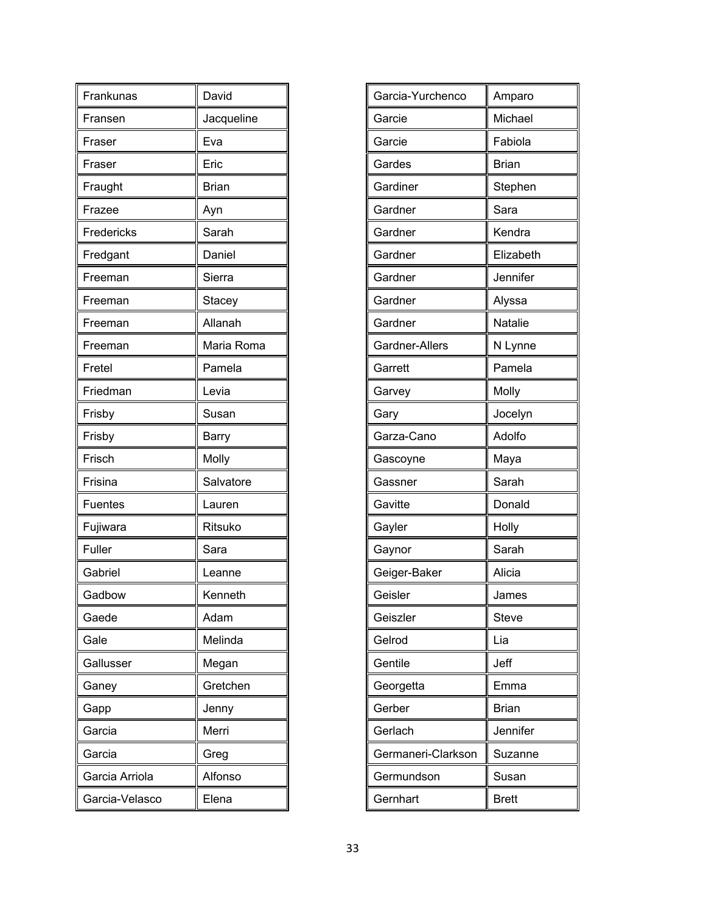| Frankunas | David |
|---|---|
| Fransen | Jacqueline |
| Fraser | Eva |
| Fraser | Eric |
| Fraught | Brian |
| Frazee | Ayn |
| Fredericks | Sarah |
| Fredgant | Daniel |
| Freeman | Sierra |
| Freeman | Stacey |
| Freeman | Allanah |
| Freeman | Maria Roma |
| Fretel | Pamela |
| Friedman | Levia |
| Frisby | Susan |
| Frisby | Barry |
| Frisch | Molly |
| Frisina | Salvatore |
| Fuentes | Lauren |
| Fujiwara | Ritsuko |
| Fuller | Sara |
| Gabriel | Leanne |
| Gadbow | Kenneth |
| Gaede | Adam |
| Gale | Melinda |
| Gallusser | Megan |
| Ganey | Gretchen |
| Gapp | Jenny |
| Garcia | Merri |
| Garcia | Greg |
| Garcia Arriola | Alfonso |
| Garcia-Velasco | Elena |

| Garcia-Yurchenco | Amparo |
|---|---|
| Garcie | Michael |
| Garcie | Fabiola |
| Gardes | Brian |
| Gardiner | Stephen |
| Gardner | Sara |
| Gardner | Kendra |
| Gardner | Elizabeth |
| Gardner | Jennifer |
| Gardner | Alyssa |
| Gardner | Natalie |
| Gardner-Allers | N Lynne |
| Garrett | Pamela |
| Garvey | Molly |
| Gary | Jocelyn |
| Garza-Cano | Adolfo |
| Gascoyne | Maya |
| Gassner | Sarah |
| Gavitte | Donald |
| Gayler | Holly |
| Gaynor | Sarah |
| Geiger-Baker | Alicia |
| Geisler | James |
| Geiszler | Steve |
| Gelrod | Lia |
| Gentile | Jeff |
| Georgetta | Emma |
| Gerber | Brian |
| Gerlach | Jennifer |
| Germaneri-Clarkson | Suzanne |
| Germundson | Susan |
| Gernhart | Brett |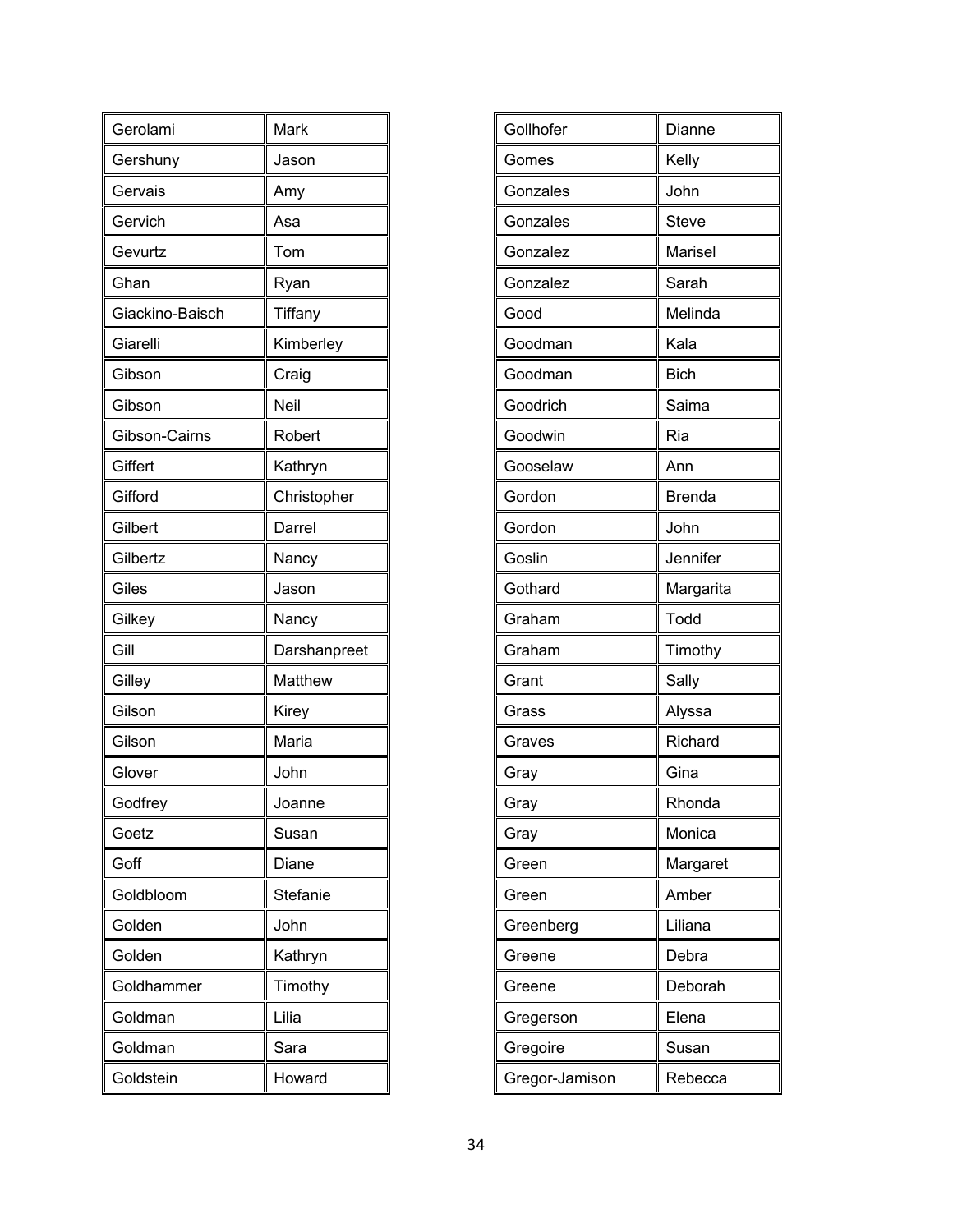| Gerolami | Mark |
|---|---|
| Gershuny | Jason |
| Gervais | Amy |
| Gervich | Asa |
| Gevurtz | Tom |
| Ghan | Ryan |
| Giackino-Baisch | Tiffany |
| Giarelli | Kimberley |
| Gibson | Craig |
| Gibson | Neil |
| Gibson-Cairns | Robert |
| Giffert | Kathryn |
| Gifford | Christopher |
| Gilbert | Darrel |
| Gilbertz | Nancy |
| Giles | Jason |
| Gilkey | Nancy |
| Gill | Darshanpreet |
| Gilley | Matthew |
| Gilson | Kirey |
| Gilson | Maria |
| Glover | John |
| Godfrey | Joanne |
| Goetz | Susan |
| Goff | Diane |
| Goldbloom | Stefanie |
| Golden | John |
| Golden | Kathryn |
| Goldhammer | Timothy |
| Goldman | Lilia |
| Goldman | Sara |
| Goldstein | Howard |

| Gollhofer | Dianne |
|---|---|
| Gomes | Kelly |
| Gonzales | John |
| Gonzales | Steve |
| Gonzalez | Marisel |
| Gonzalez | Sarah |
| Good | Melinda |
| Goodman | Kala |
| Goodman | Bich |
| Goodrich | Saima |
| Goodwin | Ria |
| Gooselaw | Ann |
| Gordon | Brenda |
| Gordon | John |
| Goslin | Jennifer |
| Gothard | Margarita |
| Graham | Todd |
| Graham | Timothy |
| Grant | Sally |
| Grass | Alyssa |
| Graves | Richard |
| Gray | Gina |
| Gray | Rhonda |
| Gray | Monica |
| Green | Margaret |
| Green | Amber |
| Greenberg | Liliana |
| Greene | Debra |
| Greene | Deborah |
| Gregerson | Elena |
| Gregoire | Susan |
| Gregor-Jamison | Rebecca |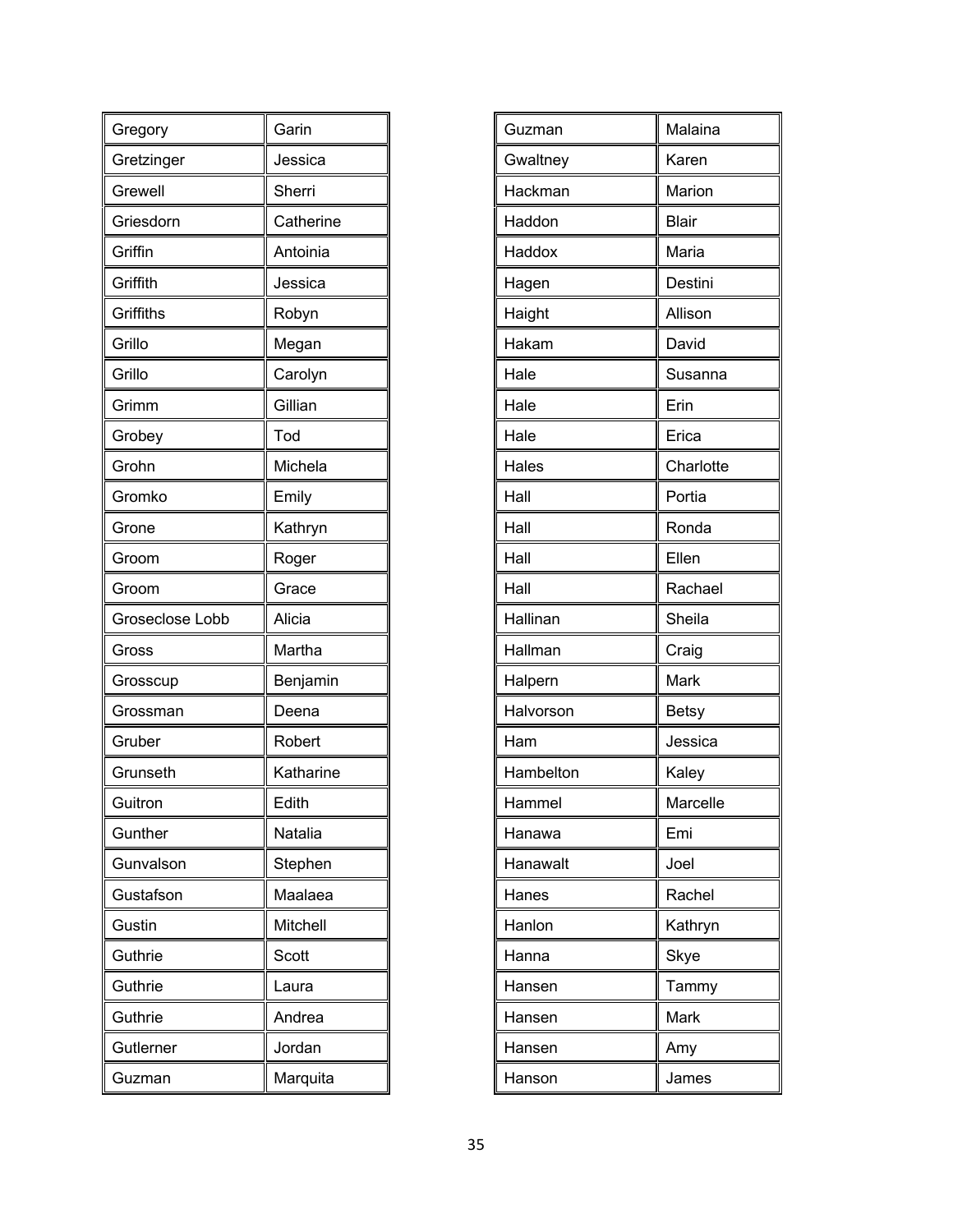| Gregory | Garin |
|---|---|
| Gretzinger | Jessica |
| Grewell | Sherri |
| Griesdorn | Catherine |
| Griffin | Antoinia |
| Griffith | Jessica |
| Griffiths | Robyn |
| Grillo | Megan |
| Grillo | Carolyn |
| Grimm | Gillian |
| Grobey | Tod |
| Grohn | Michela |
| Gromko | Emily |
| Grone | Kathryn |
| Groom | Roger |
| Groom | Grace |
| Groseclose Lobb | Alicia |
| Gross | Martha |
| Grosscup | Benjamin |
| Grossman | Deena |
| Gruber | Robert |
| Grunseth | Katharine |
| Guitron | Edith |
| Gunther | Natalia |
| Gunvalson | Stephen |
| Gustafson | Maalaea |
| Gustin | Mitchell |
| Guthrie | Scott |
| Guthrie | Laura |
| Guthrie | Andrea |
| Gutlerner | Jordan |
| Guzman | Marquita |

| Guzman | Malaina |
|---|---|
| Gwaltney | Karen |
| Hackman | Marion |
| Haddon | Blair |
| Haddox | Maria |
| Hagen | Destini |
| Haight | Allison |
| Hakam | David |
| Hale | Susanna |
| Hale | Erin |
| Hale | Erica |
| Hales | Charlotte |
| Hall | Portia |
| Hall | Ronda |
| Hall | Ellen |
| Hall | Rachael |
| Hallinan | Sheila |
| Hallman | Craig |
| Halpern | Mark |
| Halvorson | Betsy |
| Ham | Jessica |
| Hambelton | Kaley |
| Hammel | Marcelle |
| Hanawa | Emi |
| Hanawalt | Joel |
| Hanes | Rachel |
| Hanlon | Kathryn |
| Hanna | Skye |
| Hansen | Tammy |
| Hansen | Mark |
| Hansen | Amy |
| Hanson | James |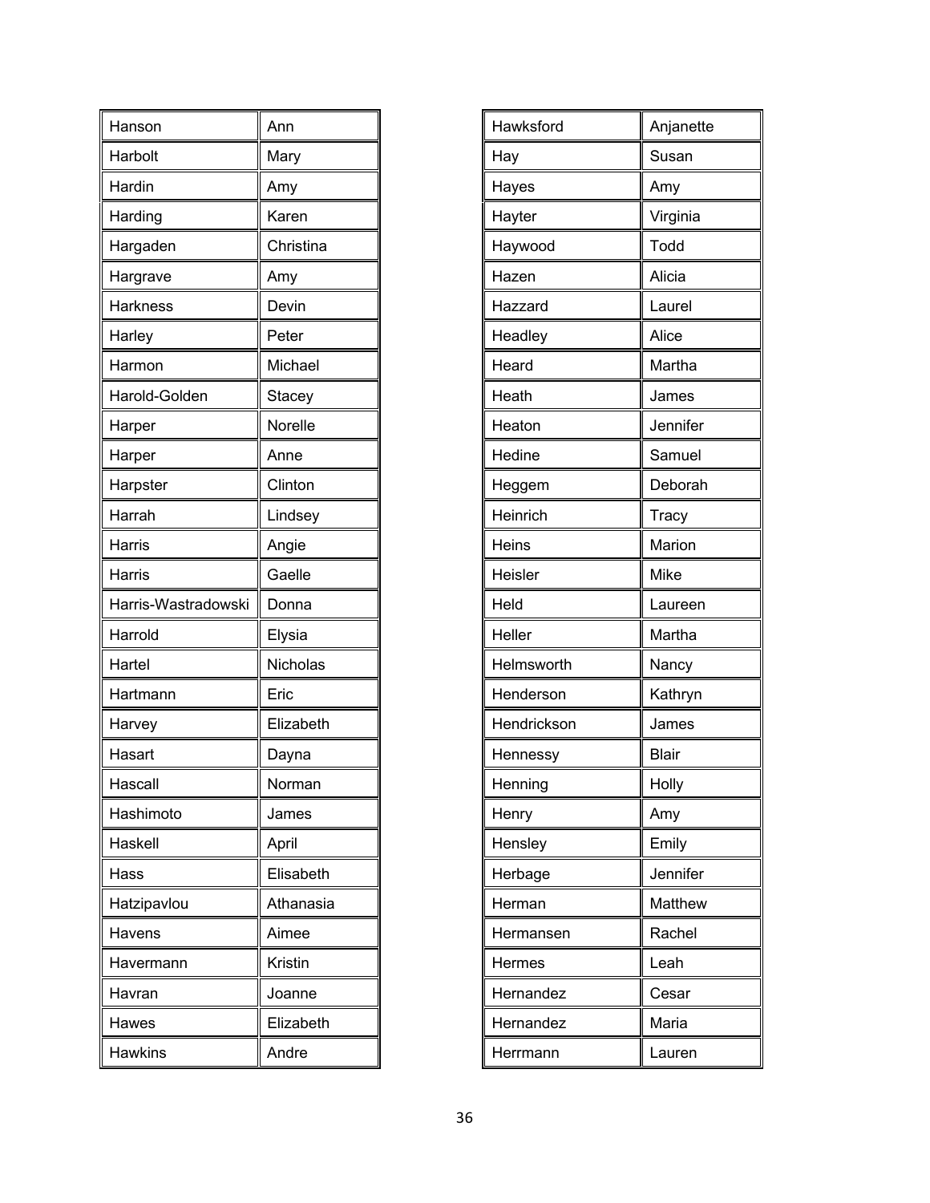| | |
|---|---|
| Hanson | Ann |
| Harbolt | Mary |
| Hardin | Amy |
| Harding | Karen |
| Hargaden | Christina |
| Hargrave | Amy |
| Harkness | Devin |
| Harley | Peter |
| Harmon | Michael |
| Harold-Golden | Stacey |
| Harper | Norelle |
| Harper | Anne |
| Harpster | Clinton |
| Harrah | Lindsey |
| Harris | Angie |
| Harris | Gaelle |
| Harris-Wastradowski | Donna |
| Harrold | Elysia |
| Hartel | Nicholas |
| Hartmann | Eric |
| Harvey | Elizabeth |
| Hasart | Dayna |
| Hascall | Norman |
| Hashimoto | James |
| Haskell | April |
| Hass | Elisabeth |
| Hatzipavlou | Athanasia |
| Havens | Aimee |
| Havermann | Kristin |
| Havran | Joanne |
| Hawes | Elizabeth |
| Hawkins | Andre |

| | |
|---|---|
| Hawksford | Anjanette |
| Hay | Susan |
| Hayes | Amy |
| Hayter | Virginia |
| Haywood | Todd |
| Hazen | Alicia |
| Hazzard | Laurel |
| Headley | Alice |
| Heard | Martha |
| Heath | James |
| Heaton | Jennifer |
| Hedine | Samuel |
| Heggem | Deborah |
| Heinrich | Tracy |
| Heins | Marion |
| Heisler | Mike |
| Held | Laureen |
| Heller | Martha |
| Helmsworth | Nancy |
| Henderson | Kathryn |
| Hendrickson | James |
| Hennessy | Blair |
| Henning | Holly |
| Henry | Amy |
| Hensley | Emily |
| Herbage | Jennifer |
| Herman | Matthew |
| Hermansen | Rachel |
| Hermes | Leah |
| Hernandez | Cesar |
| Hernandez | Maria |
| Herrmann | Lauren |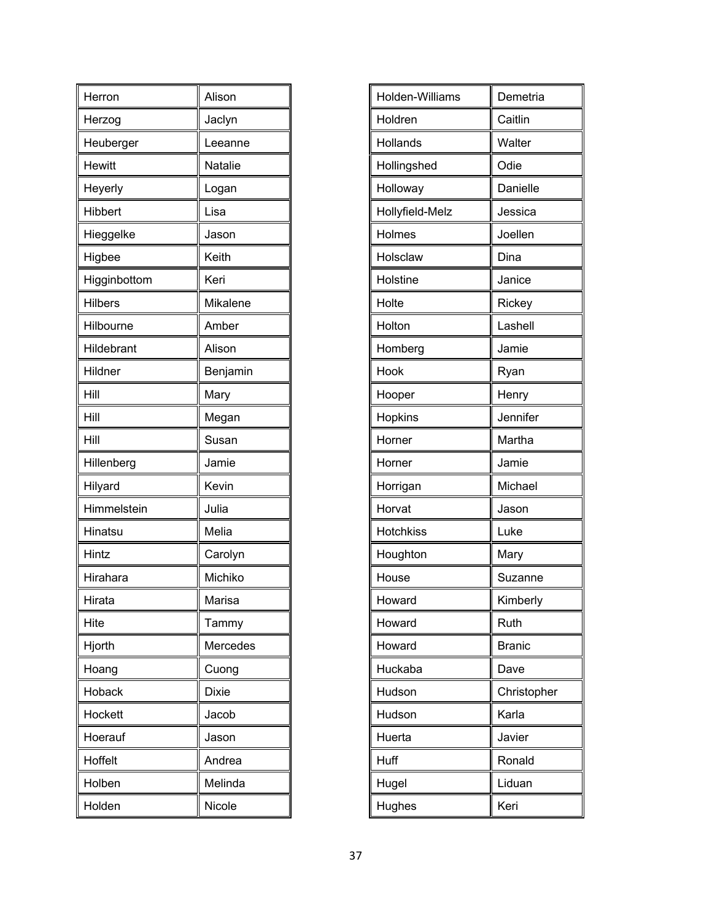| | |
|---|---|
| Herron | Alison |
| Herzog | Jaclyn |
| Heuberger | Leeanne |
| Hewitt | Natalie |
| Heyerly | Logan |
| Hibbert | Lisa |
| Hieggelke | Jason |
| Higbee | Keith |
| Higginbottom | Keri |
| Hilbers | Mikalene |
| Hilbourne | Amber |
| Hildebrant | Alison |
| Hildner | Benjamin |
| Hill | Mary |
| Hill | Megan |
| Hill | Susan |
| Hillenberg | Jamie |
| Hilyard | Kevin |
| Himmelstein | Julia |
| Hinatsu | Melia |
| Hintz | Carolyn |
| Hirahara | Michiko |
| Hirata | Marisa |
| Hite | Tammy |
| Hjorth | Mercedes |
| Hoang | Cuong |
| Hoback | Dixie |
| Hockett | Jacob |
| Hoerauf | Jason |
| Hoffelt | Andrea |
| Holben | Melinda |
| Holden | Nicole |

| | |
|---|---|
| Holden-Williams | Demetria |
| Holdren | Caitlin |
| Hollands | Walter |
| Hollingshed | Odie |
| Holloway | Danielle |
| Hollyfield-Melz | Jessica |
| Holmes | Joellen |
| Holsclaw | Dina |
| Holstine | Janice |
| Holte | Rickey |
| Holton | Lashell |
| Homberg | Jamie |
| Hook | Ryan |
| Hooper | Henry |
| Hopkins | Jennifer |
| Horner | Martha |
| Horner | Jamie |
| Horrigan | Michael |
| Horvat | Jason |
| Hotchkiss | Luke |
| Houghton | Mary |
| House | Suzanne |
| Howard | Kimberly |
| Howard | Ruth |
| Howard | Branic |
| Huckaba | Dave |
| Hudson | Christopher |
| Hudson | Karla |
| Huerta | Javier |
| Huff | Ronald |
| Hugel | Liduan |
| Hughes | Keri |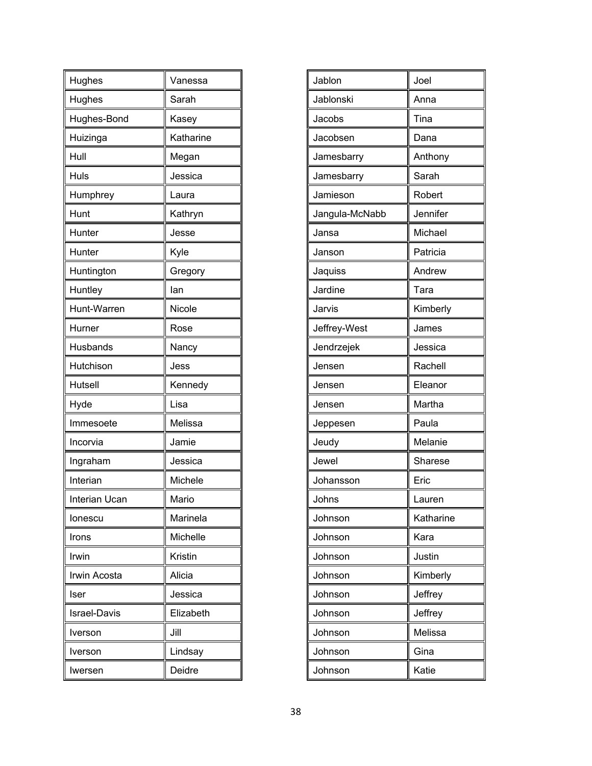| | |
|---|---|
| Hughes | Vanessa |
| Hughes | Sarah |
| Hughes-Bond | Kasey |
| Huizinga | Katharine |
| Hull | Megan |
| Huls | Jessica |
| Humphrey | Laura |
| Hunt | Kathryn |
| Hunter | Jesse |
| Hunter | Kyle |
| Huntington | Gregory |
| Huntley | Ian |
| Hunt-Warren | Nicole |
| Hurner | Rose |
| Husbands | Nancy |
| Hutchison | Jess |
| Hutsell | Kennedy |
| Hyde | Lisa |
| Immesoete | Melissa |
| Incorvia | Jamie |
| Ingraham | Jessica |
| Interian | Michele |
| Interian Ucan | Mario |
| Ionescu | Marinela |
| Irons | Michelle |
| Irwin | Kristin |
| Irwin Acosta | Alicia |
| Iser | Jessica |
| Israel-Davis | Elizabeth |
| Iverson | Jill |
| Iverson | Lindsay |
| Iwersen | Deidre |

| | |
|---|---|
| Jablon | Joel |
| Jablonski | Anna |
| Jacobs | Tina |
| Jacobsen | Dana |
| Jamesbarry | Anthony |
| Jamesbarry | Sarah |
| Jamieson | Robert |
| Jangula-McNabb | Jennifer |
| Jansa | Michael |
| Janson | Patricia |
| Jaquiss | Andrew |
| Jardine | Tara |
| Jarvis | Kimberly |
| Jeffrey-West | James |
| Jendrzejek | Jessica |
| Jensen | Rachell |
| Jensen | Eleanor |
| Jensen | Martha |
| Jeppesen | Paula |
| Jeudy | Melanie |
| Jewel | Sharese |
| Johansson | Eric |
| Johns | Lauren |
| Johnson | Katharine |
| Johnson | Kara |
| Johnson | Justin |
| Johnson | Kimberly |
| Johnson | Jeffrey |
| Johnson | Jeffrey |
| Johnson | Melissa |
| Johnson | Gina |
| Johnson | Katie |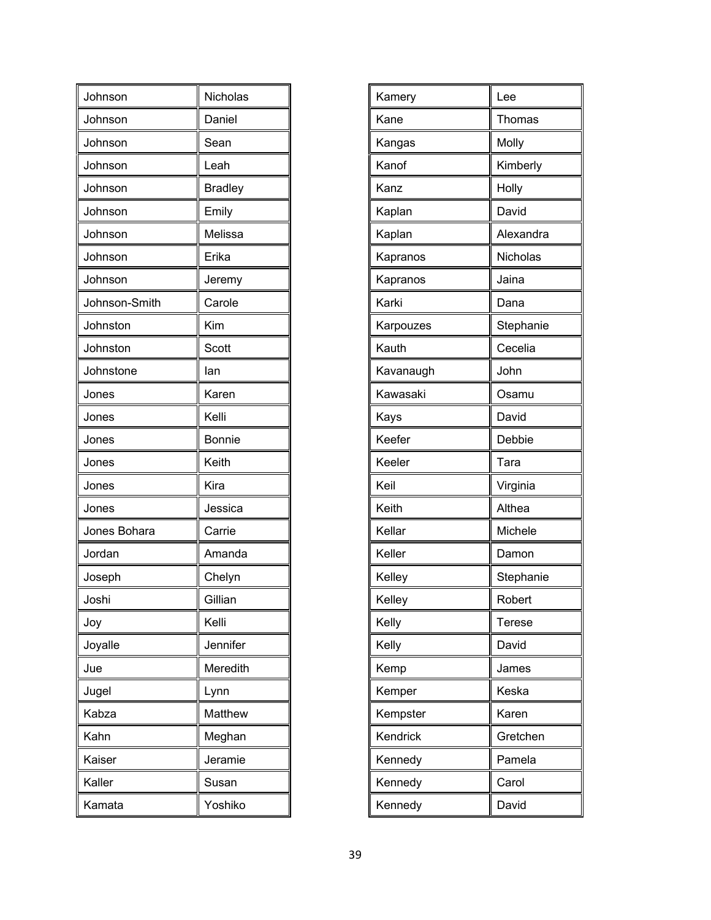| | |
|---|---|
| Johnson | Nicholas |
| Johnson | Daniel |
| Johnson | Sean |
| Johnson | Leah |
| Johnson | Bradley |
| Johnson | Emily |
| Johnson | Melissa |
| Johnson | Erika |
| Johnson | Jeremy |
| Johnson-Smith | Carole |
| Johnston | Kim |
| Johnston | Scott |
| Johnstone | Ian |
| Jones | Karen |
| Jones | Kelli |
| Jones | Bonnie |
| Jones | Keith |
| Jones | Kira |
| Jones | Jessica |
| Jones Bohara | Carrie |
| Jordan | Amanda |
| Joseph | Chelyn |
| Joshi | Gillian |
| Joy | Kelli |
| Joyalle | Jennifer |
| Jue | Meredith |
| Jugel | Lynn |
| Kabza | Matthew |
| Kahn | Meghan |
| Kaiser | Jeramie |
| Kaller | Susan |
| Kamata | Yoshiko |

| | |
|---|---|
| Kamery | Lee |
| Kane | Thomas |
| Kangas | Molly |
| Kanof | Kimberly |
| Kanz | Holly |
| Kaplan | David |
| Kaplan | Alexandra |
| Kapranos | Nicholas |
| Kapranos | Jaina |
| Karki | Dana |
| Karpouzes | Stephanie |
| Kauth | Cecelia |
| Kavanaugh | John |
| Kawasaki | Osamu |
| Kays | David |
| Keefer | Debbie |
| Keeler | Tara |
| Keil | Virginia |
| Keith | Althea |
| Kellar | Michele |
| Keller | Damon |
| Kelley | Stephanie |
| Kelley | Robert |
| Kelly | Terese |
| Kelly | David |
| Kemp | James |
| Kemper | Keska |
| Kempster | Karen |
| Kendrick | Gretchen |
| Kennedy | Pamela |
| Kennedy | Carol |
| Kennedy | David |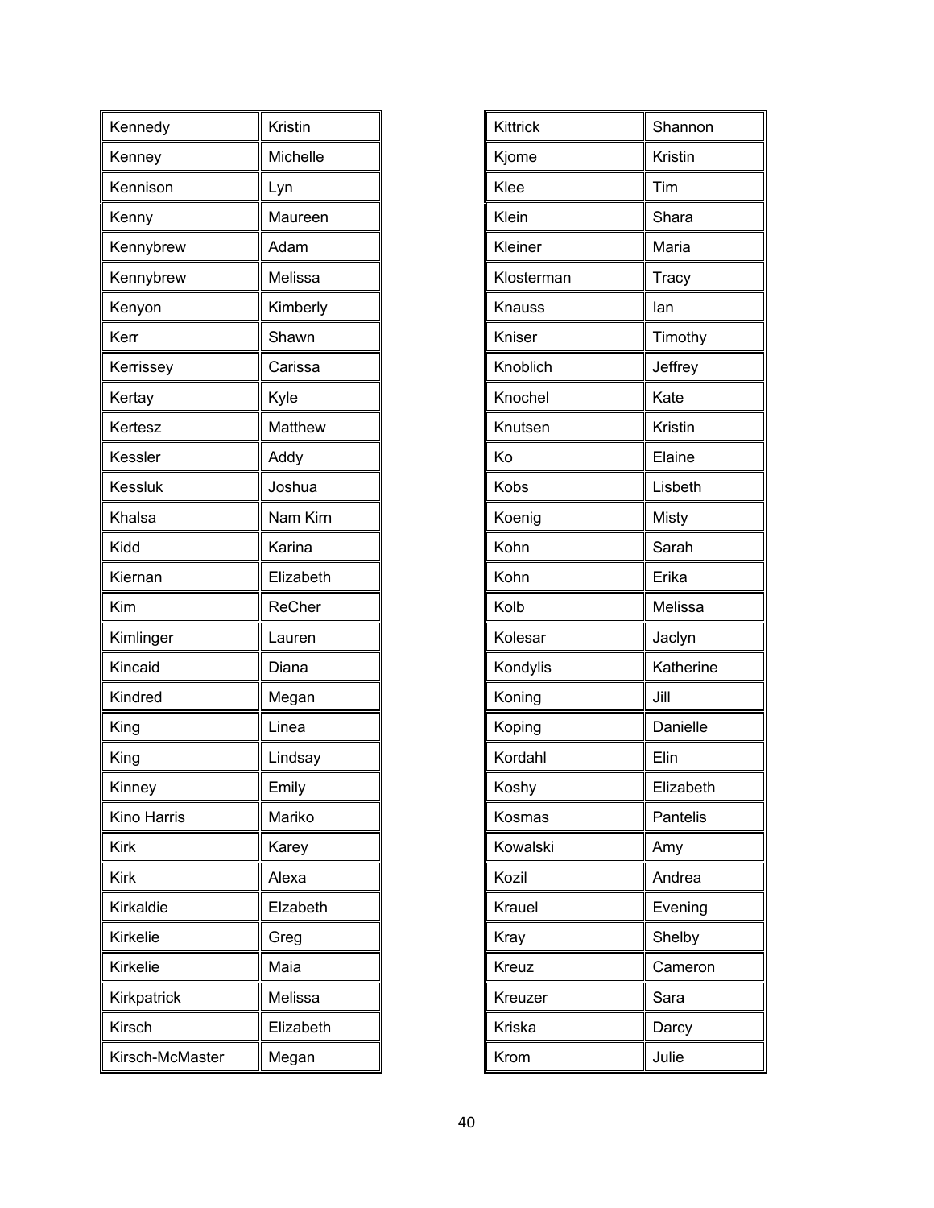| | |
|---|---|
| Kennedy | Kristin |
| Kenney | Michelle |
| Kennison | Lyn |
| Kenny | Maureen |
| Kennybrew | Adam |
| Kennybrew | Melissa |
| Kenyon | Kimberly |
| Kerr | Shawn |
| Kerrissey | Carissa |
| Kertay | Kyle |
| Kertesz | Matthew |
| Kessler | Addy |
| Kessluk | Joshua |
| Khalsa | Nam Kirn |
| Kidd | Karina |
| Kiernan | Elizabeth |
| Kim | ReCher |
| Kimlinger | Lauren |
| Kincaid | Diana |
| Kindred | Megan |
| King | Linea |
| King | Lindsay |
| Kinney | Emily |
| Kino Harris | Mariko |
| Kirk | Karey |
| Kirk | Alexa |
| Kirkaldie | Elzabeth |
| Kirkelie | Greg |
| Kirkelie | Maia |
| Kirkpatrick | Melissa |
| Kirsch | Elizabeth |
| Kirsch-McMaster | Megan |

| | |
|---|---|
| Kittrick | Shannon |
| Kjome | Kristin |
| Klee | Tim |
| Klein | Shara |
| Kleiner | Maria |
| Klosterman | Tracy |
| Knauss | Ian |
| Kniser | Timothy |
| Knoblich | Jeffrey |
| Knochel | Kate |
| Knutsen | Kristin |
| Ko | Elaine |
| Kobs | Lisbeth |
| Koenig | Misty |
| Kohn | Sarah |
| Kohn | Erika |
| Kolb | Melissa |
| Kolesar | Jaclyn |
| Kondylis | Katherine |
| Koning | Jill |
| Koping | Danielle |
| Kordahl | Elin |
| Koshy | Elizabeth |
| Kosmas | Pantelis |
| Kowalski | Amy |
| Kozil | Andrea |
| Krauel | Evening |
| Kray | Shelby |
| Kreuz | Cameron |
| Kreuzer | Sara |
| Kriska | Darcy |
| Krom | Julie |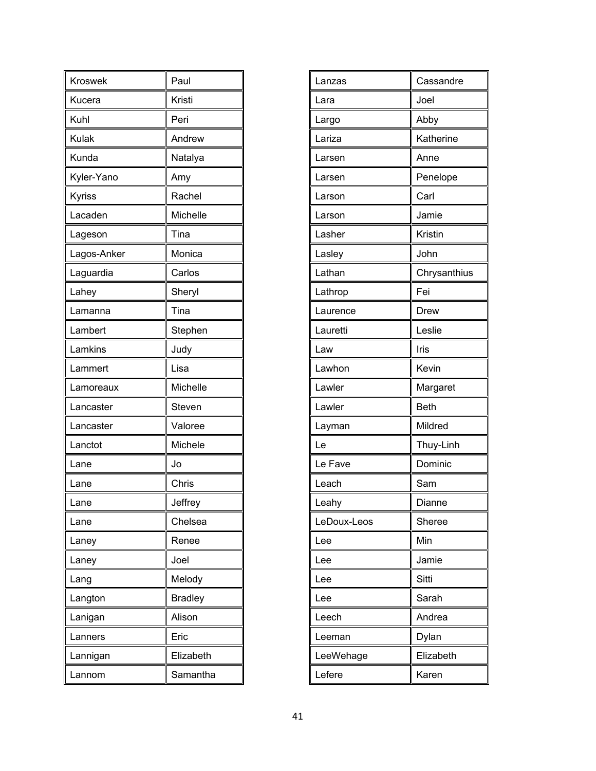| Kroswek | Paul |
|---|---|
| Kucera | Kristi |
| Kuhl | Peri |
| Kulak | Andrew |
| Kunda | Natalya |
| Kyler-Yano | Amy |
| Kyriss | Rachel |
| Lacaden | Michelle |
| Lageson | Tina |
| Lagos-Anker | Monica |
| Laguardia | Carlos |
| Lahey | Sheryl |
| Lamanna | Tina |
| Lambert | Stephen |
| Lamkins | Judy |
| Lammert | Lisa |
| Lamoreaux | Michelle |
| Lancaster | Steven |
| Lancaster | Valoree |
| Lanctot | Michele |
| Lane | Jo |
| Lane | Chris |
| Lane | Jeffrey |
| Lane | Chelsea |
| Laney | Renee |
| Laney | Joel |
| Lang | Melody |
| Langton | Bradley |
| Lanigan | Alison |
| Lanners | Eric |
| Lannigan | Elizabeth |
| Lannom | Samantha |

| Lanzas | Cassandre |
|---|---|
| Lara | Joel |
| Largo | Abby |
| Lariza | Katherine |
| Larsen | Anne |
| Larsen | Penelope |
| Larson | Carl |
| Larson | Jamie |
| Lasher | Kristin |
| Lasley | John |
| Lathan | Chrysanthius |
| Lathrop | Fei |
| Laurence | Drew |
| Lauretti | Leslie |
| Law | Iris |
| Lawhon | Kevin |
| Lawler | Margaret |
| Lawler | Beth |
| Layman | Mildred |
| Le | Thuy-Linh |
| Le Fave | Dominic |
| Leach | Sam |
| Leahy | Dianne |
| LeDoux-Leos | Sheree |
| Lee | Min |
| Lee | Jamie |
| Lee | Sitti |
| Lee | Sarah |
| Leech | Andrea |
| Leeman | Dylan |
| LeeWehage | Elizabeth |
| Lefere | Karen |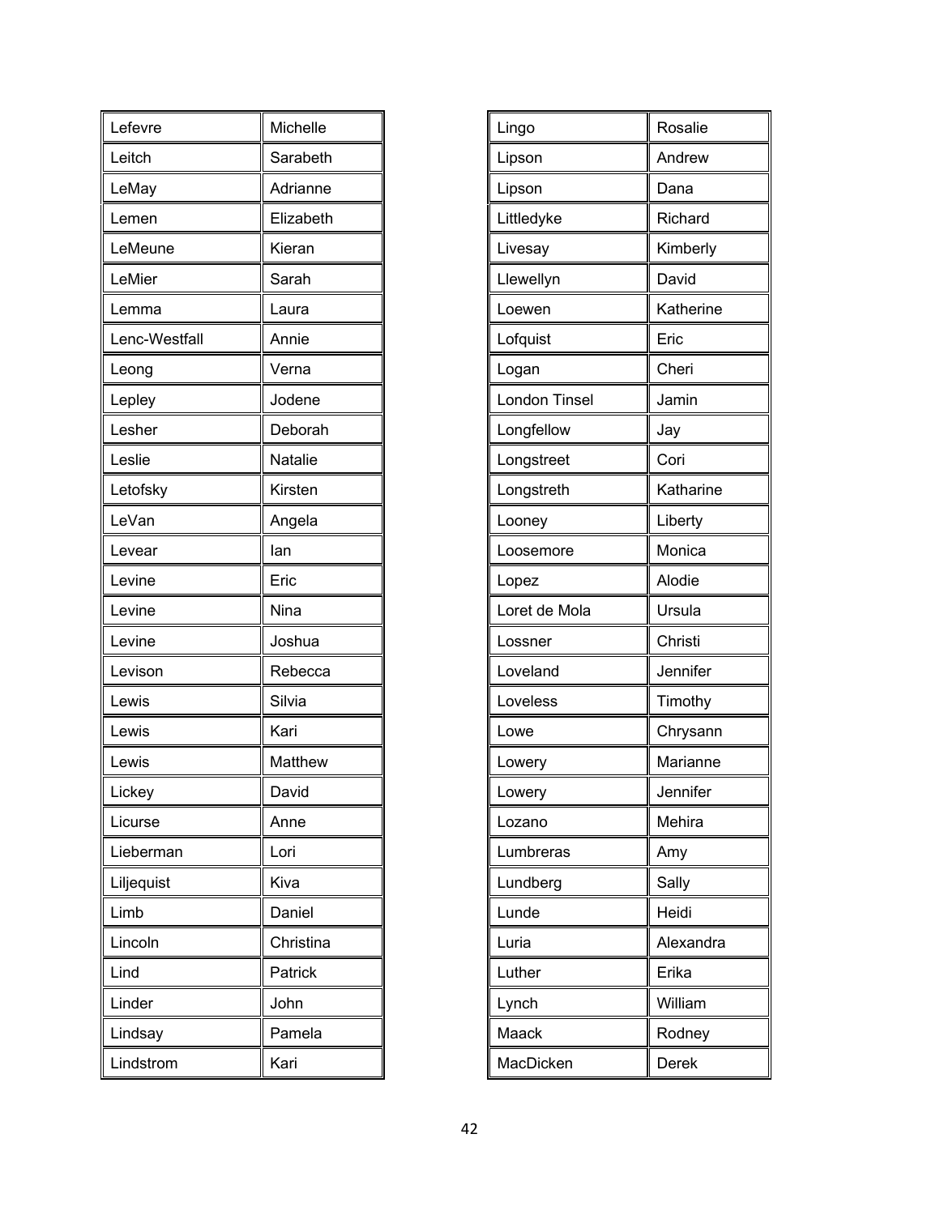| | |
|---|---|
| Lefevre | Michelle |
| Leitch | Sarabeth |
| LeMay | Adrianne |
| Lemen | Elizabeth |
| LeMeune | Kieran |
| LeMier | Sarah |
| Lemma | Laura |
| Lenc-Westfall | Annie |
| Leong | Verna |
| Lepley | Jodene |
| Lesher | Deborah |
| Leslie | Natalie |
| Letofsky | Kirsten |
| LeVan | Angela |
| Levear | Ian |
| Levine | Eric |
| Levine | Nina |
| Levine | Joshua |
| Levison | Rebecca |
| Lewis | Silvia |
| Lewis | Kari |
| Lewis | Matthew |
| Lickey | David |
| Licurse | Anne |
| Lieberman | Lori |
| Liljequist | Kiva |
| Limb | Daniel |
| Lincoln | Christina |
| Lind | Patrick |
| Linder | John |
| Lindsay | Pamela |
| Lindstrom | Kari |

| | |
|---|---|
| Lingo | Rosalie |
| Lipson | Andrew |
| Lipson | Dana |
| Littledyke | Richard |
| Livesay | Kimberly |
| Llewellyn | David |
| Loewen | Katherine |
| Lofquist | Eric |
| Logan | Cheri |
| London Tinsel | Jamin |
| Longfellow | Jay |
| Longstreet | Cori |
| Longstreth | Katharine |
| Looney | Liberty |
| Loosemore | Monica |
| Lopez | Alodie |
| Loret de Mola | Ursula |
| Lossner | Christi |
| Loveland | Jennifer |
| Loveless | Timothy |
| Lowe | Chrysann |
| Lowery | Marianne |
| Lowery | Jennifer |
| Lozano | Mehira |
| Lumbreras | Amy |
| Lundberg | Sally |
| Lunde | Heidi |
| Luria | Alexandra |
| Luther | Erika |
| Lynch | William |
| Maack | Rodney |
| MacDicken | Derek |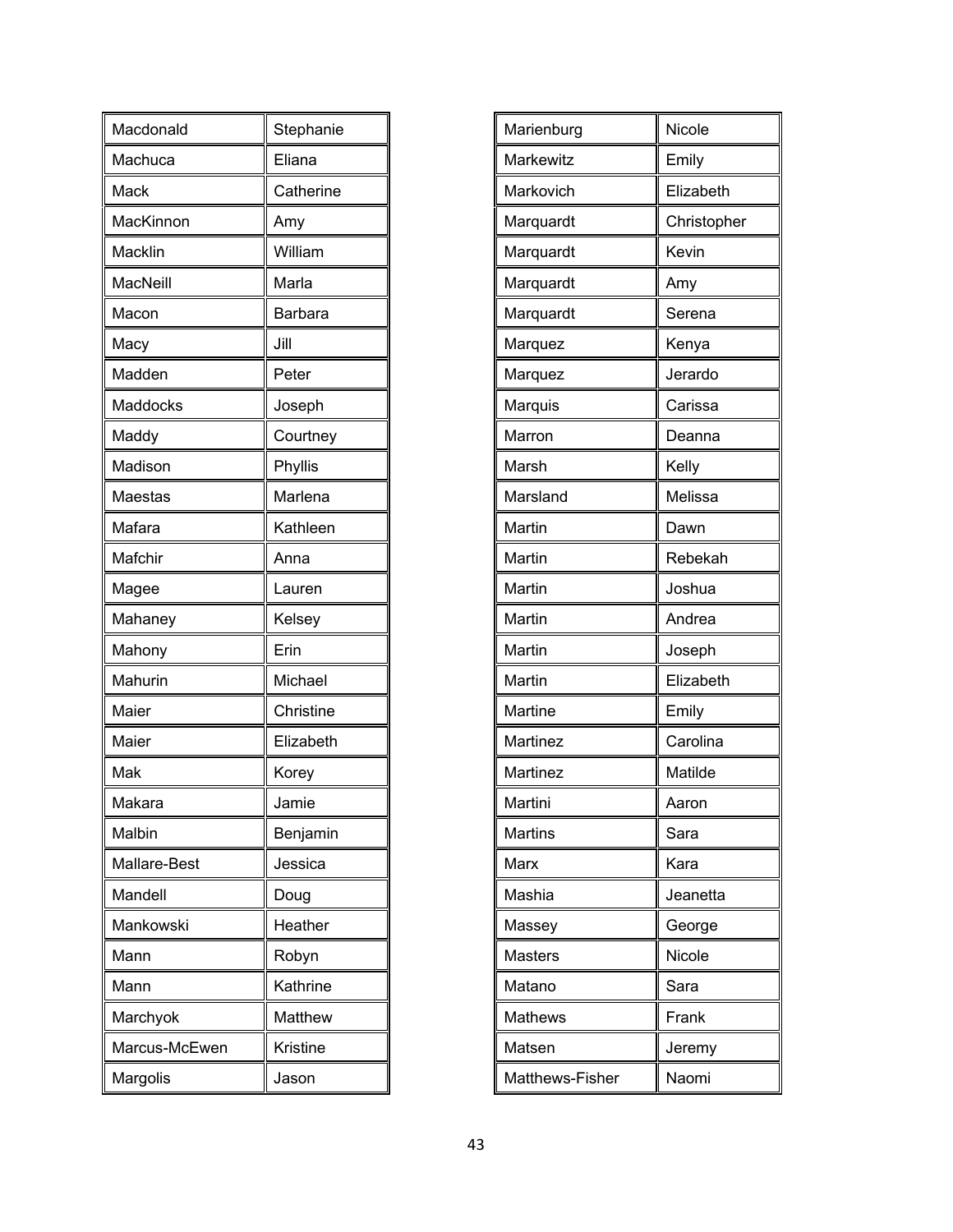| | |
|---|---|
| Macdonald | Stephanie |
| Machuca | Eliana |
| Mack | Catherine |
| MacKinnon | Amy |
| Macklin | William |
| MacNeill | Marla |
| Macon | Barbara |
| Macy | Jill |
| Madden | Peter |
| Maddocks | Joseph |
| Maddy | Courtney |
| Madison | Phyllis |
| Maestas | Marlena |
| Mafara | Kathleen |
| Mafchir | Anna |
| Magee | Lauren |
| Mahaney | Kelsey |
| Mahony | Erin |
| Mahurin | Michael |
| Maier | Christine |
| Maier | Elizabeth |
| Mak | Korey |
| Makara | Jamie |
| Malbin | Benjamin |
| Mallare-Best | Jessica |
| Mandell | Doug |
| Mankowski | Heather |
| Mann | Robyn |
| Mann | Kathrine |
| Marchyok | Matthew |
| Marcus-McEwen | Kristine |
| Margolis | Jason |

| | |
|---|---|
| Marienburg | Nicole |
| Markewitz | Emily |
| Markovich | Elizabeth |
| Marquardt | Christopher |
| Marquardt | Kevin |
| Marquardt | Amy |
| Marquardt | Serena |
| Marquez | Kenya |
| Marquez | Jerardo |
| Marquis | Carissa |
| Marron | Deanna |
| Marsh | Kelly |
| Marsland | Melissa |
| Martin | Dawn |
| Martin | Rebekah |
| Martin | Joshua |
| Martin | Andrea |
| Martin | Joseph |
| Martin | Elizabeth |
| Martine | Emily |
| Martinez | Carolina |
| Martinez | Matilde |
| Martini | Aaron |
| Martins | Sara |
| Marx | Kara |
| Mashia | Jeanetta |
| Massey | George |
| Masters | Nicole |
| Matano | Sara |
| Mathews | Frank |
| Matsen | Jeremy |
| Matthews-Fisher | Naomi |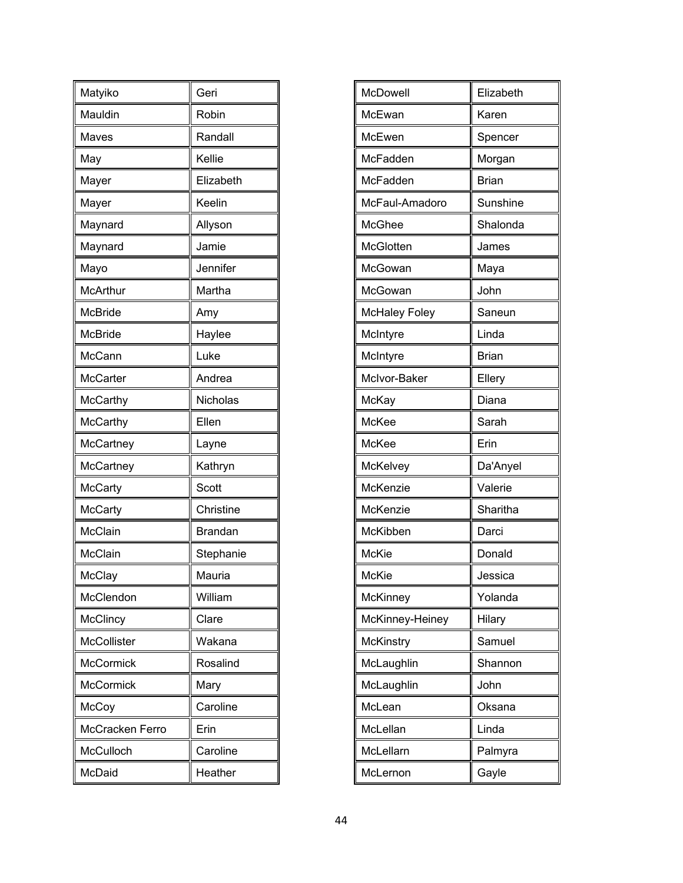| Matyiko | Geri |
|---|---|
| Mauldin | Robin |
| Maves | Randall |
| May | Kellie |
| Mayer | Elizabeth |
| Mayer | Keelin |
| Maynard | Allyson |
| Maynard | Jamie |
| Mayo | Jennifer |
| McArthur | Martha |
| McBride | Amy |
| McBride | Haylee |
| McCann | Luke |
| McCarter | Andrea |
| McCarthy | Nicholas |
| McCarthy | Ellen |
| McCartney | Layne |
| McCartney | Kathryn |
| McCarty | Scott |
| McCarty | Christine |
| McClain | Brandan |
| McClain | Stephanie |
| McClay | Mauria |
| McClendon | William |
| McClincy | Clare |
| McCollister | Wakana |
| McCormick | Rosalind |
| McCormick | Mary |
| McCoy | Caroline |
| McCracken Ferro | Erin |
| McCulloch | Caroline |
| McDaid | Heather |

| McDowell | Elizabeth |
|---|---|
| McEwan | Karen |
| McEwen | Spencer |
| McFadden | Morgan |
| McFadden | Brian |
| McFaul-Amadoro | Sunshine |
| McGhee | Shalonda |
| McGlotten | James |
| McGowan | Maya |
| McGowan | John |
| McHaley Foley | Saneun |
| McIntyre | Linda |
| McIntyre | Brian |
| McIvor-Baker | Ellery |
| McKay | Diana |
| McKee | Sarah |
| McKee | Erin |
| McKelvey | Da'Anyel |
| McKenzie | Valerie |
| McKenzie | Sharitha |
| McKibben | Darci |
| McKie | Donald |
| McKie | Jessica |
| McKinney | Yolanda |
| McKinney-Heiney | Hilary |
| McKinstry | Samuel |
| McLaughlin | Shannon |
| McLaughlin | John |
| McLean | Oksana |
| McLellan | Linda |
| McLellarn | Palmyra |
| McLernon | Gayle |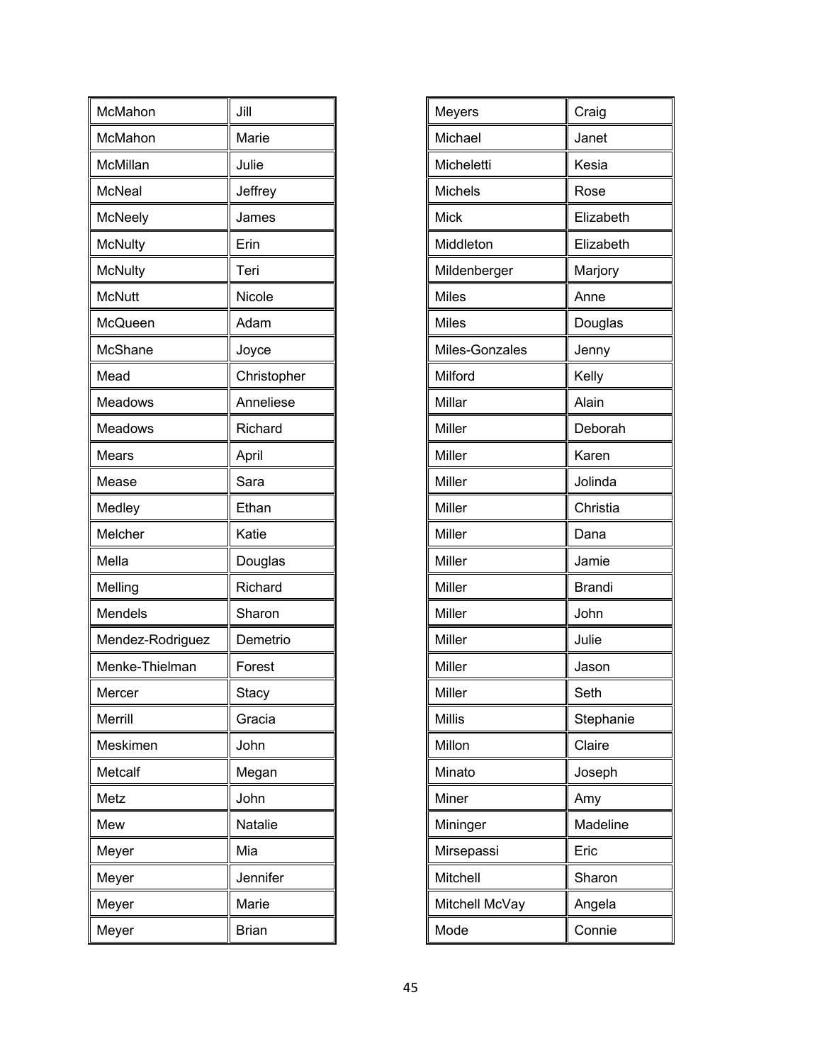| McMahon | Jill |
|---|---|
| McMahon | Marie |
| McMillan | Julie |
| McNeal | Jeffrey |
| McNeely | James |
| McNulty | Erin |
| McNulty | Teri |
| McNutt | Nicole |
| McQueen | Adam |
| McShane | Joyce |
| Mead | Christopher |
| Meadows | Anneliese |
| Meadows | Richard |
| Mears | April |
| Mease | Sara |
| Medley | Ethan |
| Melcher | Katie |
| Mella | Douglas |
| Melling | Richard |
| Mendels | Sharon |
| Mendez-Rodriguez | Demetrio |
| Menke-Thielman | Forest |
| Mercer | Stacy |
| Merrill | Gracia |
| Meskimen | John |
| Metcalf | Megan |
| Metz | John |
| Mew | Natalie |
| Meyer | Mia |
| Meyer | Jennifer |
| Meyer | Marie |
| Meyer | Brian |

| Meyers | Craig |
|---|---|
| Michael | Janet |
| Micheletti | Kesia |
| Michels | Rose |
| Mick | Elizabeth |
| Middleton | Elizabeth |
| Mildenberger | Marjory |
| Miles | Anne |
| Miles | Douglas |
| Miles-Gonzales | Jenny |
| Milford | Kelly |
| Millar | Alain |
| Miller | Deborah |
| Miller | Karen |
| Miller | Jolinda |
| Miller | Christia |
| Miller | Dana |
| Miller | Jamie |
| Miller | Brandi |
| Miller | John |
| Miller | Julie |
| Miller | Jason |
| Miller | Seth |
| Millis | Stephanie |
| Millon | Claire |
| Minato | Joseph |
| Miner | Amy |
| Mininger | Madeline |
| Mirsepassi | Eric |
| Mitchell | Sharon |
| Mitchell McVay | Angela |
| Mode | Connie |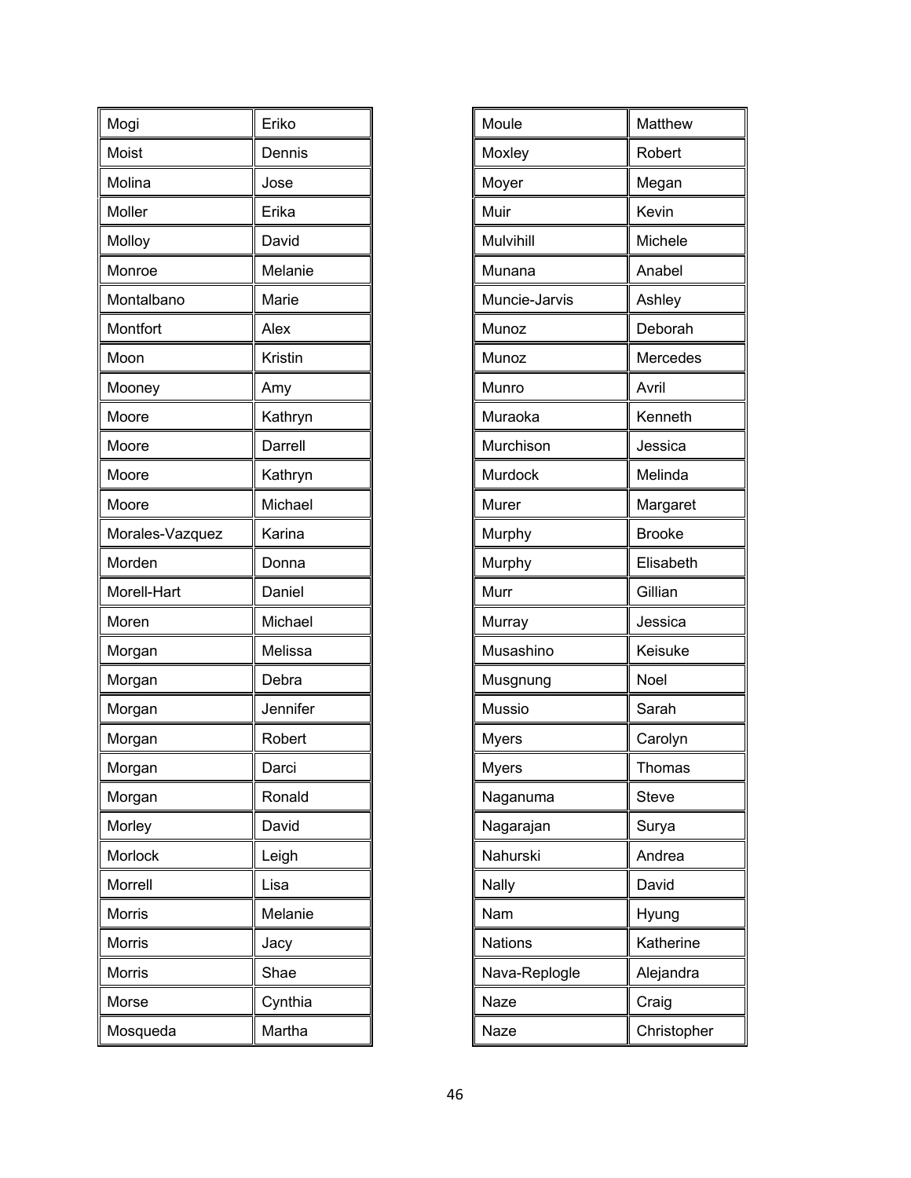| | |
|---|---|
| Mogi | Eriko |
| Moist | Dennis |
| Molina | Jose |
| Moller | Erika |
| Molloy | David |
| Monroe | Melanie |
| Montalbano | Marie |
| Montfort | Alex |
| Moon | Kristin |
| Mooney | Amy |
| Moore | Kathryn |
| Moore | Darrell |
| Moore | Kathryn |
| Moore | Michael |
| Morales-Vazquez | Karina |
| Morden | Donna |
| Morell-Hart | Daniel |
| Moren | Michael |
| Morgan | Melissa |
| Morgan | Debra |
| Morgan | Jennifer |
| Morgan | Robert |
| Morgan | Darci |
| Morgan | Ronald |
| Morley | David |
| Morlock | Leigh |
| Morrell | Lisa |
| Morris | Melanie |
| Morris | Jacy |
| Morris | Shae |
| Morse | Cynthia |
| Mosqueda | Martha |

| | |
|---|---|
| Moule | Matthew |
| Moxley | Robert |
| Moyer | Megan |
| Muir | Kevin |
| Mulvihill | Michele |
| Munana | Anabel |
| Muncie-Jarvis | Ashley |
| Munoz | Deborah |
| Munoz | Mercedes |
| Munro | Avril |
| Muraoka | Kenneth |
| Murchison | Jessica |
| Murdock | Melinda |
| Murer | Margaret |
| Murphy | Brooke |
| Murphy | Elisabeth |
| Murr | Gillian |
| Murray | Jessica |
| Musashino | Keisuke |
| Musgnung | Noel |
| Mussio | Sarah |
| Myers | Carolyn |
| Myers | Thomas |
| Naganuma | Steve |
| Nagarajan | Surya |
| Nahurski | Andrea |
| Nally | David |
| Nam | Hyung |
| Nations | Katherine |
| Nava-Replogle | Alejandra |
| Naze | Craig |
| Naze | Christopher |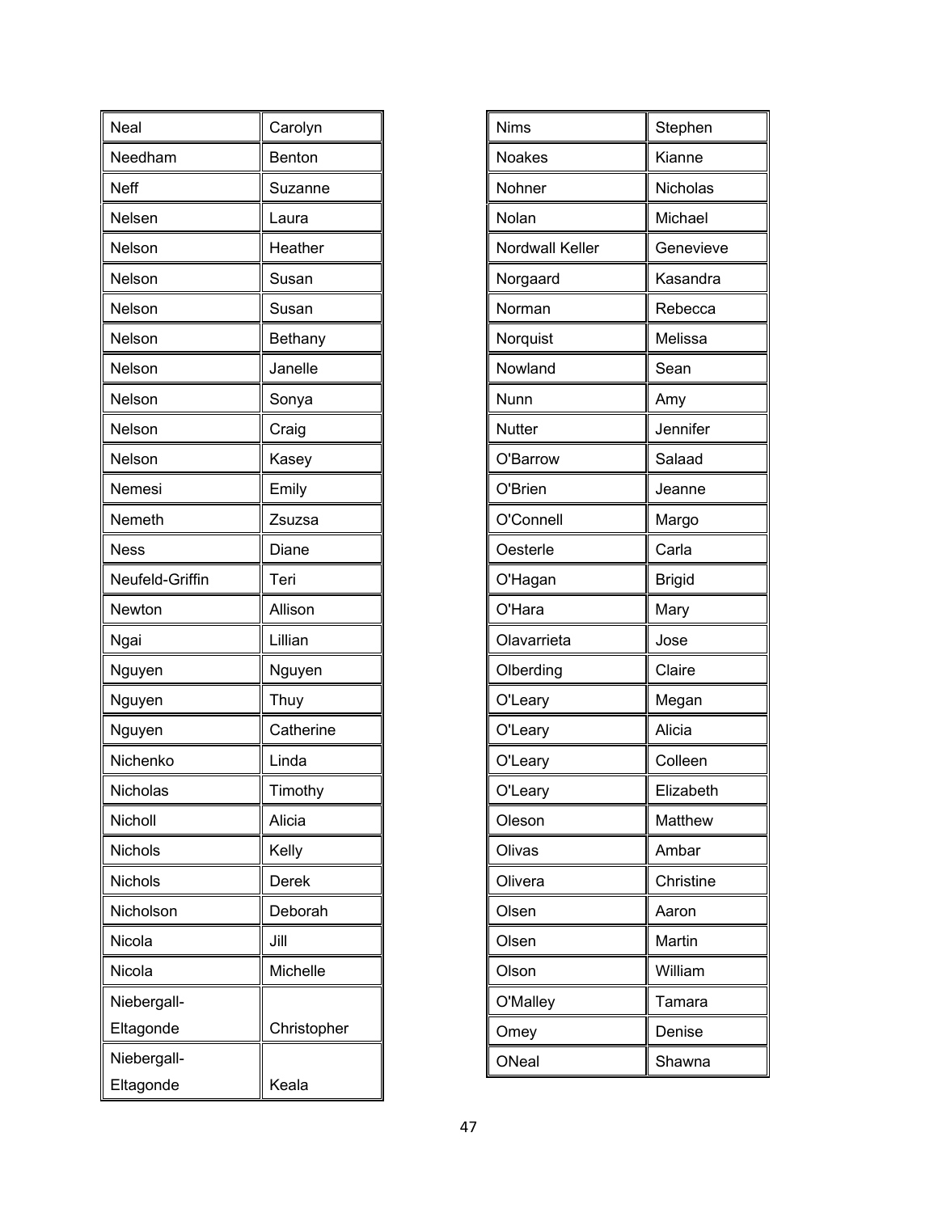| Neal | Carolyn |
|---|---|
| Needham | Benton |
| Neff | Suzanne |
| Nelsen | Laura |
| Nelson | Heather |
| Nelson | Susan |
| Nelson | Susan |
| Nelson | Bethany |
| Nelson | Janelle |
| Nelson | Sonya |
| Nelson | Craig |
| Nelson | Kasey |
| Nemesi | Emily |
| Nemeth | Zsuzsa |
| Ness | Diane |
| Neufeld-Griffin | Teri |
| Newton | Allison |
| Ngai | Lillian |
| Nguyen | Nguyen |
| Nguyen | Thuy |
| Nguyen | Catherine |
| Nichenko | Linda |
| Nicholas | Timothy |
| Nicholl | Alicia |
| Nichols | Kelly |
| Nichols | Derek |
| Nicholson | Deborah |
| Nicola | Jill |
| Nicola | Michelle |
| Niebergall-Eltagonde | Christopher |
| Niebergall-Eltagonde | Keala |

| Nims | Stephen |
|---|---|
| Noakes | Kianne |
| Nohner | Nicholas |
| Nolan | Michael |
| Nordwall Keller | Genevieve |
| Norgaard | Kasandra |
| Norman | Rebecca |
| Norquist | Melissa |
| Nowland | Sean |
| Nunn | Amy |
| Nutter | Jennifer |
| O'Barrow | Salaad |
| O'Brien | Jeanne |
| O'Connell | Margo |
| Oesterle | Carla |
| O'Hagan | Brigid |
| O'Hara | Mary |
| Olavarrieta | Jose |
| Olberding | Claire |
| O'Leary | Megan |
| O'Leary | Alicia |
| O'Leary | Colleen |
| O'Leary | Elizabeth |
| Oleson | Matthew |
| Olivas | Ambar |
| Olivera | Christine |
| Olsen | Aaron |
| Olsen | Martin |
| Olson | William |
| O'Malley | Tamara |
| Omey | Denise |
| ONeal | Shawna |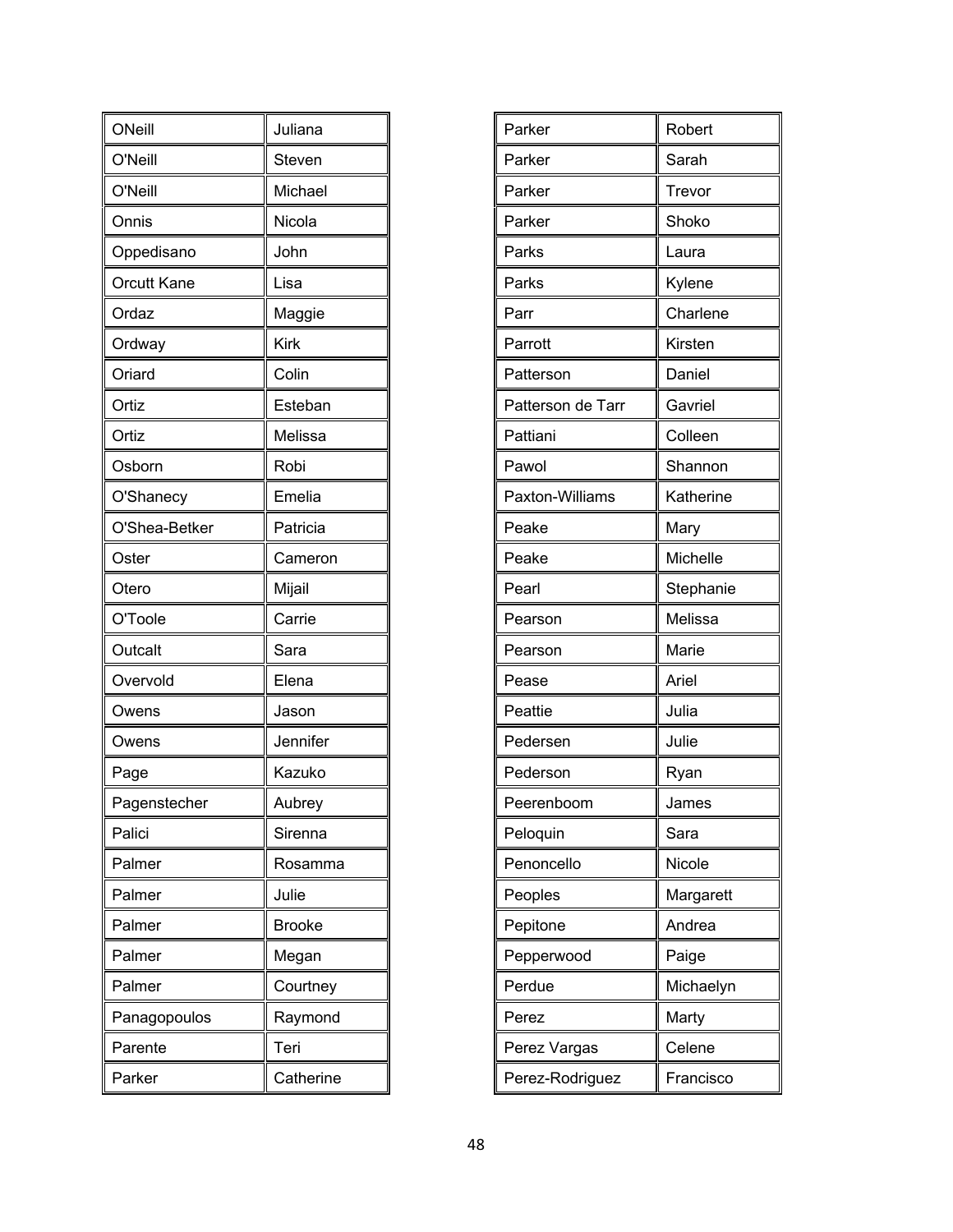| | |
|---|---|
| ONeill | Juliana |
| O'Neill | Steven |
| O'Neill | Michael |
| Onnis | Nicola |
| Oppedisano | John |
| Orcutt Kane | Lisa |
| Ordaz | Maggie |
| Ordway | Kirk |
| Oriard | Colin |
| Ortiz | Esteban |
| Ortiz | Melissa |
| Osborn | Robi |
| O'Shanecy | Emelia |
| O'Shea-Betker | Patricia |
| Oster | Cameron |
| Otero | Mijail |
| O'Toole | Carrie |
| Outcalt | Sara |
| Overvold | Elena |
| Owens | Jason |
| Owens | Jennifer |
| Page | Kazuko |
| Pagenstecher | Aubrey |
| Palici | Sirenna |
| Palmer | Rosamma |
| Palmer | Julie |
| Palmer | Brooke |
| Palmer | Megan |
| Palmer | Courtney |
| Panagopoulos | Raymond |
| Parente | Teri |
| Parker | Catherine |

| | |
|---|---|
| Parker | Robert |
| Parker | Sarah |
| Parker | Trevor |
| Parker | Shoko |
| Parks | Laura |
| Parks | Kylene |
| Parr | Charlene |
| Parrott | Kirsten |
| Patterson | Daniel |
| Patterson de Tarr | Gavriel |
| Pattiani | Colleen |
| Pawol | Shannon |
| Paxton-Williams | Katherine |
| Peake | Mary |
| Peake | Michelle |
| Pearl | Stephanie |
| Pearson | Melissa |
| Pearson | Marie |
| Pease | Ariel |
| Peattie | Julia |
| Pedersen | Julie |
| Pederson | Ryan |
| Peerenboom | James |
| Peloquin | Sara |
| Penoncello | Nicole |
| Peoples | Margarett |
| Pepitone | Andrea |
| Pepperwood | Paige |
| Perdue | Michaelyn |
| Perez | Marty |
| Perez Vargas | Celene |
| Perez-Rodriguez | Francisco |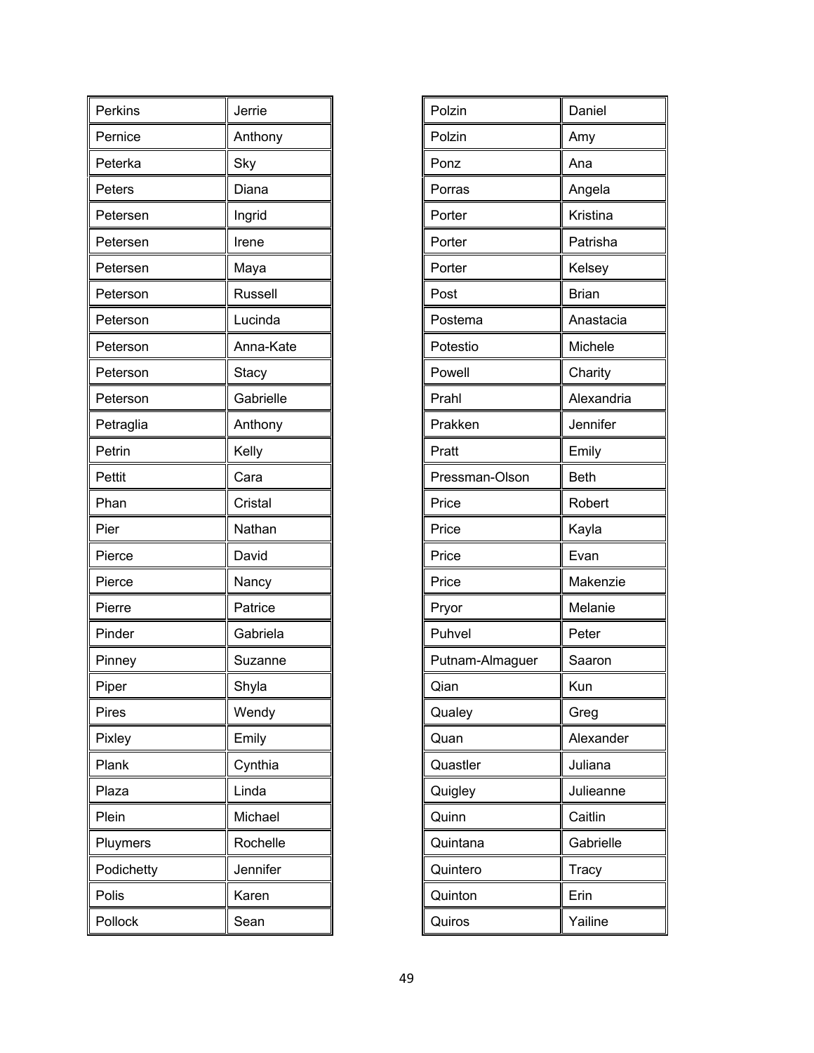| Perkins | Jerrie |
|---|---|
| Pernice | Anthony |
| Peterka | Sky |
| Peters | Diana |
| Petersen | Ingrid |
| Petersen | Irene |
| Petersen | Maya |
| Peterson | Russell |
| Peterson | Lucinda |
| Peterson | Anna-Kate |
| Peterson | Stacy |
| Peterson | Gabrielle |
| Petraglia | Anthony |
| Petrin | Kelly |
| Pettit | Cara |
| Phan | Cristal |
| Pier | Nathan |
| Pierce | David |
| Pierce | Nancy |
| Pierre | Patrice |
| Pinder | Gabriela |
| Pinney | Suzanne |
| Piper | Shyla |
| Pires | Wendy |
| Pixley | Emily |
| Plank | Cynthia |
| Plaza | Linda |
| Plein | Michael |
| Pluymers | Rochelle |
| Podichetty | Jennifer |
| Polis | Karen |
| Pollock | Sean |

| Polzin | Daniel |
|---|---|
| Polzin | Amy |
| Ponz | Ana |
| Porras | Angela |
| Porter | Kristina |
| Porter | Patrisha |
| Porter | Kelsey |
| Post | Brian |
| Postema | Anastacia |
| Potestio | Michele |
| Powell | Charity |
| Prahl | Alexandria |
| Prakken | Jennifer |
| Pratt | Emily |
| Pressman-Olson | Beth |
| Price | Robert |
| Price | Kayla |
| Price | Evan |
| Price | Makenzie |
| Pryor | Melanie |
| Puhvel | Peter |
| Putnam-Almaguer | Saaron |
| Qian | Kun |
| Qualey | Greg |
| Quan | Alexander |
| Quastler | Juliana |
| Quigley | Julieanne |
| Quinn | Caitlin |
| Quintana | Gabrielle |
| Quintero | Tracy |
| Quinton | Erin |
| Quiros | Yailine |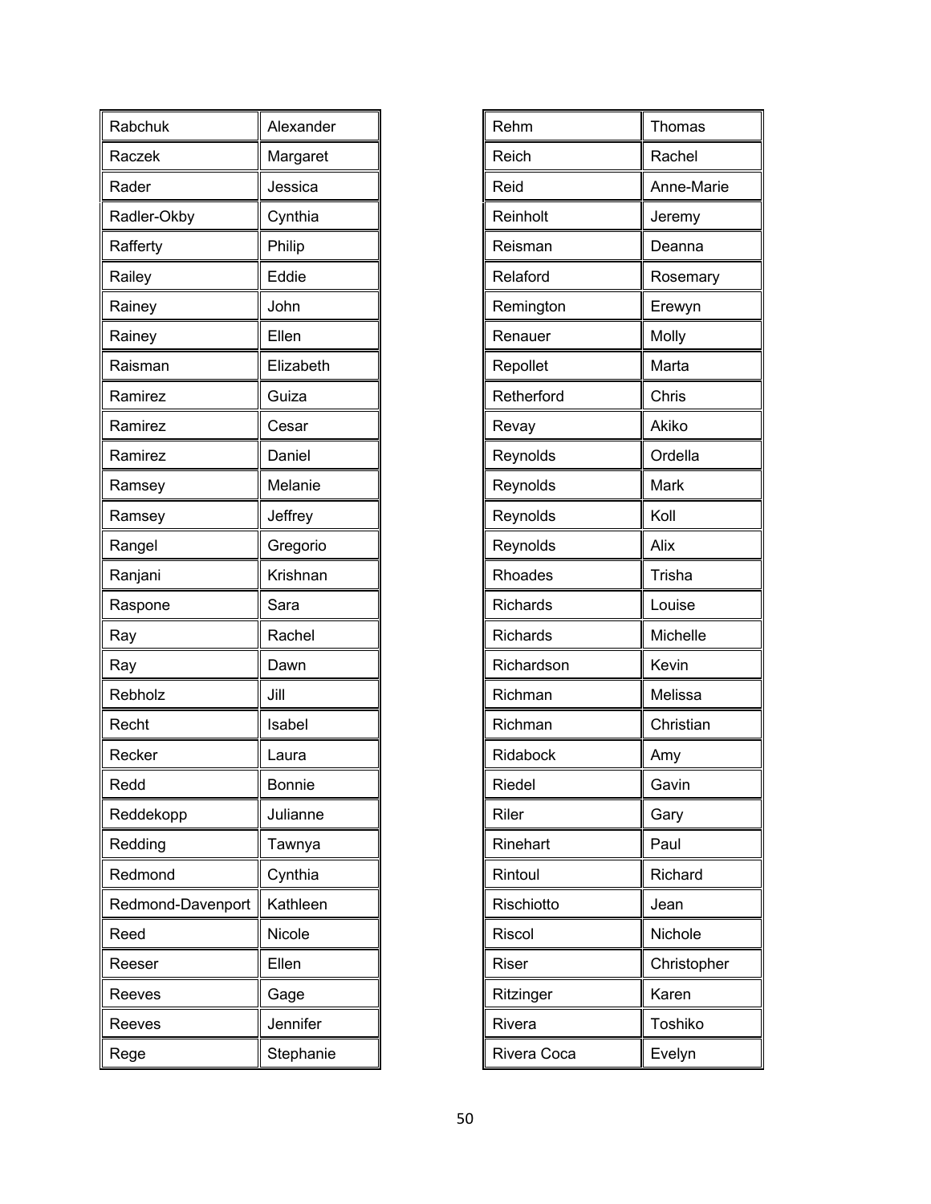| Rabchuk | Alexander |
|---|---|
| Raczek | Margaret |
| Rader | Jessica |
| Radler-Okby | Cynthia |
| Rafferty | Philip |
| Railey | Eddie |
| Rainey | John |
| Rainey | Ellen |
| Raisman | Elizabeth |
| Ramirez | Guiza |
| Ramirez | Cesar |
| Ramirez | Daniel |
| Ramsey | Melanie |
| Ramsey | Jeffrey |
| Rangel | Gregorio |
| Ranjani | Krishnan |
| Raspone | Sara |
| Ray | Rachel |
| Ray | Dawn |
| Rebholz | Jill |
| Recht | Isabel |
| Recker | Laura |
| Redd | Bonnie |
| Reddekopp | Julianne |
| Redding | Tawnya |
| Redmond | Cynthia |
| Redmond-Davenport | Kathleen |
| Reed | Nicole |
| Reeser | Ellen |
| Reeves | Gage |
| Reeves | Jennifer |
| Rege | Stephanie |

| Rehm | Thomas |
|---|---|
| Reich | Rachel |
| Reid | Anne-Marie |
| Reinholt | Jeremy |
| Reisman | Deanna |
| Relaford | Rosemary |
| Remington | Erewyn |
| Renauer | Molly |
| Repollet | Marta |
| Retherford | Chris |
| Revay | Akiko |
| Reynolds | Ordella |
| Reynolds | Mark |
| Reynolds | Koll |
| Reynolds | Alix |
| Rhoades | Trisha |
| Richards | Louise |
| Richards | Michelle |
| Richardson | Kevin |
| Richman | Melissa |
| Richman | Christian |
| Ridabock | Amy |
| Riedel | Gavin |
| Riler | Gary |
| Rinehart | Paul |
| Rintoul | Richard |
| Rischiotto | Jean |
| Riscol | Nichole |
| Riser | Christopher |
| Ritzinger | Karen |
| Rivera | Toshiko |
| Rivera Coca | Evelyn |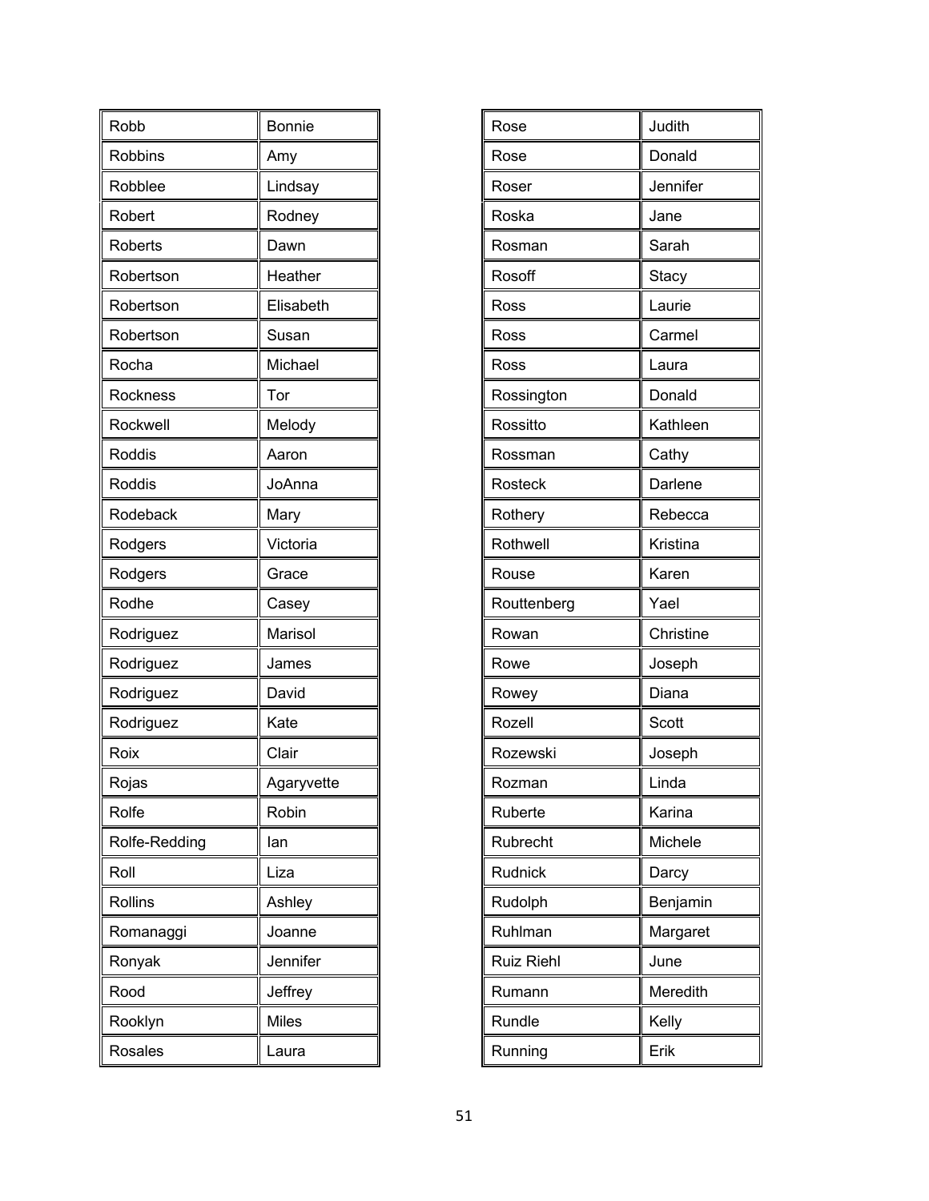| | |
|---|---|
| Robb | Bonnie |
| Robbins | Amy |
| Robblee | Lindsay |
| Robert | Rodney |
| Roberts | Dawn |
| Robertson | Heather |
| Robertson | Elisabeth |
| Robertson | Susan |
| Rocha | Michael |
| Rockness | Tor |
| Rockwell | Melody |
| Roddis | Aaron |
| Roddis | JoAnna |
| Rodeback | Mary |
| Rodgers | Victoria |
| Rodgers | Grace |
| Rodhe | Casey |
| Rodriguez | Marisol |
| Rodriguez | James |
| Rodriguez | David |
| Rodriguez | Kate |
| Roix | Clair |
| Rojas | Agaryvette |
| Rolfe | Robin |
| Rolfe-Redding | Ian |
| Roll | Liza |
| Rollins | Ashley |
| Romanaggi | Joanne |
| Ronyak | Jennifer |
| Rood | Jeffrey |
| Rooklyn | Miles |
| Rosales | Laura |

| | |
|---|---|
| Rose | Judith |
| Rose | Donald |
| Roser | Jennifer |
| Roska | Jane |
| Rosman | Sarah |
| Rosoff | Stacy |
| Ross | Laurie |
| Ross | Carmel |
| Ross | Laura |
| Rossington | Donald |
| Rossitto | Kathleen |
| Rossman | Cathy |
| Rosteck | Darlene |
| Rothery | Rebecca |
| Rothwell | Kristina |
| Rouse | Karen |
| Routtenberg | Yael |
| Rowan | Christine |
| Rowe | Joseph |
| Rowey | Diana |
| Rozell | Scott |
| Rozewski | Joseph |
| Rozman | Linda |
| Ruberte | Karina |
| Rubrecht | Michele |
| Rudnick | Darcy |
| Rudolph | Benjamin |
| Ruhlman | Margaret |
| Ruiz Riehl | June |
| Rumann | Meredith |
| Rundle | Kelly |
| Running | Erik |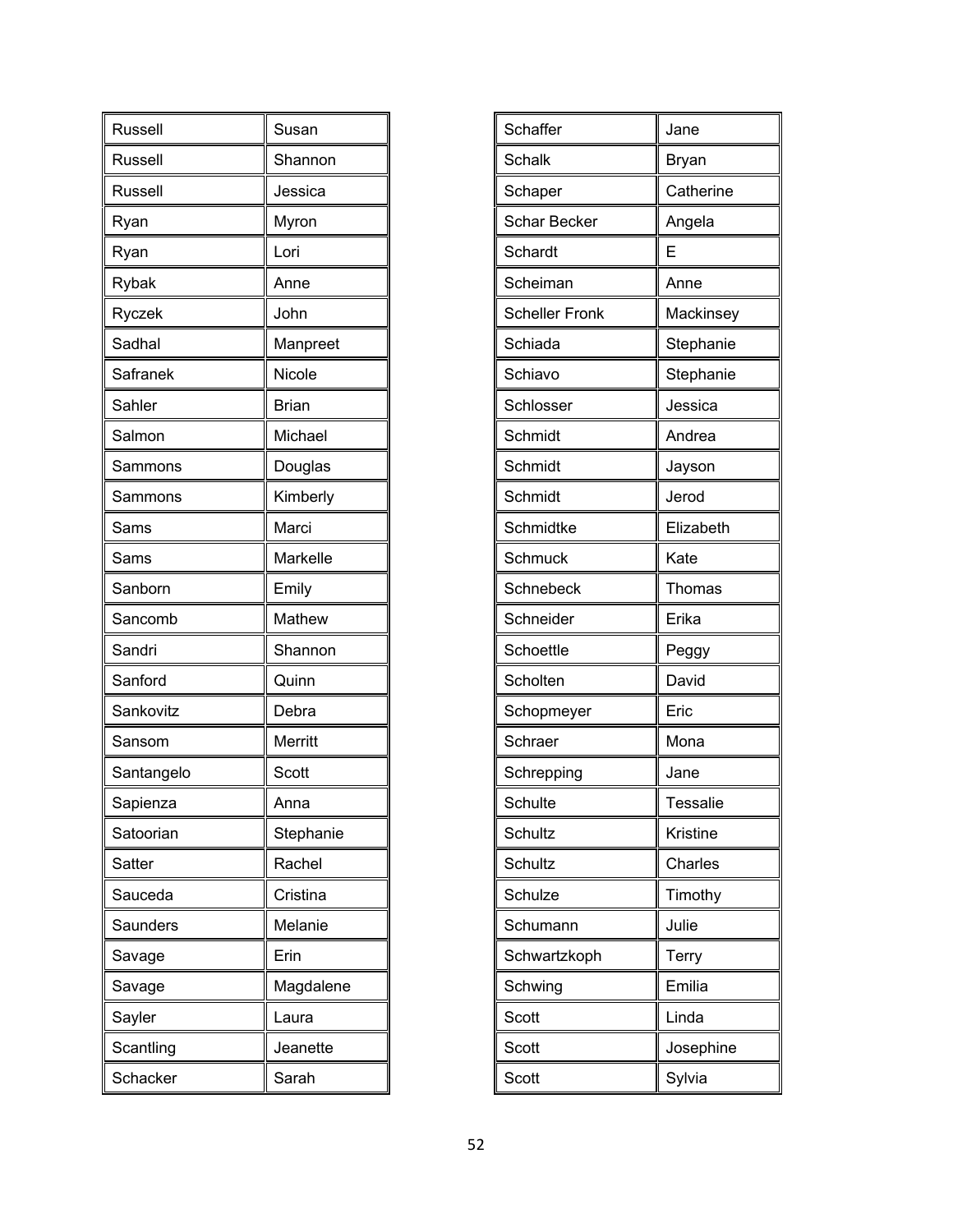| Russell | Susan |
|---|---|
| Russell | Shannon |
| Russell | Jessica |
| Ryan | Myron |
| Ryan | Lori |
| Rybak | Anne |
| Ryczek | John |
| Sadhal | Manpreet |
| Safranek | Nicole |
| Sahler | Brian |
| Salmon | Michael |
| Sammons | Douglas |
| Sammons | Kimberly |
| Sams | Marci |
| Sams | Markelle |
| Sanborn | Emily |
| Sancomb | Mathew |
| Sandri | Shannon |
| Sanford | Quinn |
| Sankovitz | Debra |
| Sansom | Merritt |
| Santangelo | Scott |
| Sapienza | Anna |
| Satoorian | Stephanie |
| Satter | Rachel |
| Sauceda | Cristina |
| Saunders | Melanie |
| Savage | Erin |
| Savage | Magdalene |
| Sayler | Laura |
| Scantling | Jeanette |
| Schacker | Sarah |

| Schaffer | Jane |
|---|---|
| Schalk | Bryan |
| Schaper | Catherine |
| Schar Becker | Angela |
| Schardt | E |
| Scheiman | Anne |
| Scheller Fronk | Mackinsey |
| Schiada | Stephanie |
| Schiavo | Stephanie |
| Schlosser | Jessica |
| Schmidt | Andrea |
| Schmidt | Jayson |
| Schmidt | Jerod |
| Schmidtke | Elizabeth |
| Schmuck | Kate |
| Schnebeck | Thomas |
| Schneider | Erika |
| Schoettle | Peggy |
| Scholten | David |
| Schopmeyer | Eric |
| Schraer | Mona |
| Schrepping | Jane |
| Schulte | Tessalie |
| Schultz | Kristine |
| Schultz | Charles |
| Schulze | Timothy |
| Schumann | Julie |
| Schwartzkoph | Terry |
| Schwing | Emilia |
| Scott | Linda |
| Scott | Josephine |
| Scott | Sylvia |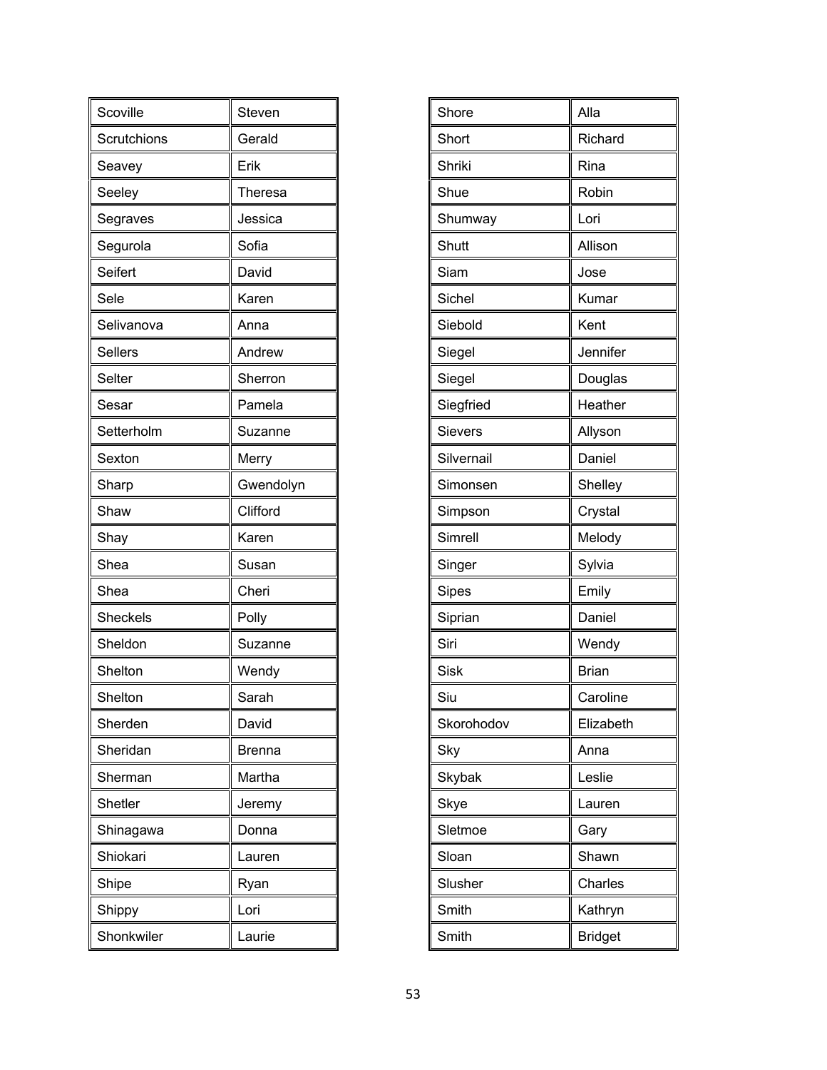| Scoville | Steven |
|---|---|
| Scrutchions | Gerald |
| Seavey | Erik |
| Seeley | Theresa |
| Segraves | Jessica |
| Segurola | Sofia |
| Seifert | David |
| Sele | Karen |
| Selivanova | Anna |
| Sellers | Andrew |
| Selter | Sherron |
| Sesar | Pamela |
| Setterholm | Suzanne |
| Sexton | Merry |
| Sharp | Gwendolyn |
| Shaw | Clifford |
| Shay | Karen |
| Shea | Susan |
| Shea | Cheri |
| Sheckels | Polly |
| Sheldon | Suzanne |
| Shelton | Wendy |
| Shelton | Sarah |
| Sherden | David |
| Sheridan | Brenna |
| Sherman | Martha |
| Shetler | Jeremy |
| Shinagawa | Donna |
| Shiokari | Lauren |
| Shipe | Ryan |
| Shippy | Lori |
| Shonkwiler | Laurie |

| Shore | Alla |
|---|---|
| Short | Richard |
| Shriki | Rina |
| Shue | Robin |
| Shumway | Lori |
| Shutt | Allison |
| Siam | Jose |
| Sichel | Kumar |
| Siebold | Kent |
| Siegel | Jennifer |
| Siegel | Douglas |
| Siegfried | Heather |
| Sievers | Allyson |
| Silvernail | Daniel |
| Simonsen | Shelley |
| Simpson | Crystal |
| Simrell | Melody |
| Singer | Sylvia |
| Sipes | Emily |
| Siprian | Daniel |
| Siri | Wendy |
| Sisk | Brian |
| Siu | Caroline |
| Skorohodov | Elizabeth |
| Sky | Anna |
| Skybak | Leslie |
| Skye | Lauren |
| Sletmoe | Gary |
| Sloan | Shawn |
| Slusher | Charles |
| Smith | Kathryn |
| Smith | Bridget |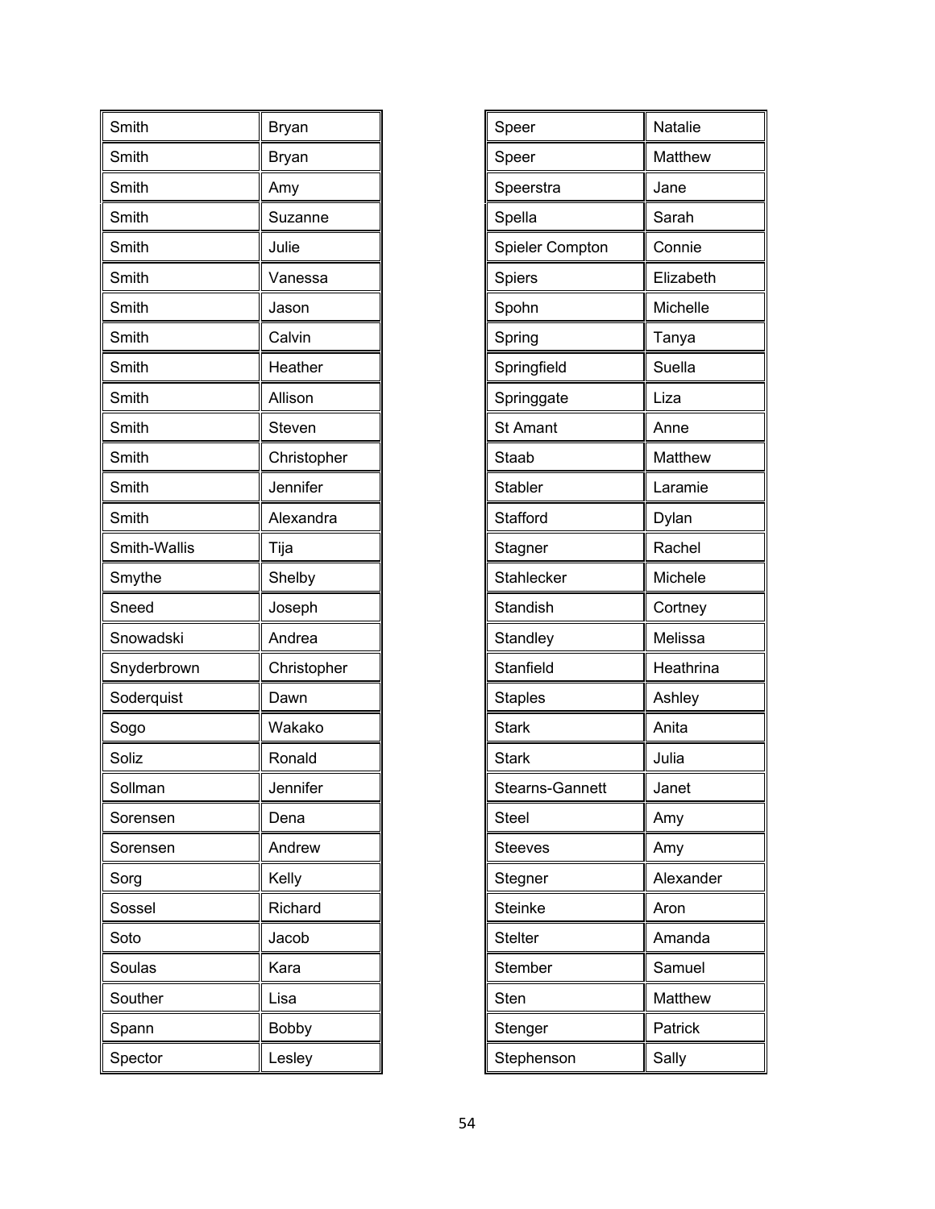| Smith | Bryan |
|---|---|
| Smith | Bryan |
| Smith | Amy |
| Smith | Suzanne |
| Smith | Julie |
| Smith | Vanessa |
| Smith | Jason |
| Smith | Calvin |
| Smith | Heather |
| Smith | Allison |
| Smith | Steven |
| Smith | Christopher |
| Smith | Jennifer |
| Smith | Alexandra |
| Smith-Wallis | Tija |
| Smythe | Shelby |
| Sneed | Joseph |
| Snowadski | Andrea |
| Snyderbrown | Christopher |
| Soderquist | Dawn |
| Sogo | Wakako |
| Soliz | Ronald |
| Sollman | Jennifer |
| Sorensen | Dena |
| Sorensen | Andrew |
| Sorg | Kelly |
| Sossel | Richard |
| Soto | Jacob |
| Soulas | Kara |
| Souther | Lisa |
| Spann | Bobby |
| Spector | Lesley |

| Speer | Natalie |
|---|---|
| Speer | Matthew |
| Speerstra | Jane |
| Spella | Sarah |
| Spieler Compton | Connie |
| Spiers | Elizabeth |
| Spohn | Michelle |
| Spring | Tanya |
| Springfield | Suella |
| Springgate | Liza |
| St Amant | Anne |
| Staab | Matthew |
| Stabler | Laramie |
| Stafford | Dylan |
| Stagner | Rachel |
| Stahlecker | Michele |
| Standish | Cortney |
| Standley | Melissa |
| Stanfield | Heathrina |
| Staples | Ashley |
| Stark | Anita |
| Stark | Julia |
| Stearns-Gannett | Janet |
| Steel | Amy |
| Steeves | Amy |
| Stegner | Alexander |
| Steinke | Aron |
| Stelter | Amanda |
| Stember | Samuel |
| Sten | Matthew |
| Stenger | Patrick |
| Stephenson | Sally |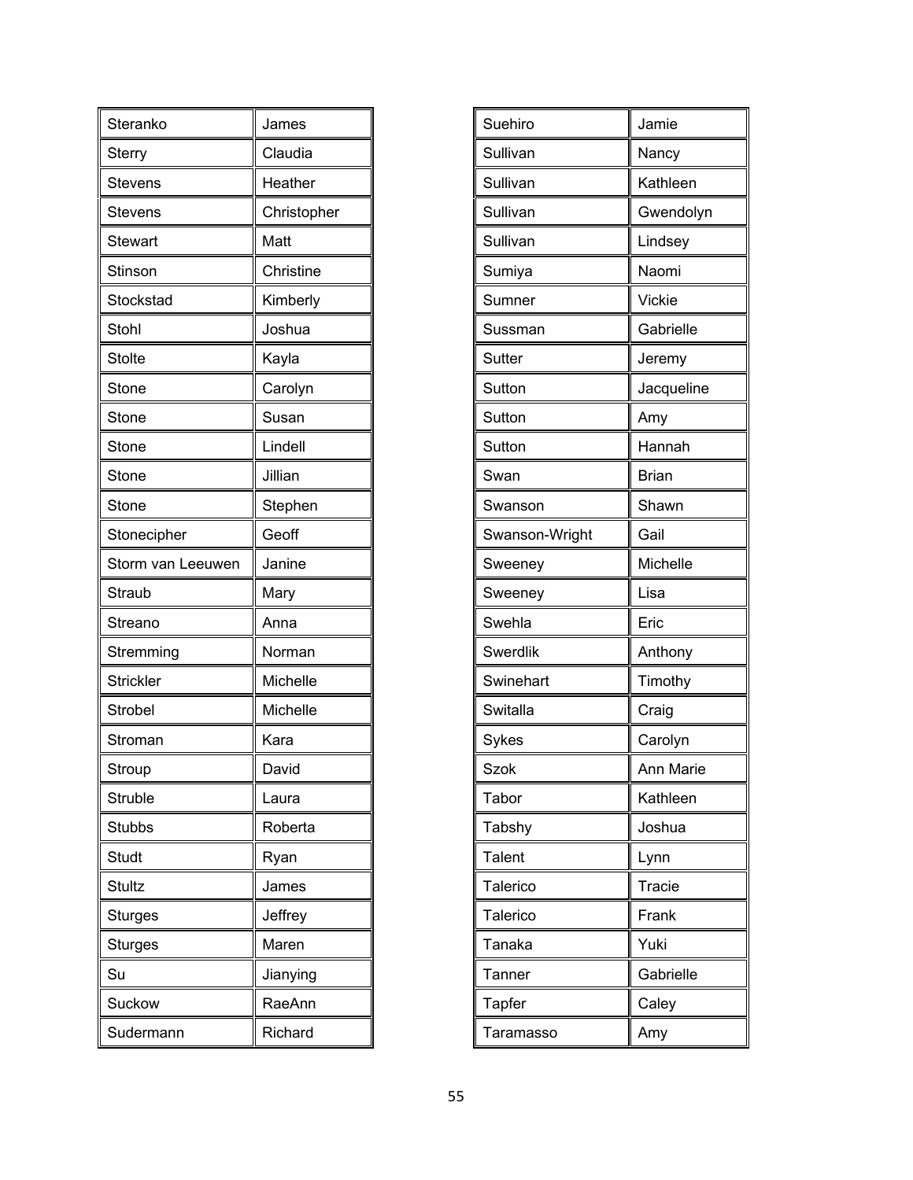| | |
|---|---|
| Steranko | James |
| Sterry | Claudia |
| Stevens | Heather |
| Stevens | Christopher |
| Stewart | Matt |
| Stinson | Christine |
| Stockstad | Kimberly |
| Stohl | Joshua |
| Stolte | Kayla |
| Stone | Carolyn |
| Stone | Susan |
| Stone | Lindell |
| Stone | Jillian |
| Stone | Stephen |
| Stonecipher | Geoff |
| Storm van Leeuwen | Janine |
| Straub | Mary |
| Streano | Anna |
| Stremming | Norman |
| Strickler | Michelle |
| Strobel | Michelle |
| Stroman | Kara |
| Stroup | David |
| Struble | Laura |
| Stubbs | Roberta |
| Studt | Ryan |
| Stultz | James |
| Sturges | Jeffrey |
| Sturges | Maren |
| Su | Jianying |
| Suckow | RaeAnn |
| Sudermann | Richard |

| | |
|---|---|
| Suehiro | Jamie |
| Sullivan | Nancy |
| Sullivan | Kathleen |
| Sullivan | Gwendolyn |
| Sullivan | Lindsey |
| Sumiya | Naomi |
| Sumner | Vickie |
| Sussman | Gabrielle |
| Sutter | Jeremy |
| Sutton | Jacqueline |
| Sutton | Amy |
| Sutton | Hannah |
| Swan | Brian |
| Swanson | Shawn |
| Swanson-Wright | Gail |
| Sweeney | Michelle |
| Sweeney | Lisa |
| Swehla | Eric |
| Swerdlik | Anthony |
| Swinehart | Timothy |
| Switalla | Craig |
| Sykes | Carolyn |
| Szok | Ann Marie |
| Tabor | Kathleen |
| Tabshy | Joshua |
| Talent | Lynn |
| Talerico | Tracie |
| Talerico | Frank |
| Tanaka | Yuki |
| Tanner | Gabrielle |
| Tapfer | Caley |
| Taramasso | Amy |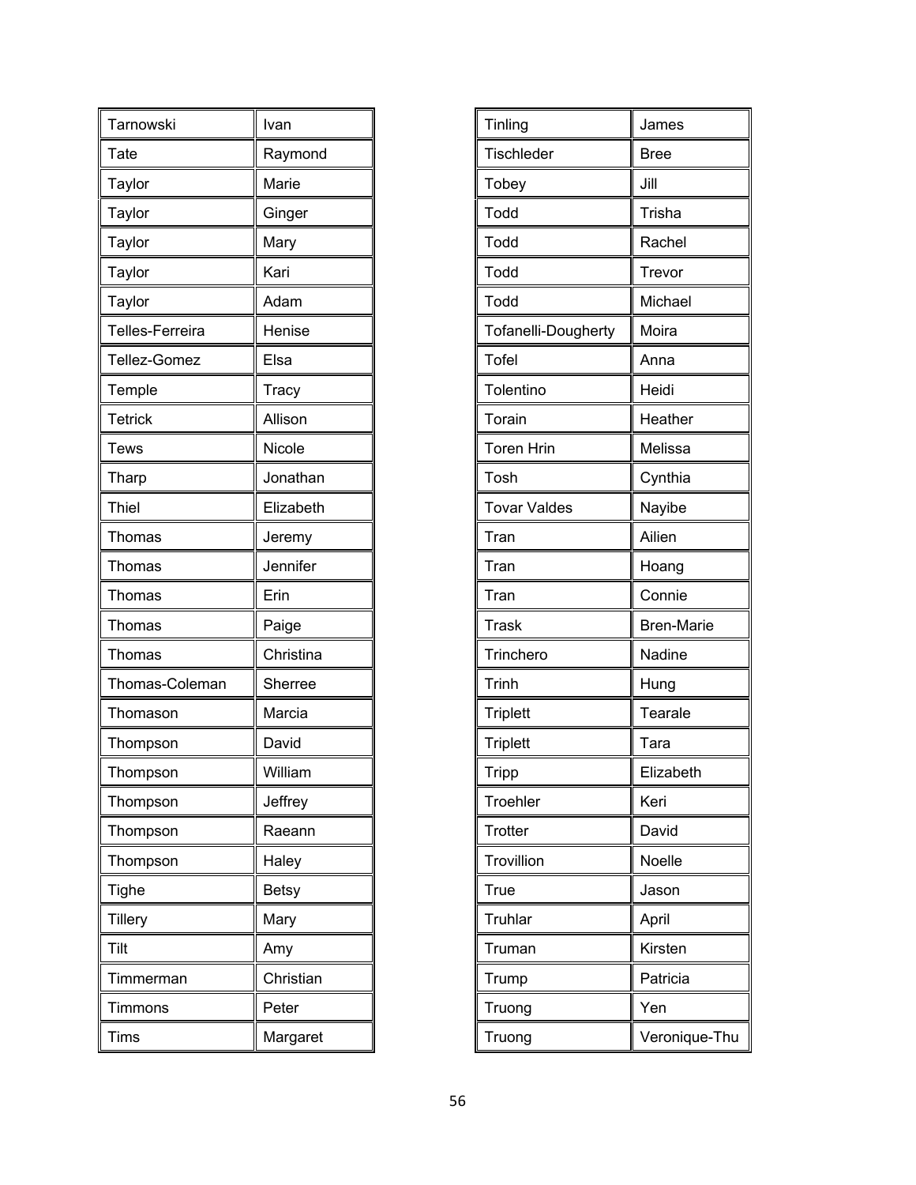| | |
|---|---|
| Tarnowski | Ivan |
| Tate | Raymond |
| Taylor | Marie |
| Taylor | Ginger |
| Taylor | Mary |
| Taylor | Kari |
| Taylor | Adam |
| Telles-Ferreira | Henise |
| Tellez-Gomez | Elsa |
| Temple | Tracy |
| Tetrick | Allison |
| Tews | Nicole |
| Tharp | Jonathan |
| Thiel | Elizabeth |
| Thomas | Jeremy |
| Thomas | Jennifer |
| Thomas | Erin |
| Thomas | Paige |
| Thomas | Christina |
| Thomas-Coleman | Sherree |
| Thomason | Marcia |
| Thompson | David |
| Thompson | William |
| Thompson | Jeffrey |
| Thompson | Raeann |
| Thompson | Haley |
| Tighe | Betsy |
| Tillery | Mary |
| Tilt | Amy |
| Timmerman | Christian |
| Timmons | Peter |
| Tims | Margaret |
| Tinling | James |
| Tischleder | Bree |
| Tobey | Jill |
| Todd | Trisha |
| Todd | Rachel |
| Todd | Trevor |
| Todd | Michael |
| Tofanelli-Dougherty | Moira |
| Tofel | Anna |
| Tolentino | Heidi |
| Torain | Heather |
| Toren Hrin | Melissa |
| Tosh | Cynthia |
| Tovar Valdes | Nayibe |
| Tran | Ailien |
| Tran | Hoang |
| Tran | Connie |
| Trask | Bren-Marie |
| Trinchero | Nadine |
| Trinh | Hung |
| Triplett | Tearale |
| Triplett | Tara |
| Tripp | Elizabeth |
| Troehler | Keri |
| Trotter | David |
| Trovillion | Noelle |
| True | Jason |
| Truhlar | April |
| Truman | Kirsten |
| Trump | Patricia |
| Truong | Yen |
| Truong | Veronique-Thu |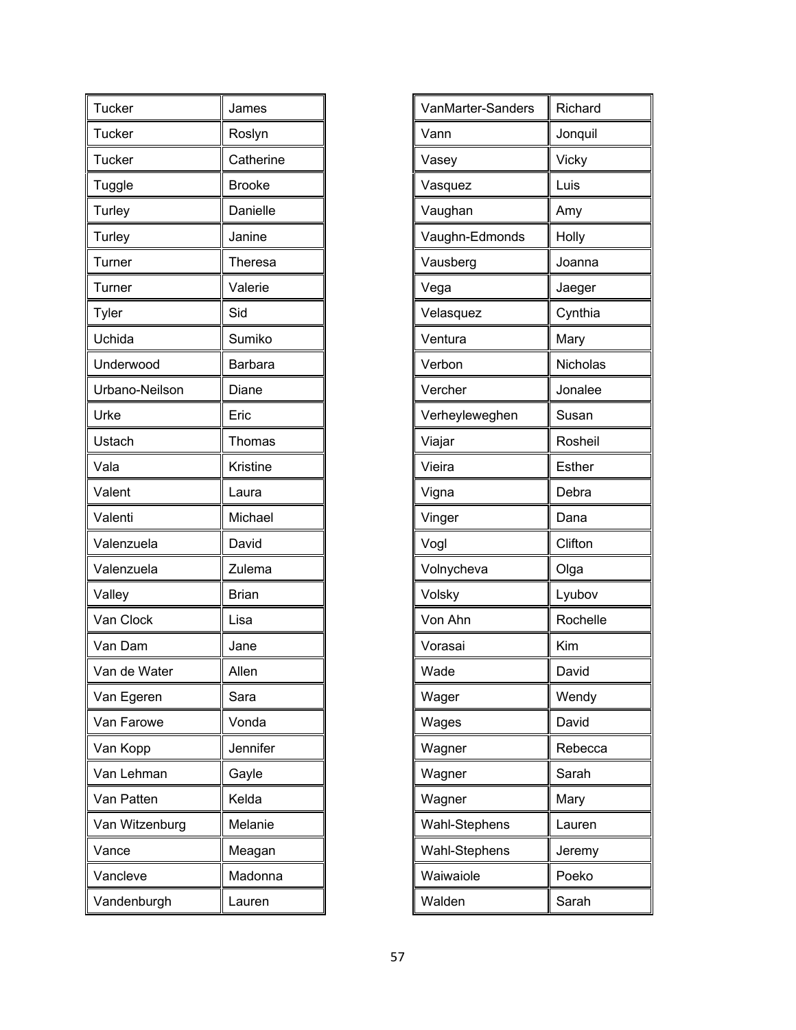| | |
|---|---|
| Tucker | James |
| Tucker | Roslyn |
| Tucker | Catherine |
| Tuggle | Brooke |
| Turley | Danielle |
| Turley | Janine |
| Turner | Theresa |
| Turner | Valerie |
| Tyler | Sid |
| Uchida | Sumiko |
| Underwood | Barbara |
| Urbano-Neilson | Diane |
| Urke | Eric |
| Ustach | Thomas |
| Vala | Kristine |
| Valent | Laura |
| Valenti | Michael |
| Valenzuela | David |
| Valenzuela | Zulema |
| Valley | Brian |
| Van Clock | Lisa |
| Van Dam | Jane |
| Van de Water | Allen |
| Van Egeren | Sara |
| Van Farowe | Vonda |
| Van Kopp | Jennifer |
| Van Lehman | Gayle |
| Van Patten | Kelda |
| Van Witzenburg | Melanie |
| Vance | Meagan |
| Vancleve | Madonna |
| Vandenburgh | Lauren |
| VanMarter-Sanders | Richard |
| Vann | Jonquil |
| Vasey | Vicky |
| Vasquez | Luis |
| Vaughan | Amy |
| Vaughn-Edmonds | Holly |
| Vausberg | Joanna |
| Vega | Jaeger |
| Velasquez | Cynthia |
| Ventura | Mary |
| Verbon | Nicholas |
| Vercher | Jonalee |
| Verheyleweghen | Susan |
| Viajar | Rosheil |
| Vieira | Esther |
| Vigna | Debra |
| Vinger | Dana |
| Vogl | Clifton |
| Volnycheva | Olga |
| Volsky | Lyubov |
| Von Ahn | Rochelle |
| Vorasai | Kim |
| Wade | David |
| Wager | Wendy |
| Wages | David |
| Wagner | Rebecca |
| Wagner | Sarah |
| Wagner | Mary |
| Wahl-Stephens | Lauren |
| Wahl-Stephens | Jeremy |
| Waiwaiole | Poeko |
| Walden | Sarah |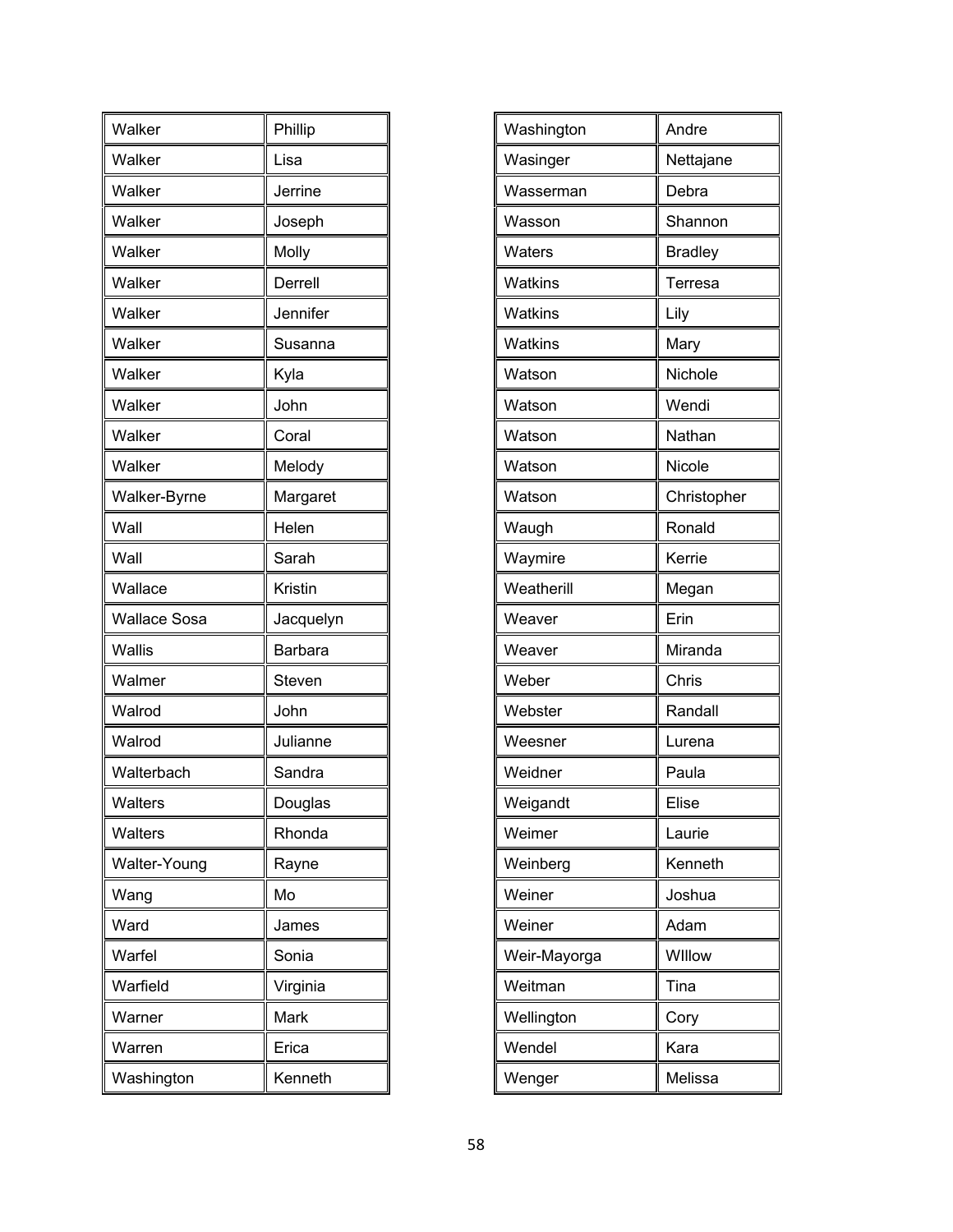| Walker | Phillip |
|---|---|
| Walker | Lisa |
| Walker | Jerrine |
| Walker | Joseph |
| Walker | Molly |
| Walker | Derrell |
| Walker | Jennifer |
| Walker | Susanna |
| Walker | Kyla |
| Walker | John |
| Walker | Coral |
| Walker | Melody |
| Walker-Byrne | Margaret |
| Wall | Helen |
| Wall | Sarah |
| Wallace | Kristin |
| Wallace Sosa | Jacquelyn |
| Wallis | Barbara |
| Walmer | Steven |
| Walrod | John |
| Walrod | Julianne |
| Walterbach | Sandra |
| Walters | Douglas |
| Walters | Rhonda |
| Walter-Young | Rayne |
| Wang | Mo |
| Ward | James |
| Warfel | Sonia |
| Warfield | Virginia |
| Warner | Mark |
| Warren | Erica |
| Washington | Kenneth |

| Washington | Andre |
|---|---|
| Wasinger | Nettajane |
| Wasserman | Debra |
| Wasson | Shannon |
| Waters | Bradley |
| Watkins | Terresa |
| Watkins | Lily |
| Watkins | Mary |
| Watson | Nichole |
| Watson | Wendi |
| Watson | Nathan |
| Watson | Nicole |
| Watson | Christopher |
| Waugh | Ronald |
| Waymire | Kerrie |
| Weatherill | Megan |
| Weaver | Erin |
| Weaver | Miranda |
| Weber | Chris |
| Webster | Randall |
| Weesner | Lurena |
| Weidner | Paula |
| Weigandt | Elise |
| Weimer | Laurie |
| Weinberg | Kenneth |
| Weiner | Joshua |
| Weiner | Adam |
| Weir-Mayorga | WIllow |
| Weitman | Tina |
| Wellington | Cory |
| Wendel | Kara |
| Wenger | Melissa |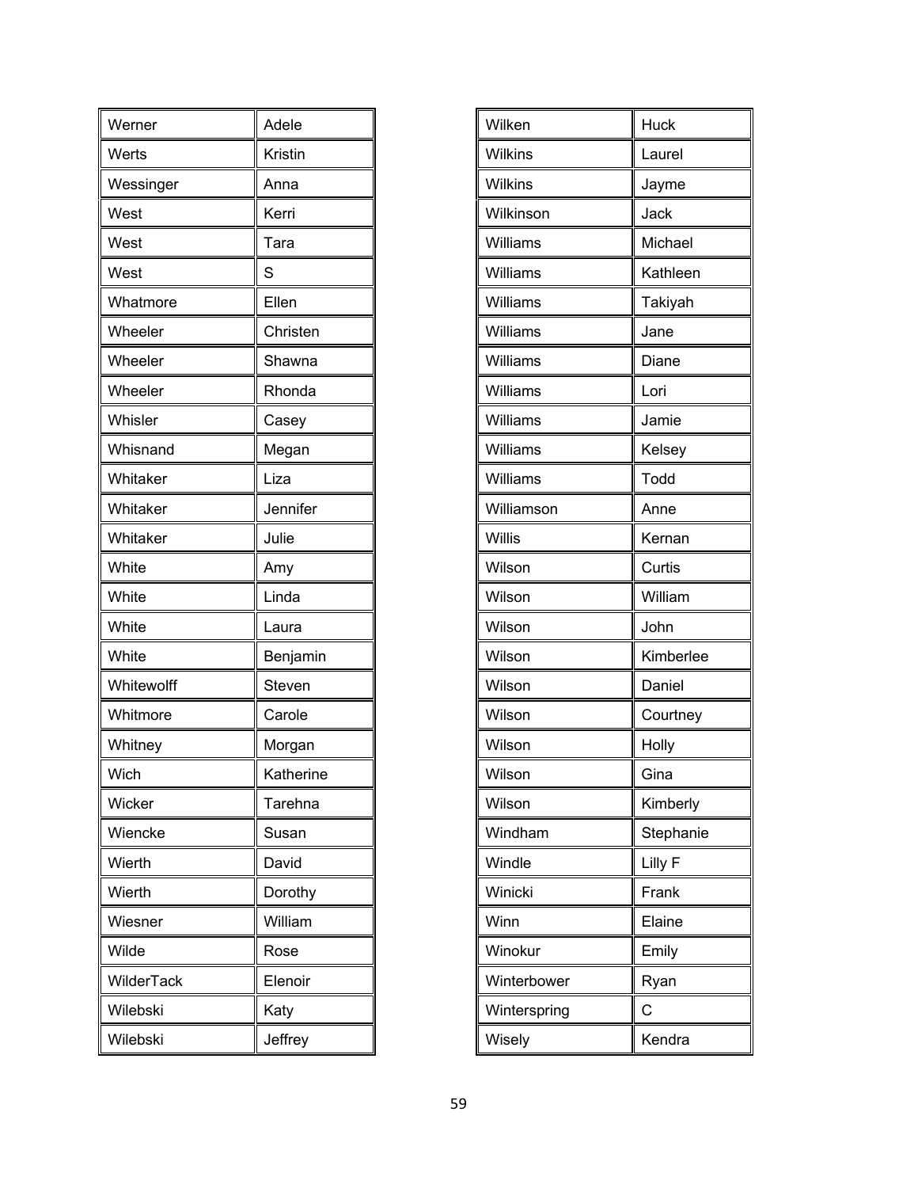| Werner | Adele |
|---|---|
| Werts | Kristin |
| Wessinger | Anna |
| West | Kerri |
| West | Tara |
| West | S |
| Whatmore | Ellen |
| Wheeler | Christen |
| Wheeler | Shawna |
| Wheeler | Rhonda |
| Whisler | Casey |
| Whisnand | Megan |
| Whitaker | Liza |
| Whitaker | Jennifer |
| Whitaker | Julie |
| White | Amy |
| White | Linda |
| White | Laura |
| White | Benjamin |
| Whitewolff | Steven |
| Whitmore | Carole |
| Whitney | Morgan |
| Wich | Katherine |
| Wicker | Tarehna |
| Wiencke | Susan |
| Wierth | David |
| Wierth | Dorothy |
| Wiesner | William |
| Wilde | Rose |
| WilderTack | Elenoir |
| Wilebski | Katy |
| Wilebski | Jeffrey |

| Wilken | Huck |
|---|---|
| Wilkins | Laurel |
| Wilkins | Jayme |
| Wilkinson | Jack |
| Williams | Michael |
| Williams | Kathleen |
| Williams | Takiyah |
| Williams | Jane |
| Williams | Diane |
| Williams | Lori |
| Williams | Jamie |
| Williams | Kelsey |
| Williams | Todd |
| Williamson | Anne |
| Willis | Kernan |
| Wilson | Curtis |
| Wilson | William |
| Wilson | John |
| Wilson | Kimberlee |
| Wilson | Daniel |
| Wilson | Courtney |
| Wilson | Holly |
| Wilson | Gina |
| Wilson | Kimberly |
| Windham | Stephanie |
| Windle | Lilly F |
| Winicki | Frank |
| Winn | Elaine |
| Winokur | Emily |
| Winterbower | Ryan |
| Winterspring | C |
| Wisely | Kendra |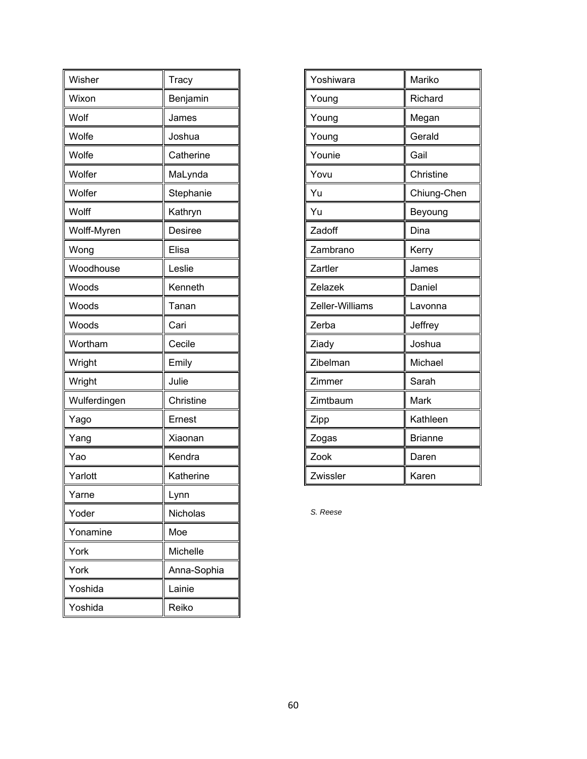| | |
|---|---|
| Wisher | Tracy |
| Wixon | Benjamin |
| Wolf | James |
| Wolfe | Joshua |
| Wolfe | Catherine |
| Wolfer | MaLynda |
| Wolfer | Stephanie |
| Wolff | Kathryn |
| Wolff-Myren | Desiree |
| Wong | Elisa |
| Woodhouse | Leslie |
| Woods | Kenneth |
| Woods | Tanan |
| Woods | Cari |
| Wortham | Cecile |
| Wright | Emily |
| Wright | Julie |
| Wulferdingen | Christine |
| Yago | Ernest |
| Yang | Xiaonan |
| Yao | Kendra |
| Yarlott | Katherine |
| Yarne | Lynn |
| Yoder | Nicholas |
| Yonamine | Moe |
| York | Michelle |
| York | Anna-Sophia |
| Yoshida | Lainie |
| Yoshida | Reiko |
| Yoshiwara | Mariko |
| Young | Richard |
| Young | Megan |
| Young | Gerald |
| Younie | Gail |
| Yovu | Christine |
| Yu | Chiung-Chen |
| Yu | Beyoung |
| Zadoff | Dina |
| Zambrano | Kerry |
| Zartler | James |
| Zelazek | Daniel |
| Zeller-Williams | Lavonna |
| Zerba | Jeffrey |
| Ziady | Joshua |
| Zibelman | Michael |
| Zimmer | Sarah |
| Zimtbaum | Mark |
| Zipp | Kathleen |
| Zogas | Brianne |
| Zook | Daren |
| Zwissler | Karen |

*S. Reese*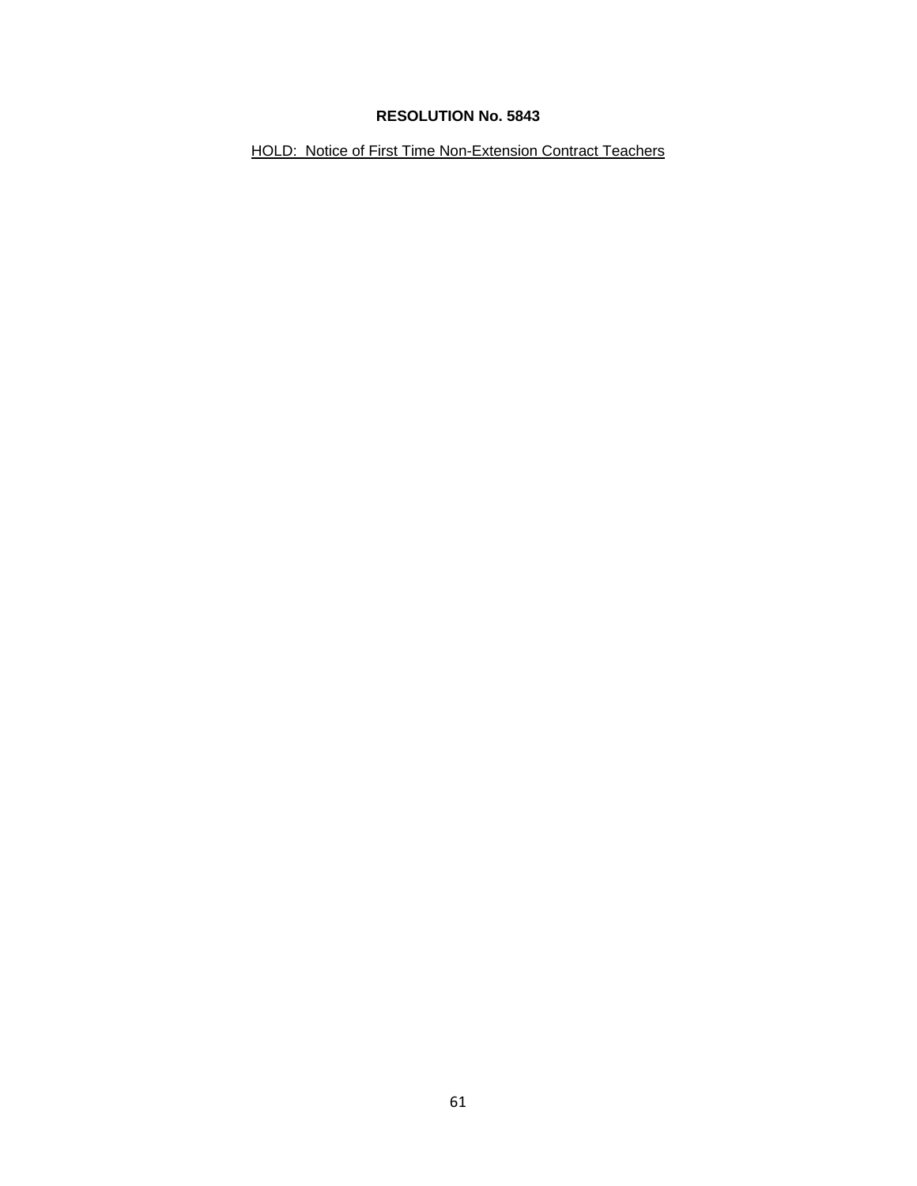**RESOLUTION No. 5843**

HOLD: Notice of First Time Non-Extension Contract Teachers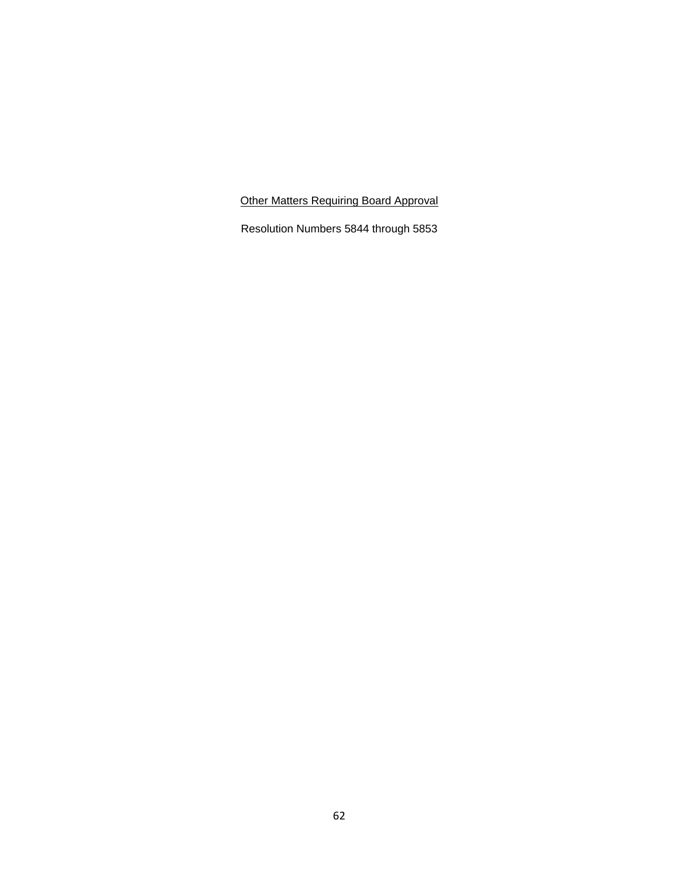<u>Other Matters Requiring Board Approval</u>

Resolution Numbers 5844 through 5853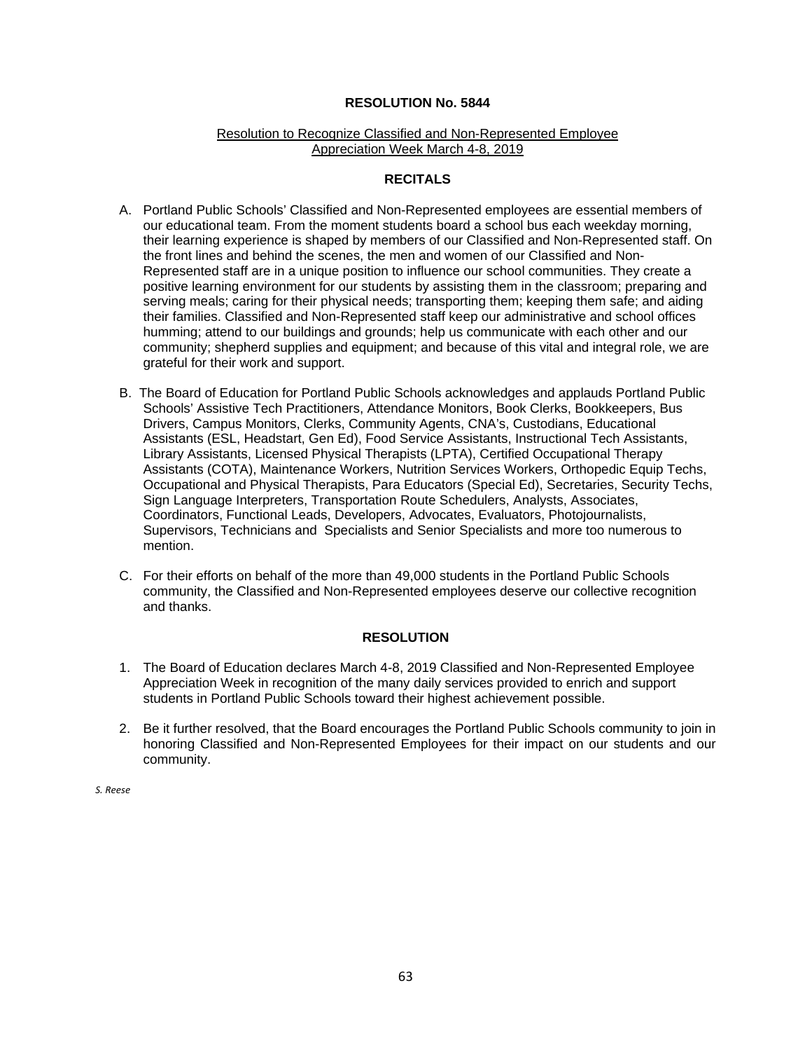## RESOLUTION No. 5844

Resolution to Recognize Classified and Non-Represented Employee Appreciation Week March 4-8, 2019

### RECITALS

A. Portland Public Schools' Classified and Non-Represented employees are essential members of our educational team. From the moment students board a school bus each weekday morning, their learning experience is shaped by members of our Classified and Non-Represented staff. On the front lines and behind the scenes, the men and women of our Classified and Non-Represented staff are in a unique position to influence our school communities. They create a positive learning environment for our students by assisting them in the classroom; preparing and serving meals; caring for their physical needs; transporting them; keeping them safe; and aiding their families. Classified and Non-Represented staff keep our administrative and school offices humming; attend to our buildings and grounds; help us communicate with each other and our community; shepherd supplies and equipment; and because of this vital and integral role, we are grateful for their work and support.

B. The Board of Education for Portland Public Schools acknowledges and applauds Portland Public Schools' Assistive Tech Practitioners, Attendance Monitors, Book Clerks, Bookkeepers, Bus Drivers, Campus Monitors, Clerks, Community Agents, CNA's, Custodians, Educational Assistants (ESL, Headstart, Gen Ed), Food Service Assistants, Instructional Tech Assistants, Library Assistants, Licensed Physical Therapists (LPTA), Certified Occupational Therapy Assistants (COTA), Maintenance Workers, Nutrition Services Workers, Orthopedic Equip Techs, Occupational and Physical Therapists, Para Educators (Special Ed), Secretaries, Security Techs, Sign Language Interpreters, Transportation Route Schedulers, Analysts, Associates, Coordinators, Functional Leads, Developers, Advocates, Evaluators, Photojournalists, Supervisors, Technicians and Specialists and Senior Specialists and more too numerous to mention.

C. For their efforts on behalf of the more than 49,000 students in the Portland Public Schools community, the Classified and Non-Represented employees deserve our collective recognition and thanks.

### RESOLUTION

1. The Board of Education declares March 4-8, 2019 Classified and Non-Represented Employee Appreciation Week in recognition of the many daily services provided to enrich and support students in Portland Public Schools toward their highest achievement possible.

2. Be it further resolved, that the Board encourages the Portland Public Schools community to join in honoring Classified and Non-Represented Employees for their impact on our students and our community.

*S. Reese*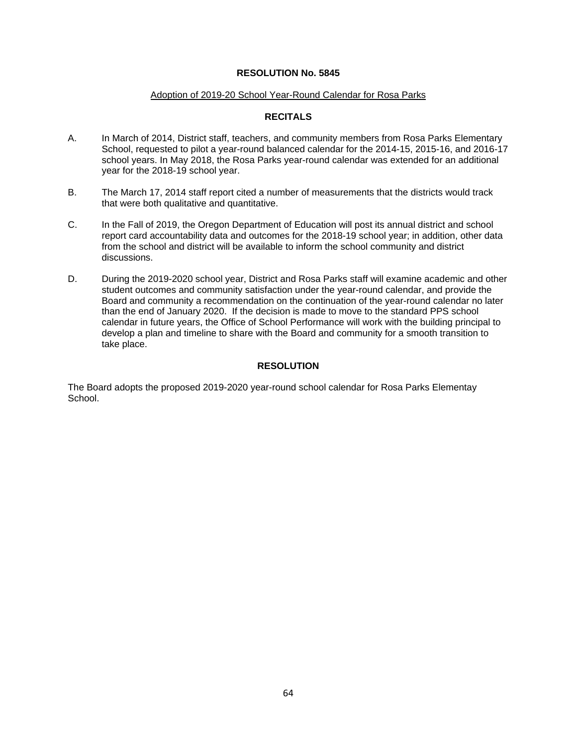# RESOLUTION No. 5845

Adoption of 2019-20 School Year-Round Calendar for Rosa Parks

## RECITALS

A. In March of 2014, District staff, teachers, and community members from Rosa Parks Elementary School, requested to pilot a year-round balanced calendar for the 2014-15, 2015-16, and 2016-17 school years. In May 2018, the Rosa Parks year-round calendar was extended for an additional year for the 2018-19 school year.

B. The March 17, 2014 staff report cited a number of measurements that the districts would track that were both qualitative and quantitative.

C. In the Fall of 2019, the Oregon Department of Education will post its annual district and school report card accountability data and outcomes for the 2018-19 school year; in addition, other data from the school and district will be available to inform the school community and district discussions.

D. During the 2019-2020 school year, District and Rosa Parks staff will examine academic and other student outcomes and community satisfaction under the year-round calendar, and provide the Board and community a recommendation on the continuation of the year-round calendar no later than the end of January 2020. If the decision is made to move to the standard PPS school calendar in future years, the Office of School Performance will work with the building principal to develop a plan and timeline to share with the Board and community for a smooth transition to take place.

## RESOLUTION

The Board adopts the proposed 2019-2020 year-round school calendar for Rosa Parks Elementay School.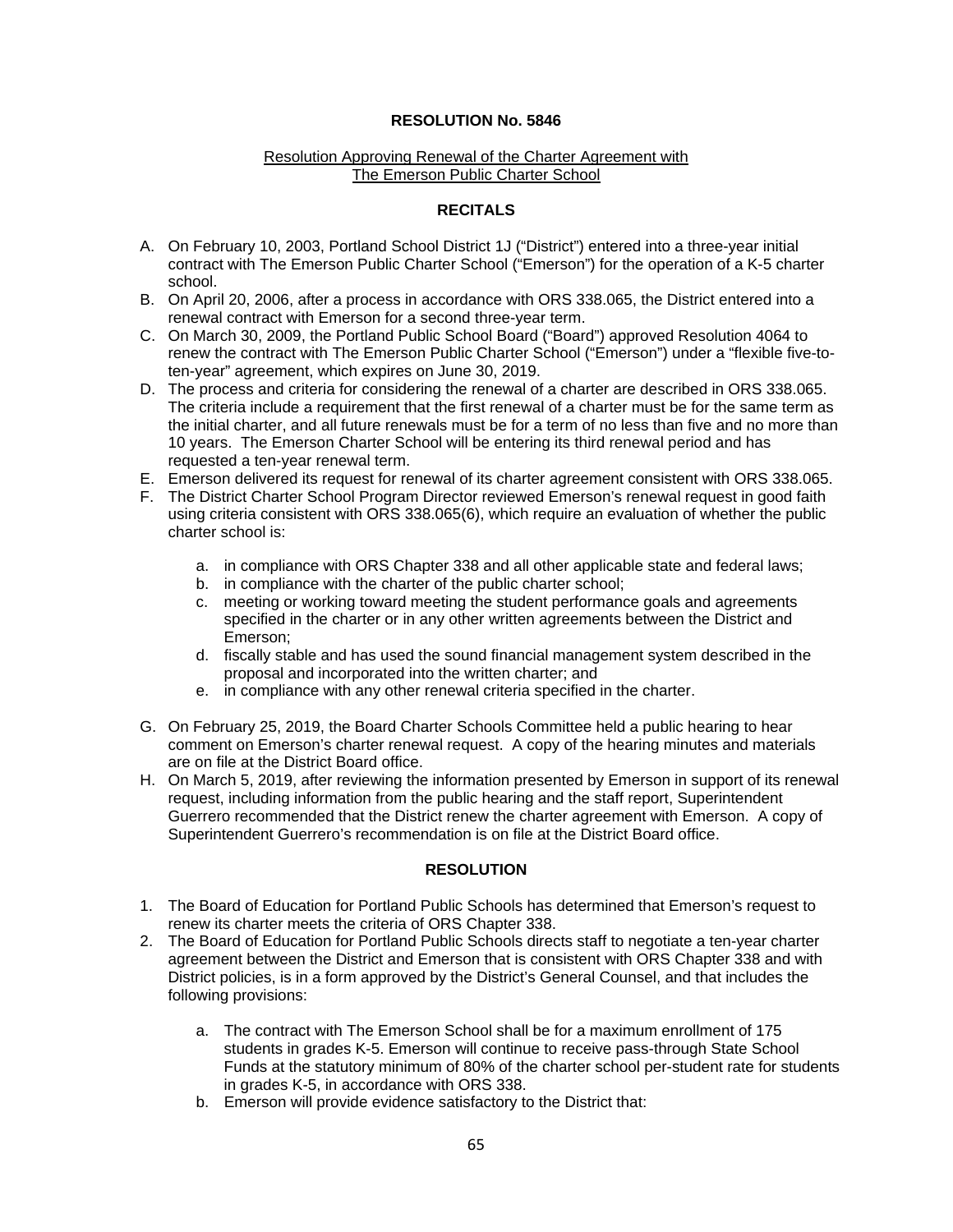**RESOLUTION No. 5846**

Resolution Approving Renewal of the Charter Agreement with The Emerson Public Charter School

**RECITALS**

A. On February 10, 2003, Portland School District 1J ("District") entered into a three-year initial contract with The Emerson Public Charter School ("Emerson") for the operation of a K-5 charter school.
B. On April 20, 2006, after a process in accordance with ORS 338.065, the District entered into a renewal contract with Emerson for a second three-year term.
C. On March 30, 2009, the Portland Public School Board ("Board") approved Resolution 4064 to renew the contract with The Emerson Public Charter School ("Emerson") under a "flexible five-to-ten-year" agreement, which expires on June 30, 2019.
D. The process and criteria for considering the renewal of a charter are described in ORS 338.065. The criteria include a requirement that the first renewal of a charter must be for the same term as the initial charter, and all future renewals must be for a term of no less than five and no more than 10 years. The Emerson Charter School will be entering its third renewal period and has requested a ten-year renewal term.
E. Emerson delivered its request for renewal of its charter agreement consistent with ORS 338.065.
F. The District Charter School Program Director reviewed Emerson's renewal request in good faith using criteria consistent with ORS 338.065(6), which require an evaluation of whether the public charter school is:
    a. in compliance with ORS Chapter 338 and all other applicable state and federal laws;
    b. in compliance with the charter of the public charter school;
    c. meeting or working toward meeting the student performance goals and agreements specified in the charter or in any other written agreements between the District and Emerson;
    d. fiscally stable and has used the sound financial management system described in the proposal and incorporated into the written charter; and
    e. in compliance with any other renewal criteria specified in the charter.
G. On February 25, 2019, the Board Charter Schools Committee held a public hearing to hear comment on Emerson's charter renewal request. A copy of the hearing minutes and materials are on file at the District Board office.
H. On March 5, 2019, after reviewing the information presented by Emerson in support of its renewal request, including information from the public hearing and the staff report, Superintendent Guerrero recommended that the District renew the charter agreement with Emerson. A copy of Superintendent Guerrero's recommendation is on file at the District Board office.

**RESOLUTION**

1. The Board of Education for Portland Public Schools has determined that Emerson's request to renew its charter meets the criteria of ORS Chapter 338.
2. The Board of Education for Portland Public Schools directs staff to negotiate a ten-year charter agreement between the District and Emerson that is consistent with ORS Chapter 338 and with District policies, is in a form approved by the District's General Counsel, and that includes the following provisions:
    a. The contract with The Emerson School shall be for a maximum enrollment of 175 students in grades K-5. Emerson will continue to receive pass-through State School Funds at the statutory minimum of 80% of the charter school per-student rate for students in grades K-5, in accordance with ORS 338.
    b. Emerson will provide evidence satisfactory to the District that: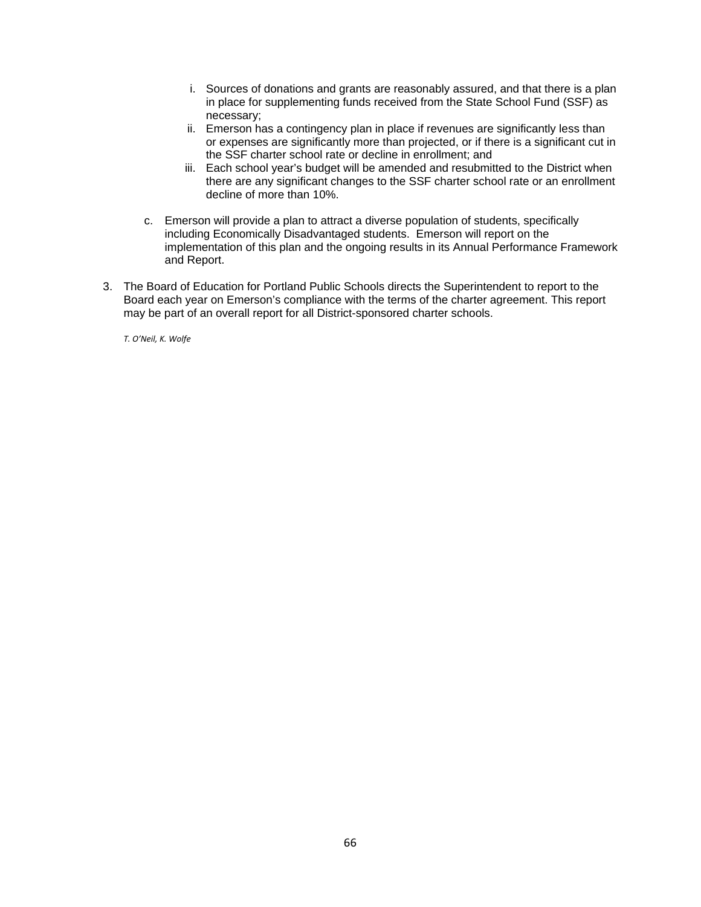i. Sources of donations and grants are reasonably assured, and that there is a plan in place for supplementing funds received from the State School Fund (SSF) as necessary;
   ii. Emerson has a contingency plan in place if revenues are significantly less than or expenses are significantly more than projected, or if there is a significant cut in the SSF charter school rate or decline in enrollment; and
   iii. Each school year's budget will be amended and resubmitted to the District when there are any significant changes to the SSF charter school rate or an enrollment decline of more than 10%.

c. Emerson will provide a plan to attract a diverse population of students, specifically including Economically Disadvantaged students. Emerson will report on the implementation of this plan and the ongoing results in its Annual Performance Framework and Report.

3. The Board of Education for Portland Public Schools directs the Superintendent to report to the Board each year on Emerson's compliance with the terms of the charter agreement. This report may be part of an overall report for all District-sponsored charter schools.

*T. O'Neil, K. Wolfe*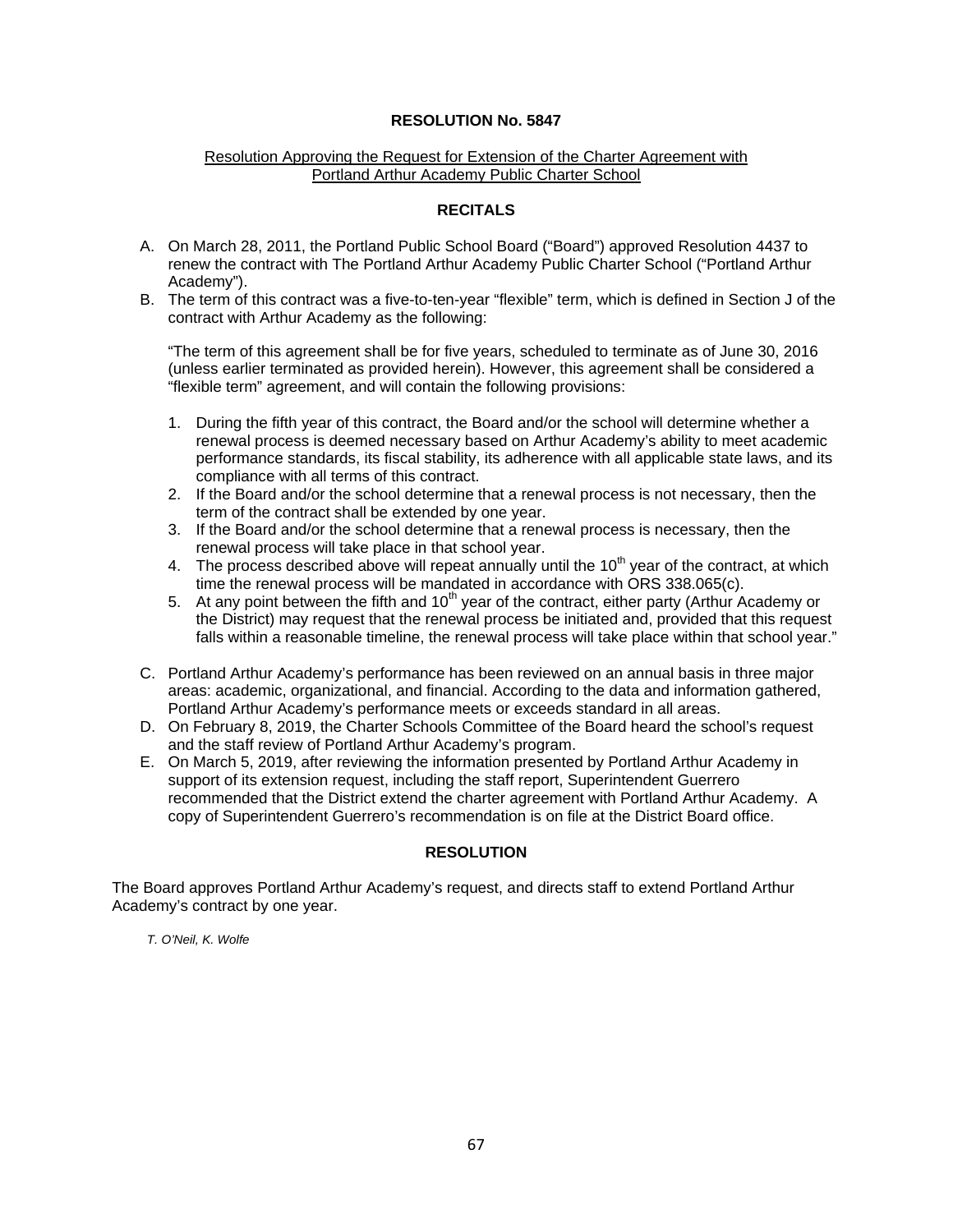# RESOLUTION No. 5847

Resolution Approving the Request for Extension of the Charter Agreement with Portland Arthur Academy Public Charter School

## RECITALS

A. On March 28, 2011, the Portland Public School Board ("Board") approved Resolution 4437 to renew the contract with The Portland Arthur Academy Public Charter School ("Portland Arthur Academy").

B. The term of this contract was a five-to-ten-year "flexible" term, which is defined in Section J of the contract with Arthur Academy as the following:

   "The term of this agreement shall be for five years, scheduled to terminate as of June 30, 2016 (unless earlier terminated as provided herein). However, this agreement shall be considered a "flexible term" agreement, and will contain the following provisions:

   1. During the fifth year of this contract, the Board and/or the school will determine whether a renewal process is deemed necessary based on Arthur Academy's ability to meet academic performance standards, its fiscal stability, its adherence with all applicable state laws, and its compliance with all terms of this contract.
   2. If the Board and/or the school determine that a renewal process is not necessary, then the term of the contract shall be extended by one year.
   3. If the Board and/or the school determine that a renewal process is necessary, then the renewal process will take place in that school year.
   4. The process described above will repeat annually until the 10th year of the contract, at which time the renewal process will be mandated in accordance with ORS 338.065(c).
   5. At any point between the fifth and 10th year of the contract, either party (Arthur Academy or the District) may request that the renewal process be initiated and, provided that this request falls within a reasonable timeline, the renewal process will take place within that school year."

C. Portland Arthur Academy's performance has been reviewed on an annual basis in three major areas: academic, organizational, and financial. According to the data and information gathered, Portland Arthur Academy's performance meets or exceeds standard in all areas.

D. On February 8, 2019, the Charter Schools Committee of the Board heard the school's request and the staff review of Portland Arthur Academy's program.

E. On March 5, 2019, after reviewing the information presented by Portland Arthur Academy in support of its extension request, including the staff report, Superintendent Guerrero recommended that the District extend the charter agreement with Portland Arthur Academy. A copy of Superintendent Guerrero's recommendation is on file at the District Board office.

## RESOLUTION

The Board approves Portland Arthur Academy's request, and directs staff to extend Portland Arthur Academy's contract by one year.

*T. O'Neil, K. Wolfe*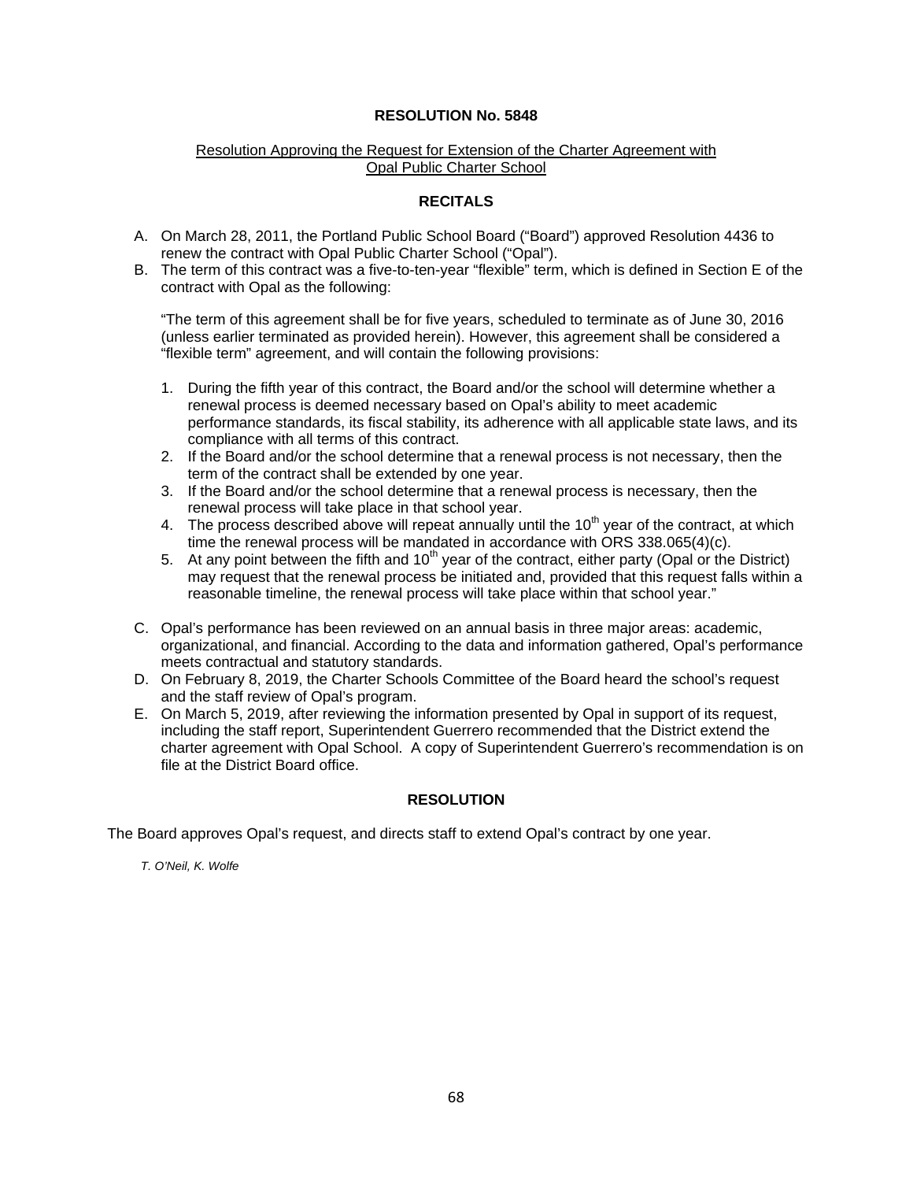**RESOLUTION No. 5848**

Resolution Approving the Request for Extension of the Charter Agreement with Opal Public Charter School

**RECITALS**

A. On March 28, 2011, the Portland Public School Board ("Board") approved Resolution 4436 to renew the contract with Opal Public Charter School ("Opal").
B. The term of this contract was a five-to-ten-year "flexible" term, which is defined in Section E of the contract with Opal as the following:

   "The term of this agreement shall be for five years, scheduled to terminate as of June 30, 2016 (unless earlier terminated as provided herein). However, this agreement shall be considered a "flexible term" agreement, and will contain the following provisions:

   1. During the fifth year of this contract, the Board and/or the school will determine whether a renewal process is deemed necessary based on Opal's ability to meet academic performance standards, its fiscal stability, its adherence with all applicable state laws, and its compliance with all terms of this contract.
   2. If the Board and/or the school determine that a renewal process is not necessary, then the term of the contract shall be extended by one year.
   3. If the Board and/or the school determine that a renewal process is necessary, then the renewal process will take place in that school year.
   4. The process described above will repeat annually until the 10th year of the contract, at which time the renewal process will be mandated in accordance with ORS 338.065(4)(c).
   5. At any point between the fifth and 10th year of the contract, either party (Opal or the District) may request that the renewal process be initiated and, provided that this request falls within a reasonable timeline, the renewal process will take place within that school year."

C. Opal's performance has been reviewed on an annual basis in three major areas: academic, organizational, and financial. According to the data and information gathered, Opal's performance meets contractual and statutory standards.
D. On February 8, 2019, the Charter Schools Committee of the Board heard the school's request and the staff review of Opal's program.
E. On March 5, 2019, after reviewing the information presented by Opal in support of its request, including the staff report, Superintendent Guerrero recommended that the District extend the charter agreement with Opal School. A copy of Superintendent Guerrero's recommendation is on file at the District Board office.

**RESOLUTION**

The Board approves Opal's request, and directs staff to extend Opal's contract by one year.

*T. O'Neil, K. Wolfe*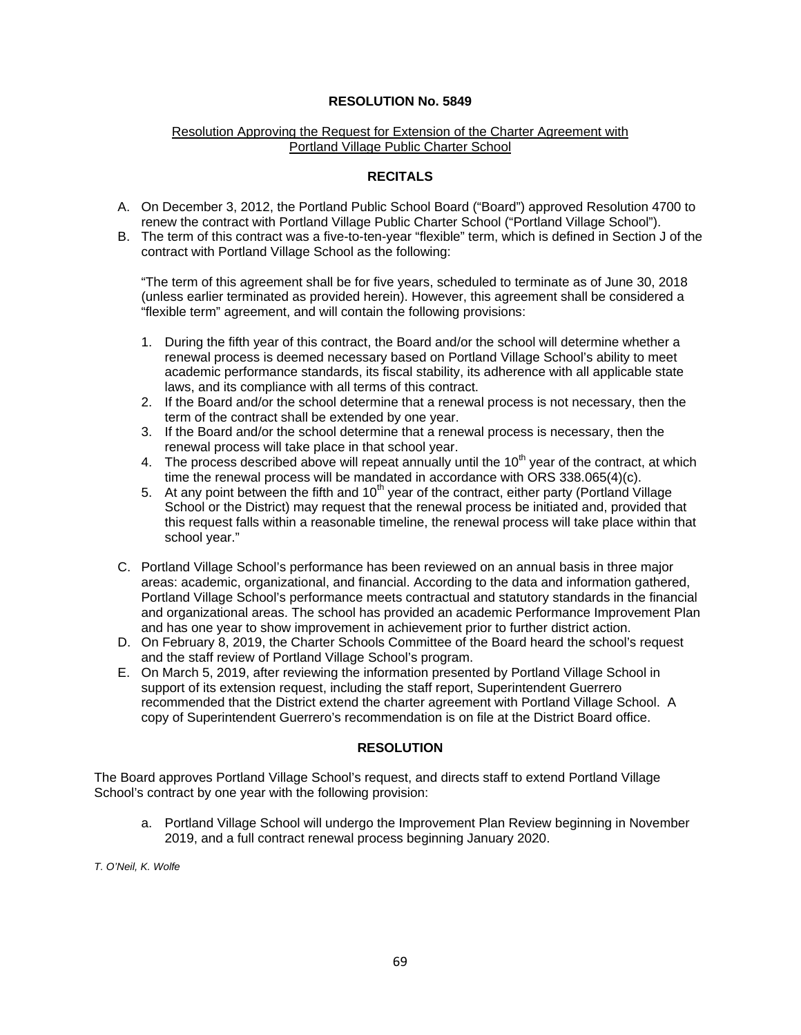# RESOLUTION No. 5849

Resolution Approving the Request for Extension of the Charter Agreement with Portland Village Public Charter School

## RECITALS

A. On December 3, 2012, the Portland Public School Board ("Board") approved Resolution 4700 to renew the contract with Portland Village Public Charter School ("Portland Village School").

B. The term of this contract was a five-to-ten-year "flexible" term, which is defined in Section J of the contract with Portland Village School as the following:

   "The term of this agreement shall be for five years, scheduled to terminate as of June 30, 2018 (unless earlier terminated as provided herein). However, this agreement shall be considered a "flexible term" agreement, and will contain the following provisions:

   1. During the fifth year of this contract, the Board and/or the school will determine whether a renewal process is deemed necessary based on Portland Village School's ability to meet academic performance standards, its fiscal stability, its adherence with all applicable state laws, and its compliance with all terms of this contract.
   2. If the Board and/or the school determine that a renewal process is not necessary, then the term of the contract shall be extended by one year.
   3. If the Board and/or the school determine that a renewal process is necessary, then the renewal process will take place in that school year.
   4. The process described above will repeat annually until the 10th year of the contract, at which time the renewal process will be mandated in accordance with ORS 338.065(4)(c).
   5. At any point between the fifth and 10th year of the contract, either party (Portland Village School or the District) may request that the renewal process be initiated and, provided that this request falls within a reasonable timeline, the renewal process will take place within that school year."

C. Portland Village School's performance has been reviewed on an annual basis in three major areas: academic, organizational, and financial. According to the data and information gathered, Portland Village School's performance meets contractual and statutory standards in the financial and organizational areas. The school has provided an academic Performance Improvement Plan and has one year to show improvement in achievement prior to further district action.

D. On February 8, 2019, the Charter Schools Committee of the Board heard the school's request and the staff review of Portland Village School's program.

E. On March 5, 2019, after reviewing the information presented by Portland Village School in support of its extension request, including the staff report, Superintendent Guerrero recommended that the District extend the charter agreement with Portland Village School. A copy of Superintendent Guerrero's recommendation is on file at the District Board office.

## RESOLUTION

The Board approves Portland Village School's request, and directs staff to extend Portland Village School's contract by one year with the following provision:

a. Portland Village School will undergo the Improvement Plan Review beginning in November 2019, and a full contract renewal process beginning January 2020.

*T. O'Neil, K. Wolfe*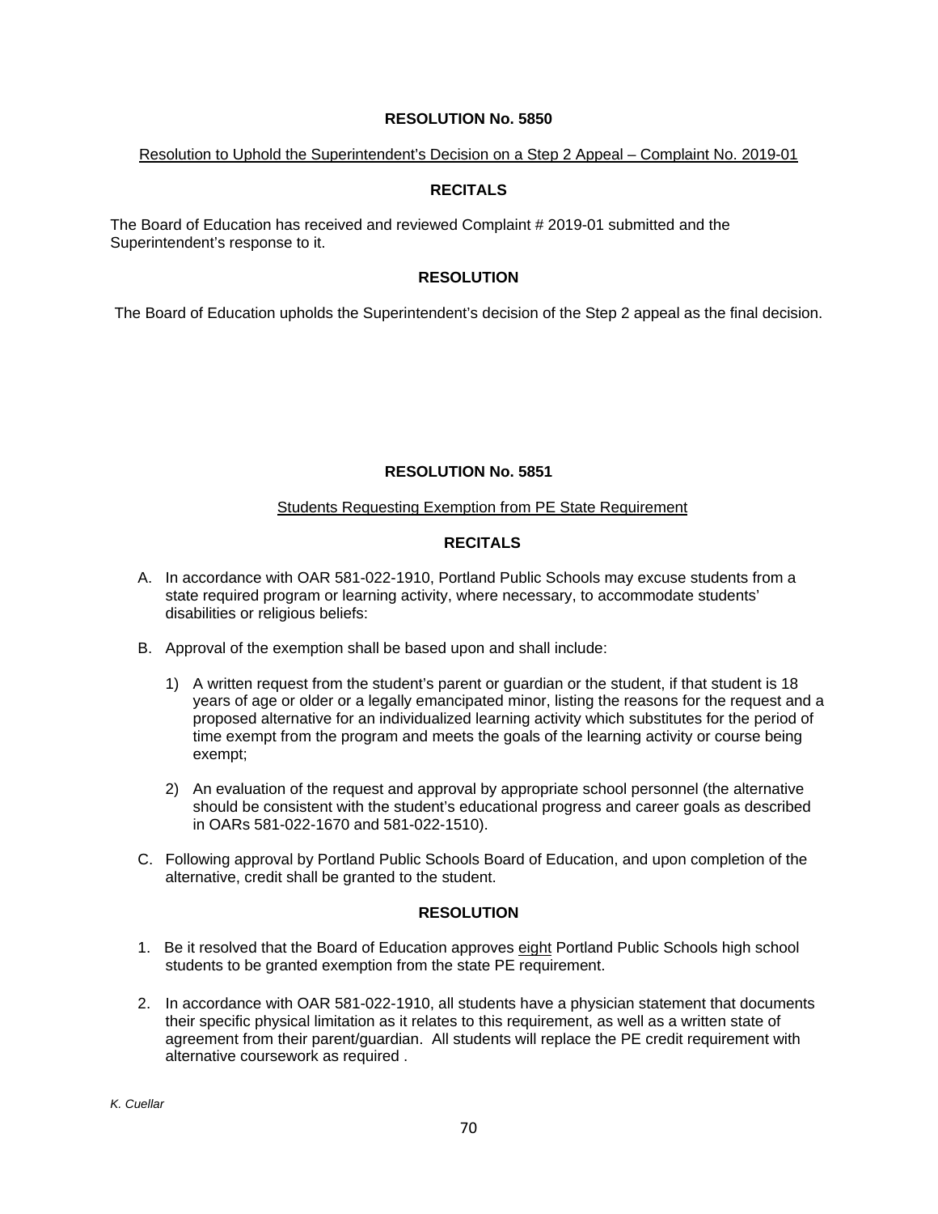## RESOLUTION No. 5850

Resolution to Uphold the Superintendent's Decision on a Step 2 Appeal – Complaint No. 2019-01

### RECITALS

The Board of Education has received and reviewed Complaint # 2019-01 submitted and the Superintendent's response to it.

### RESOLUTION

The Board of Education upholds the Superintendent's decision of the Step 2 appeal as the final decision.

## RESOLUTION No. 5851

Students Requesting Exemption from PE State Requirement

### RECITALS

A. In accordance with OAR 581-022-1910, Portland Public Schools may excuse students from a state required program or learning activity, where necessary, to accommodate students' disabilities or religious beliefs:

B. Approval of the exemption shall be based upon and shall include:

   1) A written request from the student's parent or guardian or the student, if that student is 18 years of age or older or a legally emancipated minor, listing the reasons for the request and a proposed alternative for an individualized learning activity which substitutes for the period of time exempt from the program and meets the goals of the learning activity or course being exempt;

   2) An evaluation of the request and approval by appropriate school personnel (the alternative should be consistent with the student's educational progress and career goals as described in OARs 581-022-1670 and 581-022-1510).

C. Following approval by Portland Public Schools Board of Education, and upon completion of the alternative, credit shall be granted to the student.

### RESOLUTION

1. Be it resolved that the Board of Education approves eight Portland Public Schools high school students to be granted exemption from the state PE requirement.

2. In accordance with OAR 581-022-1910, all students have a physician statement that documents their specific physical limitation as it relates to this requirement, as well as a written state of agreement from their parent/guardian. All students will replace the PE credit requirement with alternative coursework as required .

*K. Cuellar*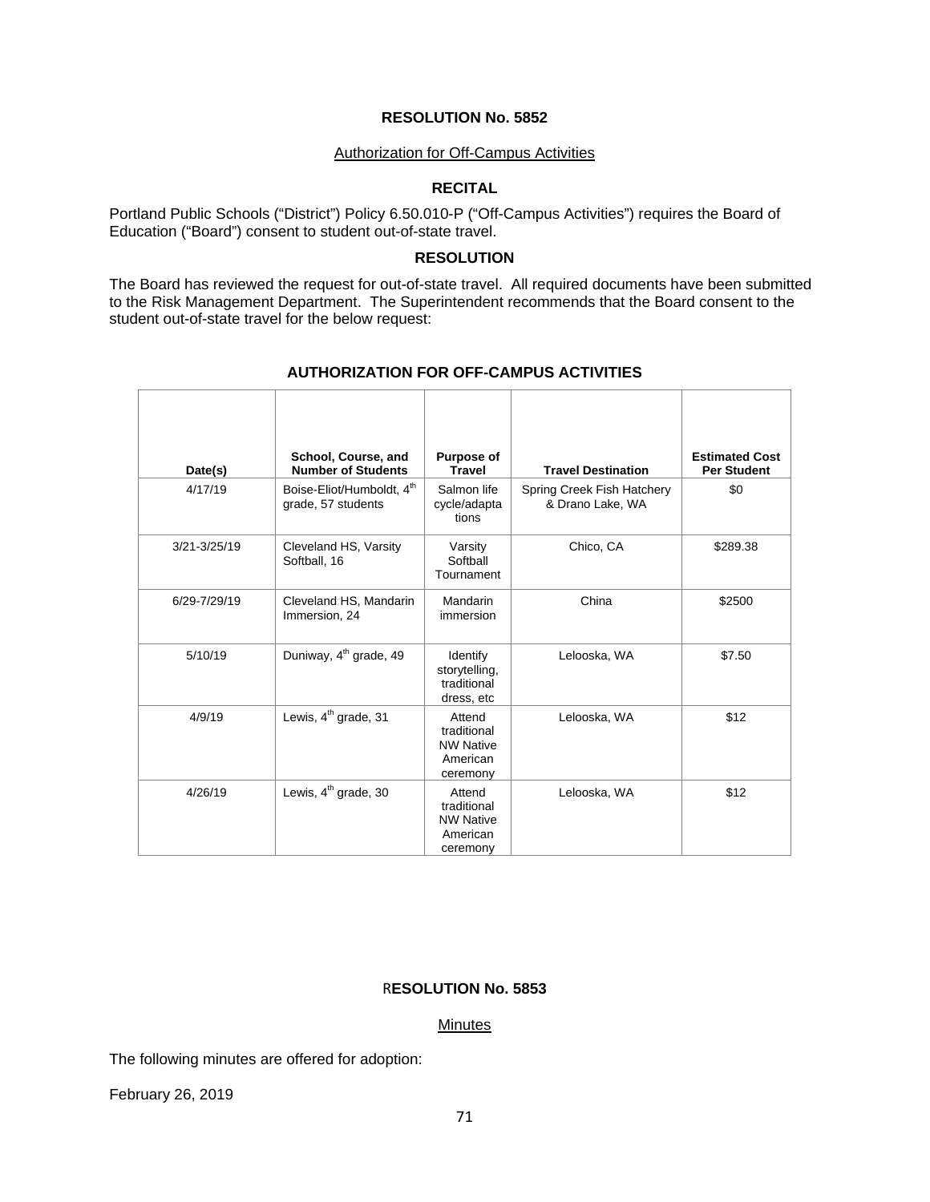## RESOLUTION No. 5852

Authorization for Off-Campus Activities

### RECITAL

Portland Public Schools ("District") Policy 6.50.010-P ("Off-Campus Activities") requires the Board of Education ("Board") consent to student out-of-state travel.

### RESOLUTION

The Board has reviewed the request for out-of-state travel. All required documents have been submitted to the Risk Management Department. The Superintendent recommends that the Board consent to the student out-of-state travel for the below request:

### AUTHORIZATION FOR OFF-CAMPUS ACTIVITIES

| Date(s) | School, Course, and Number of Students | Purpose of Travel | Travel Destination | Estimated Cost Per Student |
|---|---|---|---|---|
| 4/17/19 | Boise-Eliot/Humboldt, 4th grade, 57 students | Salmon life cycle/adaptations | Spring Creek Fish Hatchery & Drano Lake, WA | $0 |
| 3/21-3/25/19 | Cleveland HS, Varsity Softball, 16 | Varsity Softball Tournament | Chico, CA | $289.38 |
| 6/29-7/29/19 | Cleveland HS, Mandarin Immersion, 24 | Mandarin immersion | China | $2500 |
| 5/10/19 | Duniway, 4th grade, 49 | Identify storytelling, traditional dress, etc | Lelooska, WA | $7.50 |
| 4/9/19 | Lewis, 4th grade, 31 | Attend traditional NW Native American ceremony | Lelooska, WA | $12 |
| 4/26/19 | Lewis, 4th grade, 30 | Attend traditional NW Native American ceremony | Lelooska, WA | $12 |

## RESOLUTION No. 5853

Minutes

The following minutes are offered for adoption:

February 26, 2019